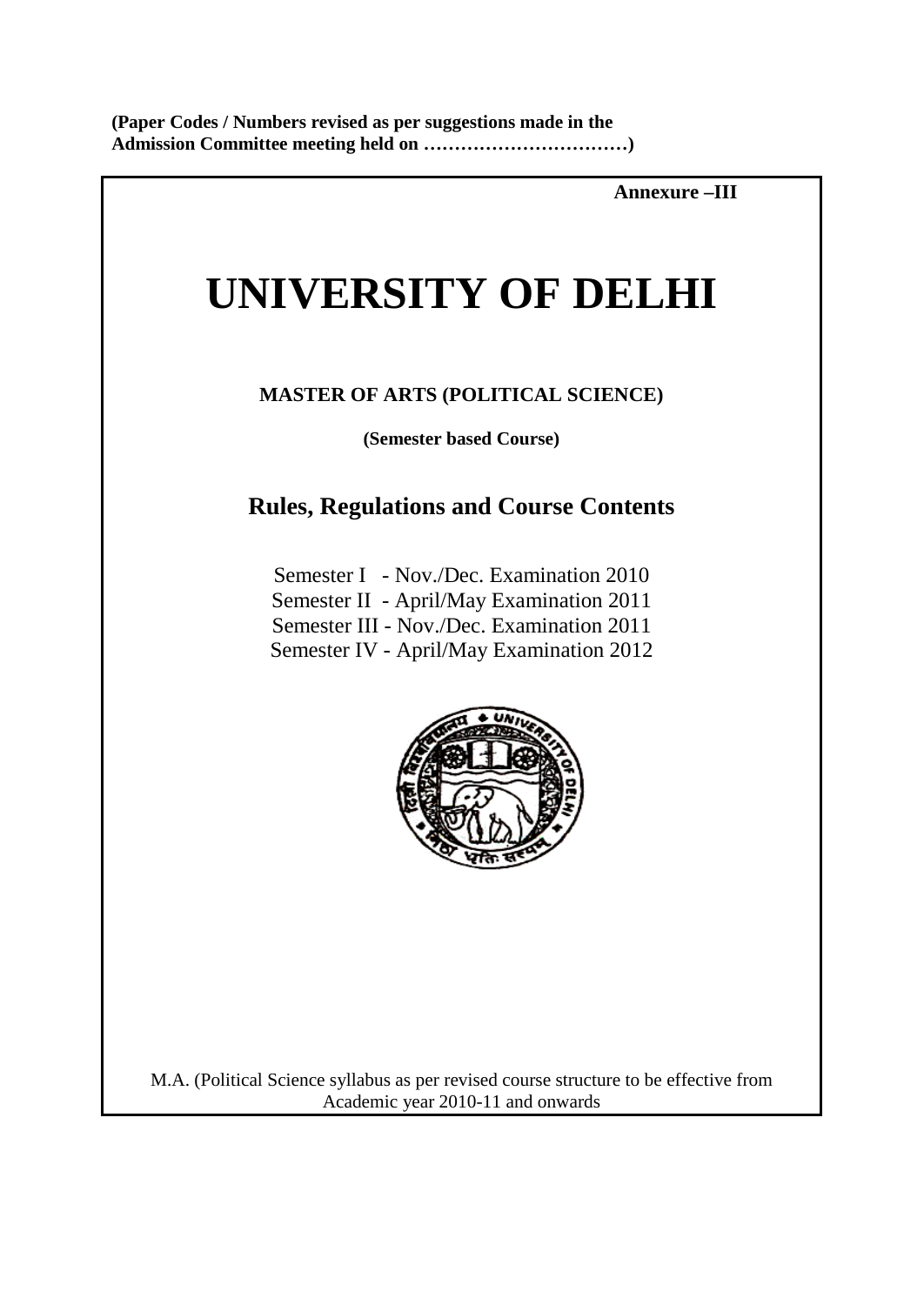**(Paper Codes / Numbers revised as per suggestions made in the Admission Committee meeting held on ……………………………)**

**Annexure –III**

# UNIVERSITY OF DELHI

**MASTER OF ARTS (POLITICAL SCIENCE)**

**(Semester based Course)**

## Rules, Regulations and Course Contents

Semester I - Nov./Dec. Examination 2010
Semester II - April/May Examination 2011
Semester III - Nov./Dec. Examination 2011
Semester IV - April/May Examination 2012

M.A. (Political Science syllabus as per revised course structure to be effective from Academic year 2010-11 and onwards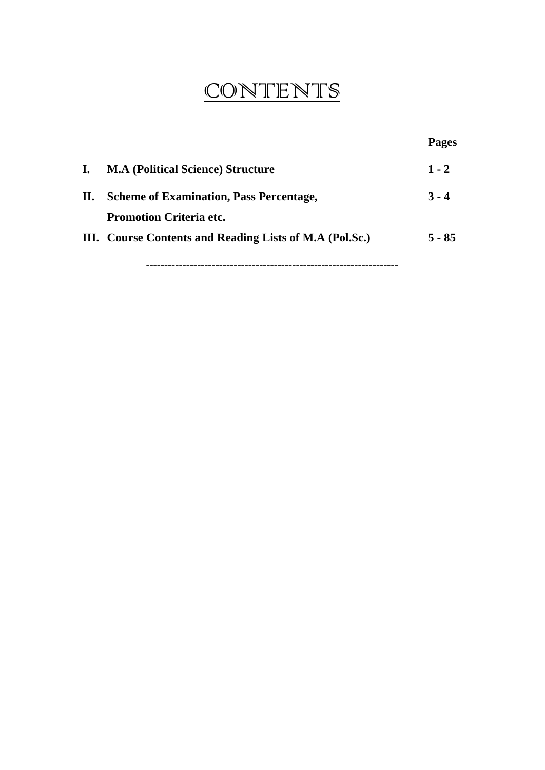# CONTENTS

| | | Pages |
|---|---|---|
| I. | **M.A (Political Science) Structure** | **1 - 2** |
| II. | **Scheme of Examination, Pass Percentage, Promotion Criteria etc.** | **3 - 4** |
| III. | **Course Contents and Reading Lists of M.A (Pol.Sc.)** | **5 - 85** |

---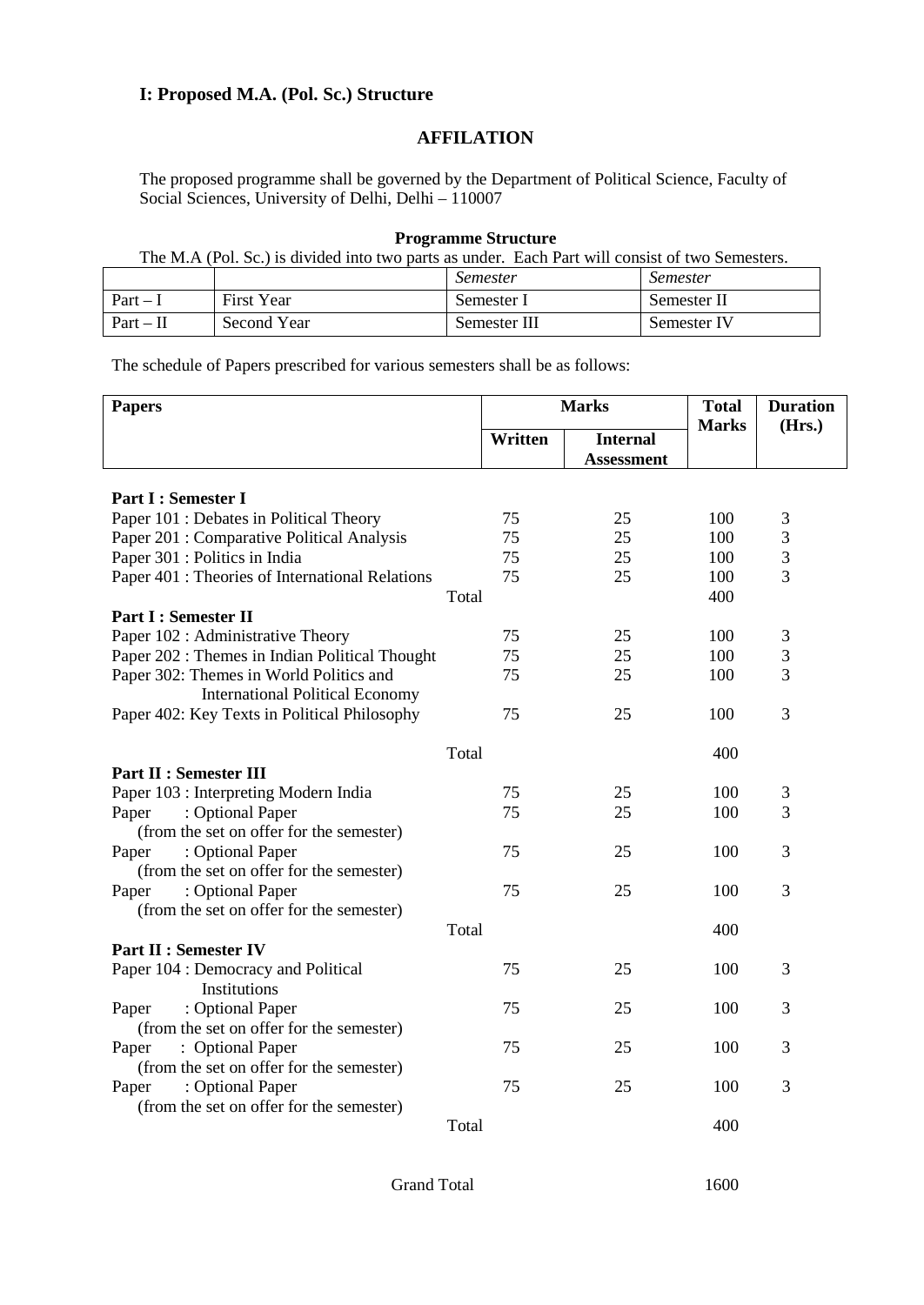## I: Proposed M.A. (Pol. Sc.) Structure

### AFFILATION

The proposed programme shall be governed by the Department of Political Science, Faculty of Social Sciences, University of Delhi, Delhi – 110007

**Programme Structure**

The M.A (Pol. Sc.) is divided into two parts as under. Each Part will consist of two Semesters.

| | | *Semester* | *Semester* |
|---|---|---|---|
| Part – I | First Year | Semester I | Semester II |
| Part – II | Second Year | Semester III | Semester IV |

The schedule of Papers prescribed for various semesters shall be as follows:

| Papers | Marks | | Total Marks | Duration (Hrs.) |
|---|---|---|---|---|
| | Written | Internal Assessment | | |
| **Part I : Semester I** | | | | |
| Paper 101 : Debates in Political Theory | 75 | 25 | 100 | 3 |
| Paper 201 : Comparative Political Analysis | 75 | 25 | 100 | 3 |
| Paper 301 : Politics in India | 75 | 25 | 100 | 3 |
| Paper 401 : Theories of International Relations | 75 | 25 | 100 | 3 |
| Total | | | 400 | |
| **Part I : Semester II** | | | | |
| Paper 102 : Administrative Theory | 75 | 25 | 100 | 3 |
| Paper 202 : Themes in Indian Political Thought | 75 | 25 | 100 | 3 |
| Paper 302: Themes in World Politics and International Political Economy | 75 | 25 | 100 | 3 |
| Paper 402: Key Texts in Political Philosophy | 75 | 25 | 100 | 3 |
| Total | | | 400 | |
| **Part II : Semester III** | | | | |
| Paper 103 : Interpreting Modern India | 75 | 25 | 100 | 3 |
| Paper : Optional Paper (from the set on offer for the semester) | 75 | 25 | 100 | 3 |
| Paper : Optional Paper (from the set on offer for the semester) | 75 | 25 | 100 | 3 |
| Paper : Optional Paper (from the set on offer for the semester) | 75 | 25 | 100 | 3 |
| Total | | | 400 | |
| **Part II : Semester IV** | | | | |
| Paper 104 : Democracy and Political Institutions | 75 | 25 | 100 | 3 |
| Paper : Optional Paper (from the set on offer for the semester) | 75 | 25 | 100 | 3 |
| Paper : Optional Paper (from the set on offer for the semester) | 75 | 25 | 100 | 3 |
| Paper : Optional Paper (from the set on offer for the semester) | 75 | 25 | 100 | 3 |
| Total | | | 400 | |
| Grand Total | | | 1600 | |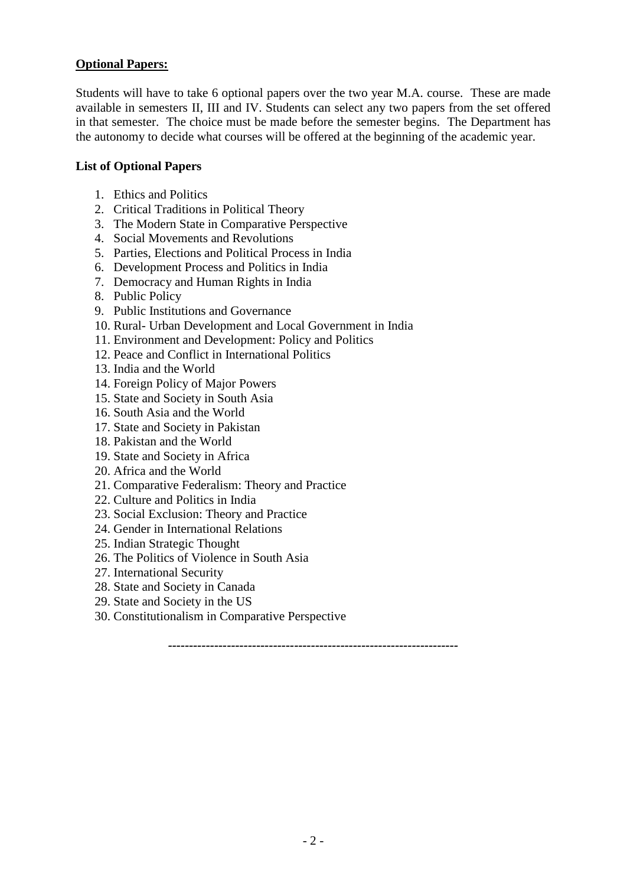**Optional Papers:**

Students will have to take 6 optional papers over the two year M.A. course. These are made available in semesters II, III and IV. Students can select any two papers from the set offered in that semester. The choice must be made before the semester begins. The Department has the autonomy to decide what courses will be offered at the beginning of the academic year.

**List of Optional Papers**

1. Ethics and Politics
2. Critical Traditions in Political Theory
3. The Modern State in Comparative Perspective
4. Social Movements and Revolutions
5. Parties, Elections and Political Process in India
6. Development Process and Politics in India
7. Democracy and Human Rights in India
8. Public Policy
9. Public Institutions and Governance
10. Rural- Urban Development and Local Government in India
11. Environment and Development: Policy and Politics
12. Peace and Conflict in International Politics
13. India and the World
14. Foreign Policy of Major Powers
15. State and Society in South Asia
16. South Asia and the World
17. State and Society in Pakistan
18. Pakistan and the World
19. State and Society in Africa
20. Africa and the World
21. Comparative Federalism: Theory and Practice
22. Culture and Politics in India
23. Social Exclusion: Theory and Practice
24. Gender in International Relations
25. Indian Strategic Thought
26. The Politics of Violence in South Asia
27. International Security
28. State and Society in Canada
29. State and Society in the US
30. Constitutionalism in Comparative Perspective

---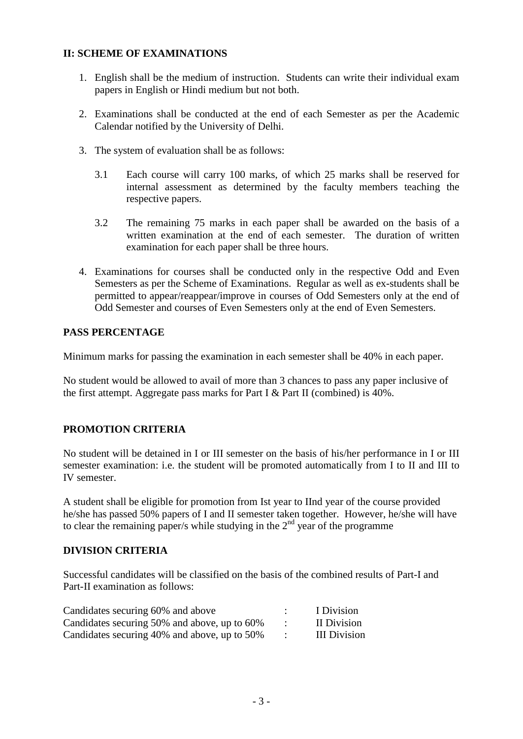## II: SCHEME OF EXAMINATIONS

1. English shall be the medium of instruction. Students can write their individual exam papers in English or Hindi medium but not both.

2. Examinations shall be conducted at the end of each Semester as per the Academic Calendar notified by the University of Delhi.

3. The system of evaluation shall be as follows:

   3.1 Each course will carry 100 marks, of which 25 marks shall be reserved for internal assessment as determined by the faculty members teaching the respective papers.

   3.2 The remaining 75 marks in each paper shall be awarded on the basis of a written examination at the end of each semester. The duration of written examination for each paper shall be three hours.

4. Examinations for courses shall be conducted only in the respective Odd and Even Semesters as per the Scheme of Examinations. Regular as well as ex-students shall be permitted to appear/reappear/improve in courses of Odd Semesters only at the end of Odd Semester and courses of Even Semesters only at the end of Even Semesters.

### PASS PERCENTAGE

Minimum marks for passing the examination in each semester shall be 40% in each paper.

No student would be allowed to avail of more than 3 chances to pass any paper inclusive of the first attempt. Aggregate pass marks for Part I & Part II (combined) is 40%.

### PROMOTION CRITERIA

No student will be detained in I or III semester on the basis of his/her performance in I or III semester examination: i.e. the student will be promoted automatically from I to II and III to IV semester.

A student shall be eligible for promotion from Ist year to IInd year of the course provided he/she has passed 50% papers of I and II semester taken together. However, he/she will have to clear the remaining paper/s while studying in the 2nd year of the programme

### DIVISION CRITERIA

Successful candidates will be classified on the basis of the combined results of Part-I and Part-II examination as follows:

| | | |
|---|---|---|
| Candidates securing 60% and above | : | I Division |
| Candidates securing 50% and above, up to 60% | : | II Division |
| Candidates securing 40% and above, up to 50% | : | III Division |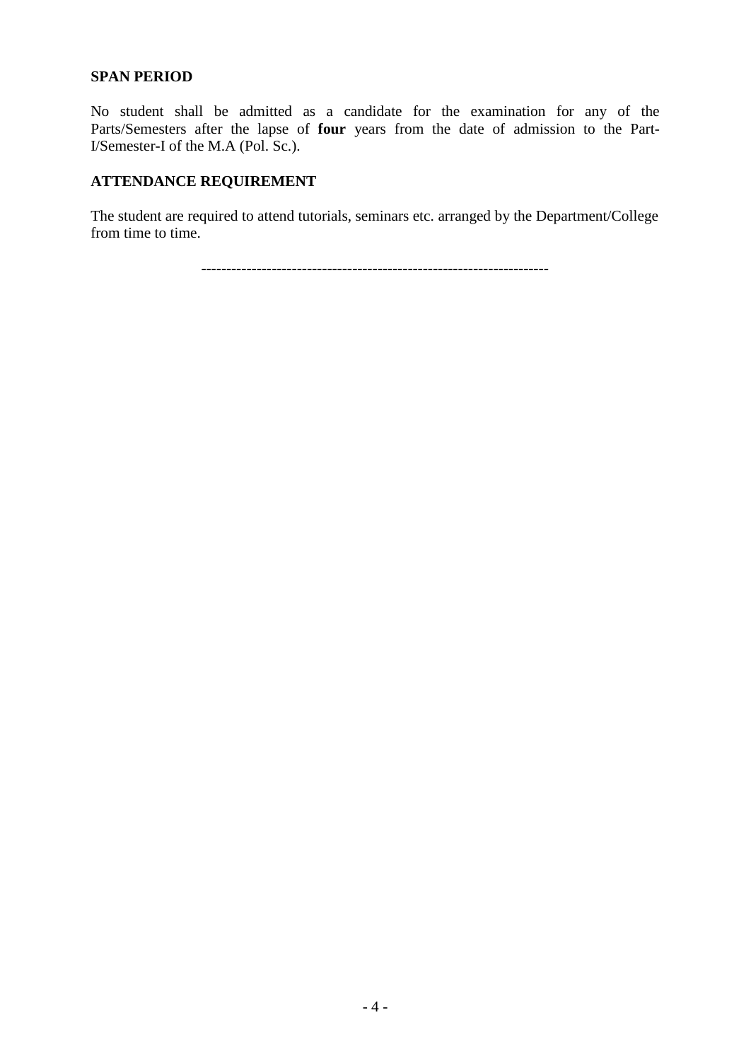**SPAN PERIOD**

No student shall be admitted as a candidate for the examination for any of the Parts/Semesters after the lapse of **four** years from the date of admission to the Part-I/Semester-I of the M.A (Pol. Sc.).

**ATTENDANCE REQUIREMENT**

The student are required to attend tutorials, seminars etc. arranged by the Department/College from time to time.

---------------------------------------------------------------------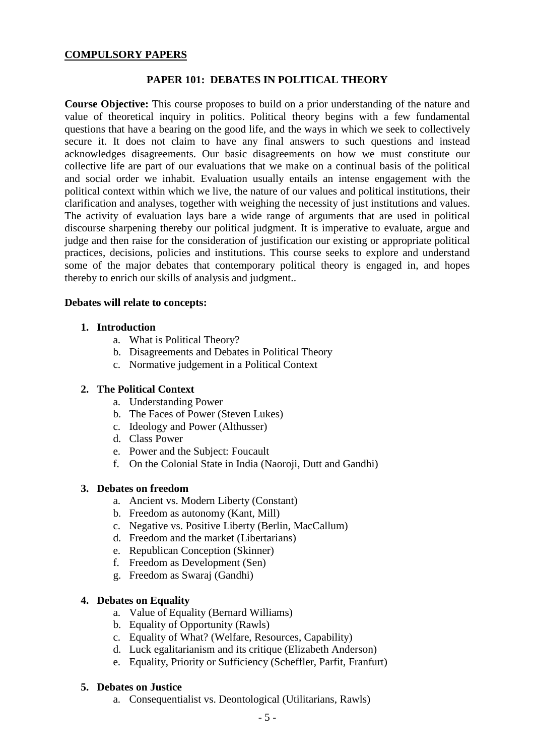## COMPULSORY PAPERS

### PAPER 101: DEBATES IN POLITICAL THEORY

**Course Objective:** This course proposes to build on a prior understanding of the nature and value of theoretical inquiry in politics. Political theory begins with a few fundamental questions that have a bearing on the good life, and the ways in which we seek to collectively secure it. It does not claim to have any final answers to such questions and instead acknowledges disagreements. Our basic disagreements on how we must constitute our collective life are part of our evaluations that we make on a continual basis of the political and social order we inhabit. Evaluation usually entails an intense engagement with the political context within which we live, the nature of our values and political institutions, their clarification and analyses, together with weighing the necessity of just institutions and values. The activity of evaluation lays bare a wide range of arguments that are used in political discourse sharpening thereby our political judgment. It is imperative to evaluate, argue and judge and then raise for the consideration of justification our existing or appropriate political practices, decisions, policies and institutions. This course seeks to explore and understand some of the major debates that contemporary political theory is engaged in, and hopes thereby to enrich our skills of analysis and judgment..

**Debates will relate to concepts:**

1. **Introduction**
   a. What is Political Theory?
   b. Disagreements and Debates in Political Theory
   c. Normative judgement in a Political Context

2. **The Political Context**
   a. Understanding Power
   b. The Faces of Power (Steven Lukes)
   c. Ideology and Power (Althusser)
   d. Class Power
   e. Power and the Subject: Foucault
   f. On the Colonial State in India (Naoroji, Dutt and Gandhi)

3. **Debates on freedom**
   a. Ancient vs. Modern Liberty (Constant)
   b. Freedom as autonomy (Kant, Mill)
   c. Negative vs. Positive Liberty (Berlin, MacCallum)
   d. Freedom and the market (Libertarians)
   e. Republican Conception (Skinner)
   f. Freedom as Development (Sen)
   g. Freedom as Swaraj (Gandhi)

4. **Debates on Equality**
   a. Value of Equality (Bernard Williams)
   b. Equality of Opportunity (Rawls)
   c. Equality of What? (Welfare, Resources, Capability)
   d. Luck egalitarianism and its critique (Elizabeth Anderson)
   e. Equality, Priority or Sufficiency (Scheffler, Parfit, Franfurt)

5. **Debates on Justice**
   a. Consequentialist vs. Deontological (Utilitarians, Rawls)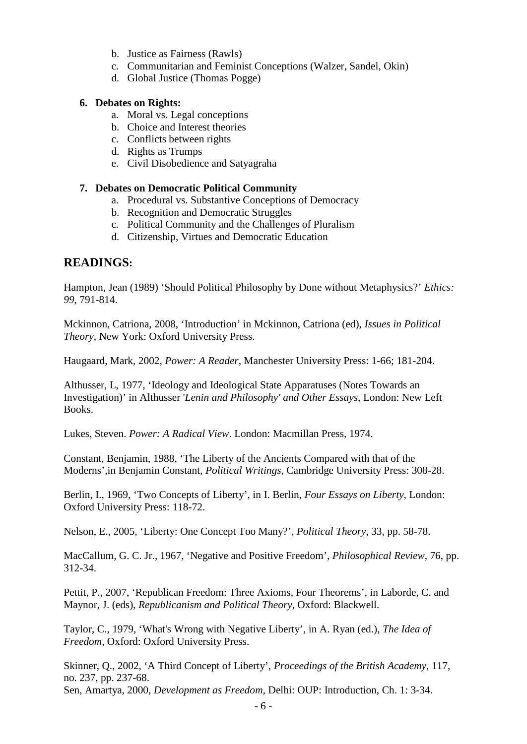b. Justice as Fairness (Rawls)
c. Communitarian and Feminist Conceptions (Walzer, Sandel, Okin)
d. Global Justice (Thomas Pogge)

**6. Debates on Rights:**

a. Moral vs. Legal conceptions
b. Choice and Interest theories
c. Conflicts between rights
d. Rights as Trumps
e. Civil Disobedience and Satyagraha

**7. Debates on Democratic Political Community**

a. Procedural vs. Substantive Conceptions of Democracy
b. Recognition and Democratic Struggles
c. Political Community and the Challenges of Pluralism
d. Citizenship, Virtues and Democratic Education

## READINGS:

Hampton, Jean (1989) 'Should Political Philosophy by Done without Metaphysics?' *Ethics: 99*, 791-814.

Mckinnon, Catriona, 2008, 'Introduction' in Mckinnon, Catriona (ed), *Issues in Political Theory*, New York: Oxford University Press.

Haugaard, Mark, 2002, *Power: A Reader*, Manchester University Press: 1-66; 181-204.

Althusser, L, 1977, 'Ideology and Ideological State Apparatuses (Notes Towards an Investigation)' in Althusser '*Lenin and Philosophy' and Other Essays*, London: New Left Books.

Lukes, Steven. *Power: A Radical View*. London: Macmillan Press, 1974.

Constant, Benjamin, 1988, 'The Liberty of the Ancients Compared with that of the Moderns',in Benjamin Constant, *Political Writings*, Cambridge University Press: 308-28.

Berlin, I., 1969, 'Two Concepts of Liberty', in I. Berlin, *Four Essays on Liberty*, London: Oxford University Press: 118-72.

Nelson, E., 2005, 'Liberty: One Concept Too Many?', *Political Theory*, 33, pp. 58-78.

MacCallum, G. C. Jr., 1967, 'Negative and Positive Freedom', *Philosophical Review*, 76, pp. 312-34.

Pettit, P., 2007, 'Republican Freedom: Three Axioms, Four Theorems', in Laborde, C. and Maynor, J. (eds), *Republicanism and Political Theory*, Oxford: Blackwell.

Taylor, C., 1979, 'What's Wrong with Negative Liberty', in A. Ryan (ed.), *The Idea of Freedom*, Oxford: Oxford University Press.

Skinner, Q., 2002, 'A Third Concept of Liberty', *Proceedings of the British Academy*, 117, no. 237, pp. 237-68.
Sen, Amartya, 2000, *Development as Freedom*, Delhi: OUP: Introduction, Ch. 1: 3-34.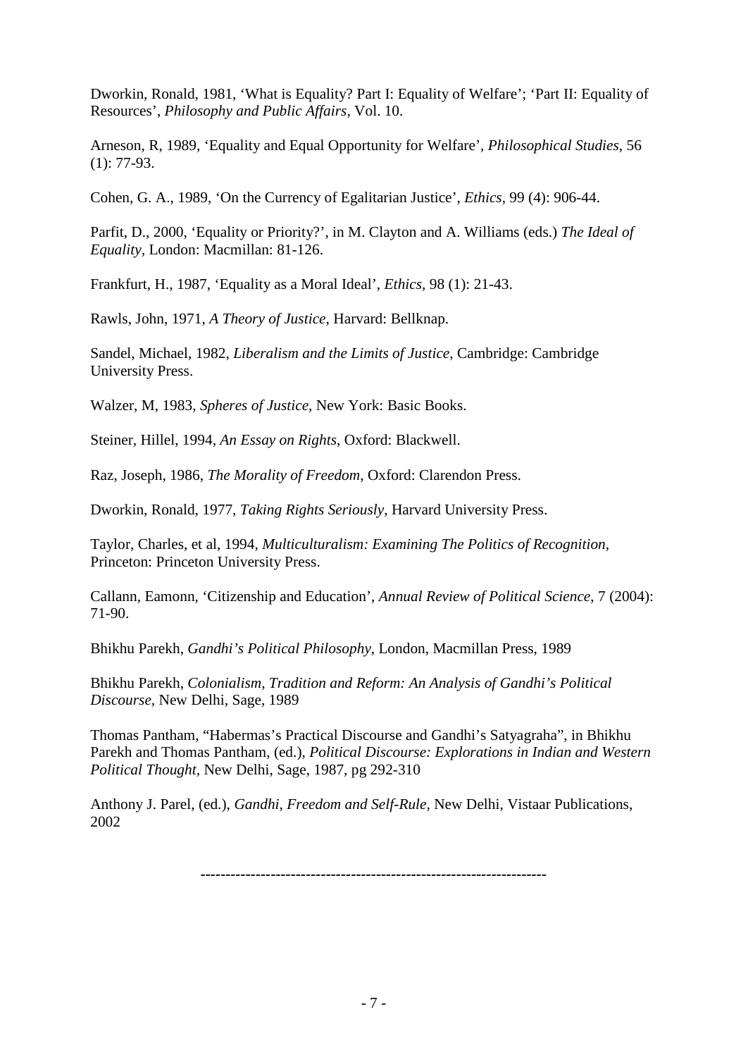Dworkin, Ronald, 1981, ‘What is Equality? Part I: Equality of Welfare’; ‘Part II: Equality of Resources’, *Philosophy and Public Affairs*, Vol. 10.

Arneson, R, 1989, ‘Equality and Equal Opportunity for Welfare’, *Philosophical Studies*, 56 (1): 77-93.

Cohen, G. A., 1989, ‘On the Currency of Egalitarian Justice’, *Ethics*, 99 (4): 906-44.

Parfit, D., 2000, ‘Equality or Priority?’, in M. Clayton and A. Williams (eds.) *The Ideal of Equality*, London: Macmillan: 81-126.

Frankfurt, H., 1987, ‘Equality as a Moral Ideal’, *Ethics*, 98 (1): 21-43.

Rawls, John, 1971, *A Theory of Justice*, Harvard: Bellknap.

Sandel, Michael, 1982, *Liberalism and the Limits of Justice*, Cambridge: Cambridge University Press.

Walzer, M, 1983, *Spheres of Justice*, New York: Basic Books.

Steiner, Hillel, 1994, *An Essay on Rights*, Oxford: Blackwell.

Raz, Joseph, 1986, *The Morality of Freedom*, Oxford: Clarendon Press.

Dworkin, Ronald, 1977, *Taking Rights Seriously*, Harvard University Press.

Taylor, Charles, et al, 1994, *Multiculturalism: Examining The Politics of Recognition*, Princeton: Princeton University Press.

Callann, Eamonn, ‘Citizenship and Education’, *Annual Review of Political Science*, 7 (2004): 71-90.

Bhikhu Parekh, *Gandhi’s Political Philosophy*, London, Macmillan Press, 1989

Bhikhu Parekh, *Colonialism, Tradition and Reform: An Analysis of Gandhi’s Political Discourse*, New Delhi, Sage, 1989

Thomas Pantham, “Habermas’s Practical Discourse and Gandhi’s Satyagraha”, in Bhikhu Parekh and Thomas Pantham, (ed.), *Political Discourse: Explorations in Indian and Western Political Thought*, New Delhi, Sage, 1987, pg 292-310

Anthony J. Parel, (ed.), *Gandhi, Freedom and Self-Rule*, New Delhi, Vistaar Publications, 2002

-------------------------------------------------------------------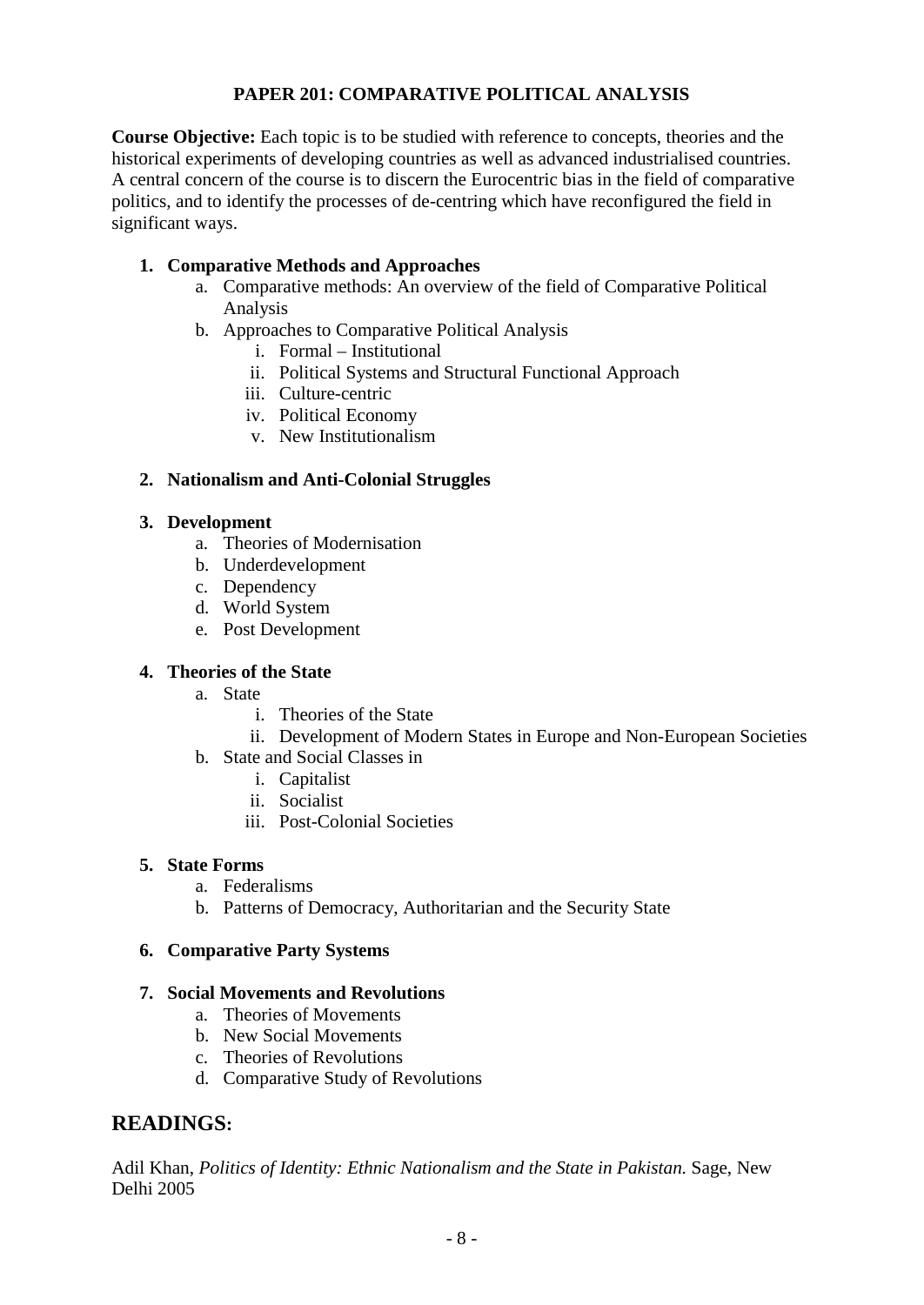# PAPER 201: COMPARATIVE POLITICAL ANALYSIS

**Course Objective:** Each topic is to be studied with reference to concepts, theories and the historical experiments of developing countries as well as advanced industrialised countries. A central concern of the course is to discern the Eurocentric bias in the field of comparative politics, and to identify the processes of de-centring which have reconfigured the field in significant ways.

1. **Comparative Methods and Approaches**
    a. Comparative methods: An overview of the field of Comparative Political Analysis
    b. Approaches to Comparative Political Analysis
        i. Formal – Institutional
        ii. Political Systems and Structural Functional Approach
        iii. Culture-centric
        iv. Political Economy
        v. New Institutionalism

2. **Nationalism and Anti-Colonial Struggles**

3. **Development**
    a. Theories of Modernisation
    b. Underdevelopment
    c. Dependency
    d. World System
    e. Post Development

4. **Theories of the State**
    a. State
        i. Theories of the State
        ii. Development of Modern States in Europe and Non-European Societies
    b. State and Social Classes in
        i. Capitalist
        ii. Socialist
        iii. Post-Colonial Societies

5. **State Forms**
    a. Federalisms
    b. Patterns of Democracy, Authoritarian and the Security State

6. **Comparative Party Systems**

7. **Social Movements and Revolutions**
    a. Theories of Movements
    b. New Social Movements
    c. Theories of Revolutions
    d. Comparative Study of Revolutions

## READINGS:

Adil Khan, *Politics of Identity: Ethnic Nationalism and the State in Pakistan.* Sage, New Delhi 2005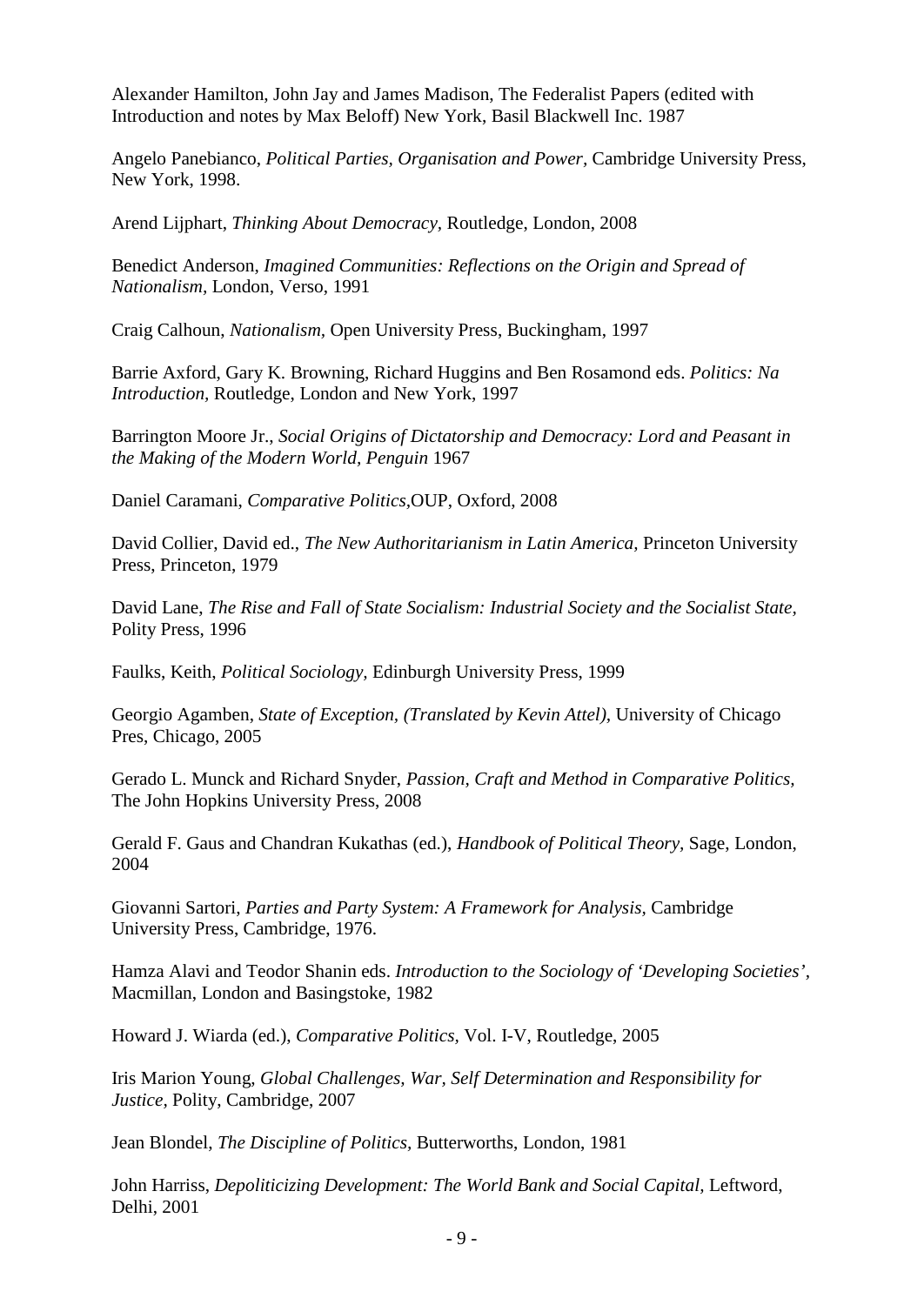Alexander Hamilton, John Jay and James Madison, The Federalist Papers (edited with Introduction and notes by Max Beloff) New York, Basil Blackwell Inc. 1987

Angelo Panebianco, *Political Parties, Organisation and Power,* Cambridge University Press, New York, 1998.

Arend Lijphart, *Thinking About Democracy,* Routledge, London, 2008

Benedict Anderson, *Imagined Communities: Reflections on the Origin and Spread of Nationalism*, London, Verso, 1991

Craig Calhoun, *Nationalism,* Open University Press, Buckingham, 1997

Barrie Axford, Gary K. Browning, Richard Huggins and Ben Rosamond eds. *Politics: Na Introduction,* Routledge, London and New York, 1997

Barrington Moore Jr., *Social Origins of Dictatorship and Democracy: Lord and Peasant in the Making of the Modern World, Penguin* 1967

Daniel Caramani, *Comparative Politics,*OUP, Oxford, 2008

David Collier, David ed., *The New Authoritarianism in Latin America,* Princeton University Press, Princeton, 1979

David Lane, *The Rise and Fall of State Socialism: Industrial Society and the Socialist State,* Polity Press, 1996

Faulks, Keith, *Political Sociology,* Edinburgh University Press, 1999

Georgio Agamben, *State of Exception, (Translated by Kevin Attel),* University of Chicago Pres, Chicago, 2005

Gerado L. Munck and Richard Snyder, *Passion, Craft and Method in Comparative Politics,* The John Hopkins University Press, 2008

Gerald F. Gaus and Chandran Kukathas (ed.), *Handbook of Political Theory,* Sage, London, 2004

Giovanni Sartori, *Parties and Party System: A Framework for Analysis,* Cambridge University Press, Cambridge, 1976.

Hamza Alavi and Teodor Shanin eds. *Introduction to the Sociology of 'Developing Societies',* Macmillan, London and Basingstoke, 1982

Howard J. Wiarda (ed.), *Comparative Politics,* Vol. I-V, Routledge, 2005

Iris Marion Young, *Global Challenges, War, Self Determination and Responsibility for Justice,* Polity, Cambridge, 2007

Jean Blondel, *The Discipline of Politics,* Butterworths, London, 1981

John Harriss, *Depoliticizing Development: The World Bank and Social Capital,* Leftword, Delhi, 2001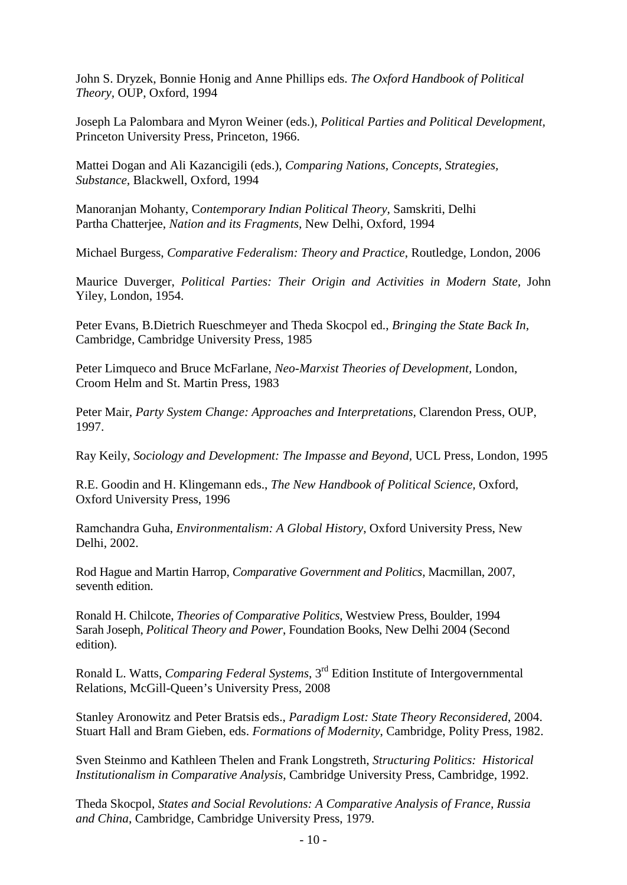John S. Dryzek, Bonnie Honig and Anne Phillips eds. *The Oxford Handbook of Political Theory*, OUP, Oxford, 1994

Joseph La Palombara and Myron Weiner (eds.), *Political Parties and Political Development,* Princeton University Press, Princeton, 1966.

Mattei Dogan and Ali Kazancigili (eds.), *Comparing Nations, Concepts, Strategies, Substance,* Blackwell, Oxford, 1994

Manoranjan Mohanty, C*ontemporary Indian Political Theory*, Samskriti, Delhi
Partha Chatterjee, *Nation and its Fragments,* New Delhi, Oxford, 1994

Michael Burgess, *Comparative Federalism: Theory and Practice*, Routledge, London, 2006

Maurice Duverger, *Political Parties: Their Origin and Activities in Modern State,* John Yiley, London, 1954.

Peter Evans, B.Dietrich Rueschmeyer and Theda Skocpol ed., *Bringing the State Back In,* Cambridge, Cambridge University Press, 1985

Peter Limqueco and Bruce McFarlane, *Neo-Marxist Theories of Development*, London, Croom Helm and St. Martin Press, 1983

Peter Mair, *Party System Change: Approaches and Interpretations,* Clarendon Press, OUP, 1997.

Ray Keily, *Sociology and Development: The Impasse and Beyond,* UCL Press, London, 1995

R.E. Goodin and H. Klingemann eds., *The New Handbook of Political Science,* Oxford, Oxford University Press, 1996

Ramchandra Guha, *Environmentalism: A Global History*, Oxford University Press, New Delhi, 2002.

Rod Hague and Martin Harrop, *Comparative Government and Politics*, Macmillan, 2007, seventh edition.

Ronald H. Chilcote, *Theories of Comparative Politics*, Westview Press, Boulder, 1994
Sarah Joseph, *Political Theory and Power*, Foundation Books, New Delhi 2004 (Second edition).

Ronald L. Watts, *Comparing Federal Systems*, 3rd Edition Institute of Intergovernmental Relations, McGill-Queen's University Press, 2008

Stanley Aronowitz and Peter Bratsis eds., *Paradigm Lost: State Theory Reconsidered*, 2004.
Stuart Hall and Bram Gieben, eds. *Formations of Modernity*, Cambridge, Polity Press, 1982.

Sven Steinmo and Kathleen Thelen and Frank Longstreth, *Structuring Politics: Historical Institutionalism in Comparative Analysis*, Cambridge University Press, Cambridge, 1992.

Theda Skocpol, *States and Social Revolutions: A Comparative Analysis of France, Russia and China*, Cambridge, Cambridge University Press, 1979.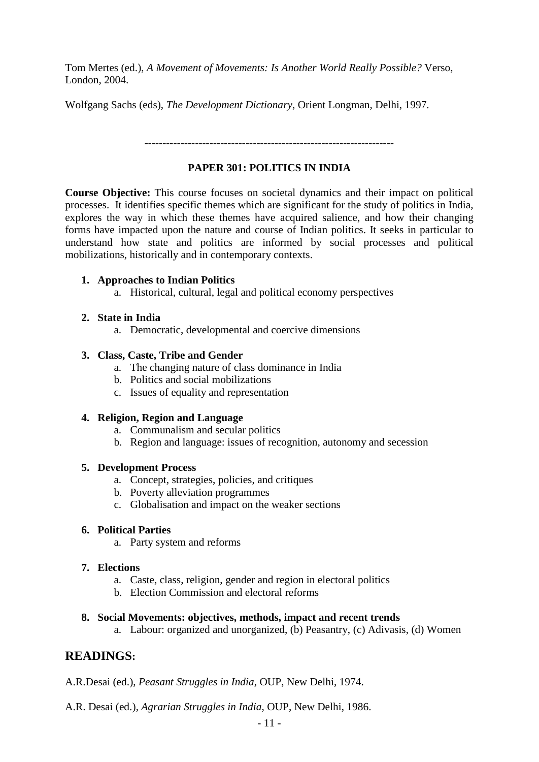Tom Mertes (ed.), *A Movement of Movements: Is Another World Really Possible?* Verso, London, 2004.

Wolfgang Sachs (eds), *The Development Dictionary*, Orient Longman, Delhi, 1997.

---

## PAPER 301: POLITICS IN INDIA

**Course Objective:** This course focuses on societal dynamics and their impact on political processes. It identifies specific themes which are significant for the study of politics in India, explores the way in which these themes have acquired salience, and how their changing forms have impacted upon the nature and course of Indian politics. It seeks in particular to understand how state and politics are informed by social processes and political mobilizations, historically and in contemporary contexts.

1. **Approaches to Indian Politics**
    a. Historical, cultural, legal and political economy perspectives

2. **State in India**
    a. Democratic, developmental and coercive dimensions

3. **Class, Caste, Tribe and Gender**
    a. The changing nature of class dominance in India
    b. Politics and social mobilizations
    c. Issues of equality and representation

4. **Religion, Region and Language**
    a. Communalism and secular politics
    b. Region and language: issues of recognition, autonomy and secession

5. **Development Process**
    a. Concept, strategies, policies, and critiques
    b. Poverty alleviation programmes
    c. Globalisation and impact on the weaker sections

6. **Political Parties**
    a. Party system and reforms

7. **Elections**
    a. Caste, class, religion, gender and region in electoral politics
    b. Election Commission and electoral reforms

8. **Social Movements: objectives, methods, impact and recent trends**
    a. Labour: organized and unorganized, (b) Peasantry, (c) Adivasis, (d) Women

## READINGS:

A.R.Desai (ed.), *Peasant Struggles in India*, OUP, New Delhi, 1974.

A.R. Desai (ed.), *Agrarian Struggles in India*, OUP, New Delhi, 1986.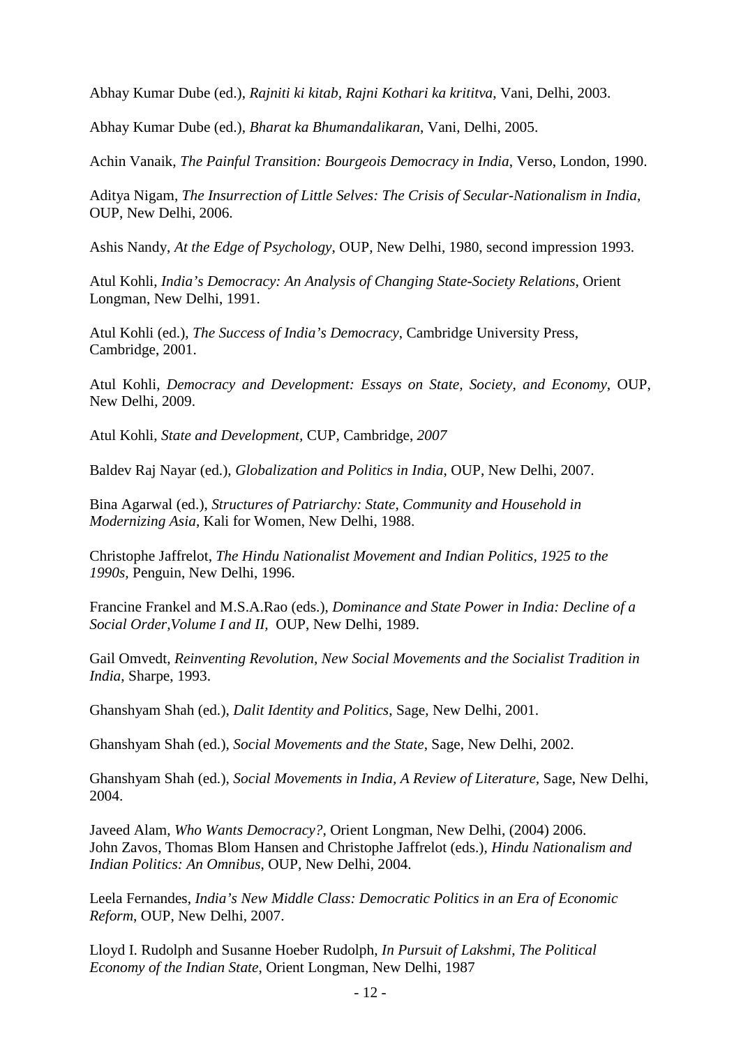Abhay Kumar Dube (ed.), *Rajniti ki kitab, Rajni Kothari ka krititva*, Vani, Delhi, 2003.

Abhay Kumar Dube (ed.), *Bharat ka Bhumandalikaran*, Vani, Delhi, 2005.

Achin Vanaik, *The Painful Transition: Bourgeois Democracy in India*, Verso, London, 1990.

Aditya Nigam, *The Insurrection of Little Selves: The Crisis of Secular-Nationalism in India*, OUP, New Delhi, 2006.

Ashis Nandy, *At the Edge of Psychology*, OUP, New Delhi, 1980, second impression 1993.

Atul Kohli, *India's Democracy: An Analysis of Changing State-Society Relations*, Orient Longman, New Delhi, 1991.

Atul Kohli (ed.), *The Success of India's Democracy*, Cambridge University Press, Cambridge, 2001.

Atul Kohli, *Democracy and Development: Essays on State, Society, and Economy*, OUP, New Delhi, 2009.

Atul Kohli, *State and Development*, CUP, Cambridge, *2007*

Baldev Raj Nayar (ed.), *Globalization and Politics in India*, OUP, New Delhi, 2007.

Bina Agarwal (ed.), *Structures of Patriarchy: State, Community and Household in Modernizing Asia*, Kali for Women, New Delhi, 1988.

Christophe Jaffrelot, *The Hindu Nationalist Movement and Indian Politics, 1925 to the 1990s,* Penguin, New Delhi, 1996.

Francine Frankel and M.S.A.Rao (eds.), *Dominance and State Power in India: Decline of a Social Order,Volume I and II,* OUP, New Delhi, 1989.

Gail Omvedt, *Reinventing Revolution, New Social Movements and the Socialist Tradition in India*, Sharpe, 1993.

Ghanshyam Shah (ed.), *Dalit Identity and Politics*, Sage, New Delhi, 2001.

Ghanshyam Shah (ed.), *Social Movements and the State*, Sage, New Delhi, 2002.

Ghanshyam Shah (ed.), *Social Movements in India, A Review of Literature*, Sage, New Delhi, 2004.

Javeed Alam, *Who Wants Democracy?*, Orient Longman, New Delhi, (2004) 2006.
John Zavos, Thomas Blom Hansen and Christophe Jaffrelot (eds.), *Hindu Nationalism and Indian Politics: An Omnibus*, OUP, New Delhi, 2004.

Leela Fernandes, *India's New Middle Class: Democratic Politics in an Era of Economic Reform*, OUP, New Delhi, 2007.

Lloyd I. Rudolph and Susanne Hoeber Rudolph, *In Pursuit of Lakshmi, The Political Economy of the Indian State*, Orient Longman, New Delhi, 1987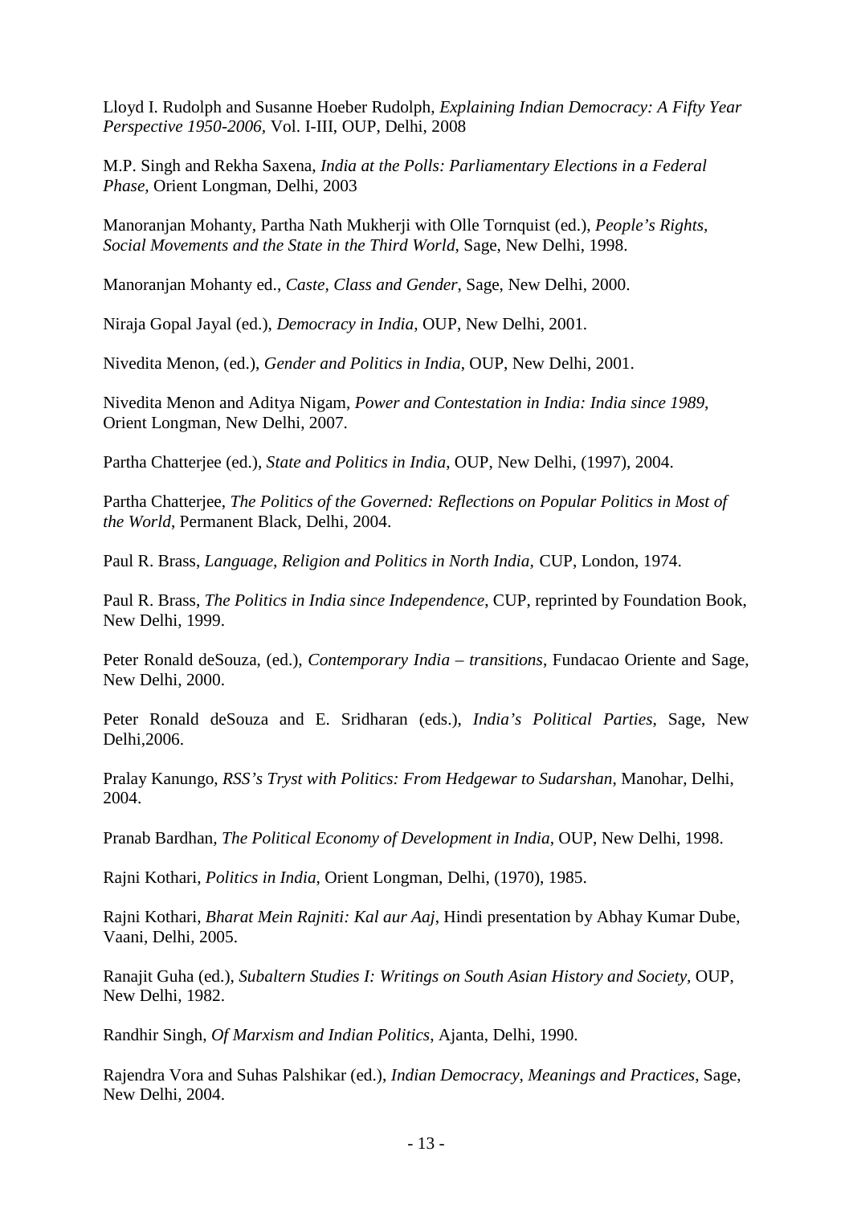Lloyd I. Rudolph and Susanne Hoeber Rudolph, *Explaining Indian Democracy: A Fifty Year Perspective 1950-2006*, Vol. I-III, OUP, Delhi, 2008

M.P. Singh and Rekha Saxena, *India at the Polls: Parliamentary Elections in a Federal Phase*, Orient Longman, Delhi, 2003

Manoranjan Mohanty, Partha Nath Mukherji with Olle Tornquist (ed.), *People's Rights, Social Movements and the State in the Third World*, Sage, New Delhi, 1998.

Manoranjan Mohanty ed., *Caste, Class and Gender*, Sage, New Delhi, 2000.

Niraja Gopal Jayal (ed.), *Democracy in India*, OUP, New Delhi, 2001.

Nivedita Menon, (ed.), *Gender and Politics in India*, OUP, New Delhi, 2001.

Nivedita Menon and Aditya Nigam, *Power and Contestation in India: India since 1989*, Orient Longman, New Delhi, 2007.

Partha Chatterjee (ed.), *State and Politics in India*, OUP, New Delhi, (1997), 2004.

Partha Chatterjee, *The Politics of the Governed: Reflections on Popular Politics in Most of the World*, Permanent Black, Delhi, 2004.

Paul R. Brass, *Language, Religion and Politics in North India*, CUP, London, 1974.

Paul R. Brass, *The Politics in India since Independence*, CUP, reprinted by Foundation Book, New Delhi, 1999.

Peter Ronald deSouza, (ed.), *Contemporary India – transitions*, Fundacao Oriente and Sage, New Delhi, 2000.

Peter Ronald deSouza and E. Sridharan (eds.), *India's Political Parties*, Sage, New Delhi,2006.

Pralay Kanungo, *RSS's Tryst with Politics: From Hedgewar to Sudarshan*, Manohar, Delhi, 2004.

Pranab Bardhan, *The Political Economy of Development in India*, OUP, New Delhi, 1998.

Rajni Kothari, *Politics in India*, Orient Longman, Delhi, (1970), 1985.

Rajni Kothari, *Bharat Mein Rajniti: Kal aur Aaj*, Hindi presentation by Abhay Kumar Dube, Vaani, Delhi, 2005.

Ranajit Guha (ed.), *Subaltern Studies I: Writings on South Asian History and Society*, OUP, New Delhi, 1982.

Randhir Singh, *Of Marxism and Indian Politics*, Ajanta, Delhi, 1990.

Rajendra Vora and Suhas Palshikar (ed.), *Indian Democracy, Meanings and Practices*, Sage, New Delhi, 2004.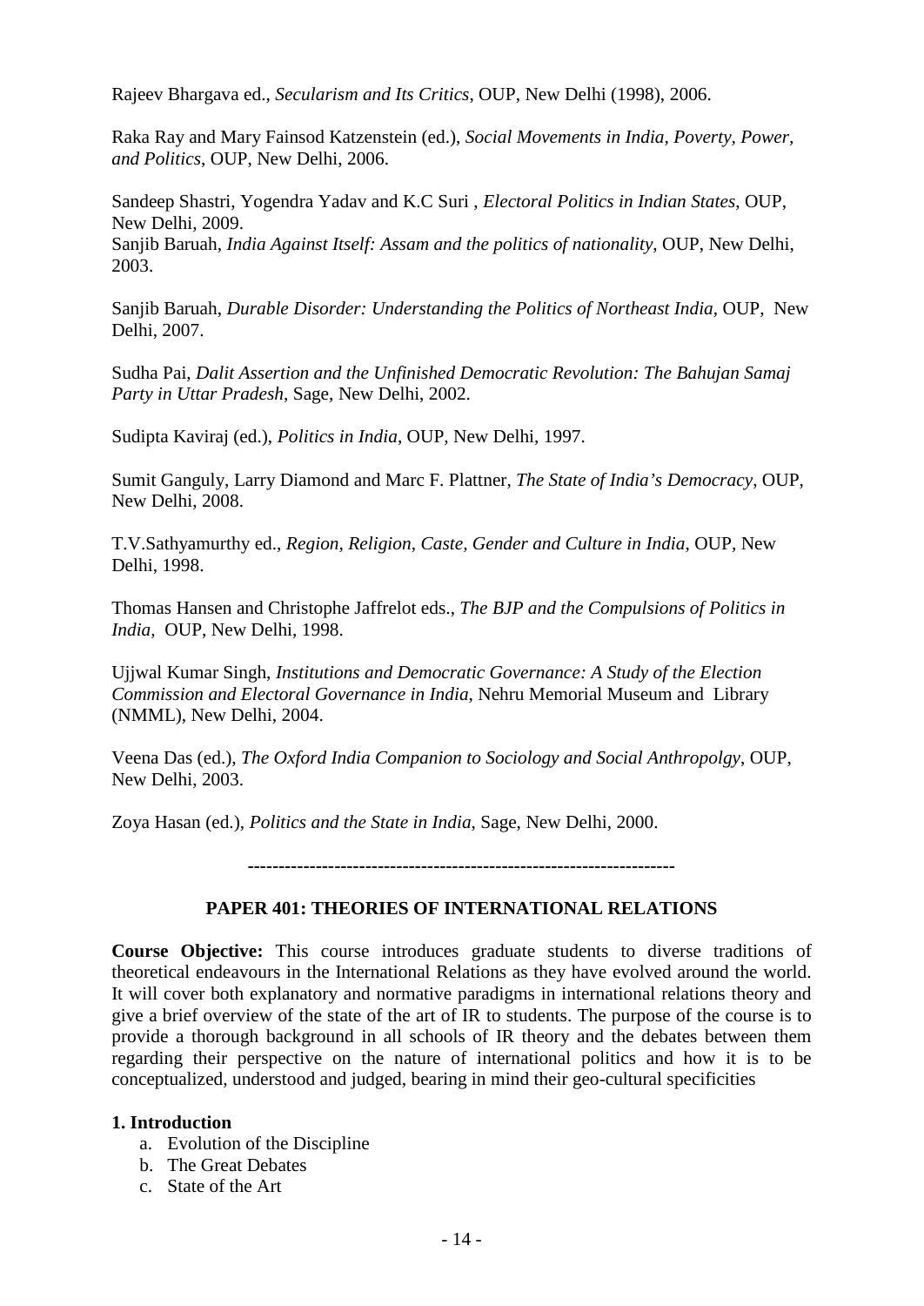Rajeev Bhargava ed., *Secularism and Its Critics*, OUP, New Delhi (1998), 2006.

Raka Ray and Mary Fainsod Katzenstein (ed.), *Social Movements in India, Poverty, Power, and Politics*, OUP, New Delhi, 2006.

Sandeep Shastri, Yogendra Yadav and K.C Suri , *Electoral Politics in Indian States*, OUP, New Delhi, 2009.
Sanjib Baruah, *India Against Itself: Assam and the politics of nationality*, OUP, New Delhi, 2003.

Sanjib Baruah, *Durable Disorder: Understanding the Politics of Northeast India*, OUP, New Delhi, 2007.

Sudha Pai, *Dalit Assertion and the Unfinished Democratic Revolution: The Bahujan Samaj Party in Uttar Pradesh*, Sage, New Delhi, 2002.

Sudipta Kaviraj (ed.), *Politics in India*, OUP, New Delhi, 1997.

Sumit Ganguly, Larry Diamond and Marc F. Plattner, *The State of India's Democracy*, OUP, New Delhi, 2008.

T.V.Sathyamurthy ed., *Region, Religion, Caste, Gender and Culture in India*, OUP, New Delhi, 1998.

Thomas Hansen and Christophe Jaffrelot eds., *The BJP and the Compulsions of Politics in India*, OUP, New Delhi, 1998.

Ujjwal Kumar Singh, *Institutions and Democratic Governance: A Study of the Election Commission and Electoral Governance in India*, Nehru Memorial Museum and Library (NMML), New Delhi, 2004.

Veena Das (ed.), *The Oxford India Companion to Sociology and Social Anthropolgy*, OUP, New Delhi, 2003.

Zoya Hasan (ed.), *Politics and the State in India*, Sage, New Delhi, 2000.

---

## PAPER 401: THEORIES OF INTERNATIONAL RELATIONS

**Course Objective:** This course introduces graduate students to diverse traditions of theoretical endeavours in the International Relations as they have evolved around the world. It will cover both explanatory and normative paradigms in international relations theory and give a brief overview of the state of the art of IR to students. The purpose of the course is to provide a thorough background in all schools of IR theory and the debates between them regarding their perspective on the nature of international politics and how it is to be conceptualized, understood and judged, bearing in mind their geo-cultural specificities

**1. Introduction**

a. Evolution of the Discipline
b. The Great Debates
c. State of the Art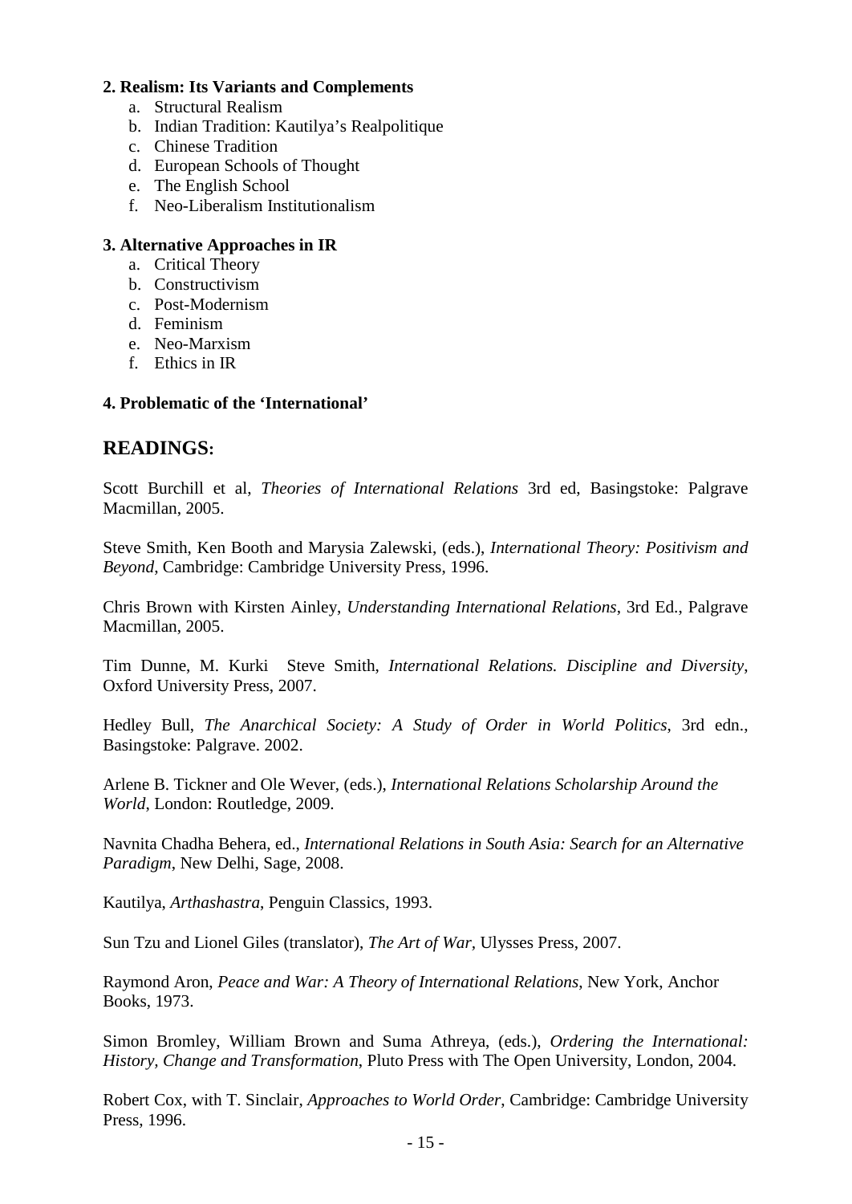**2. Realism: Its Variants and Complements**

a. Structural Realism
b. Indian Tradition: Kautilya's Realpolitique
c. Chinese Tradition
d. European Schools of Thought
e. The English School
f. Neo-Liberalism Institutionalism

**3. Alternative Approaches in IR**

a. Critical Theory
b. Constructivism
c. Post-Modernism
d. Feminism
e. Neo-Marxism
f. Ethics in IR

**4. Problematic of the 'International'**

## READINGS:

Scott Burchill et al, *Theories of International Relations* 3rd ed, Basingstoke: Palgrave Macmillan, 2005.

Steve Smith, Ken Booth and Marysia Zalewski, (eds.), *International Theory: Positivism and Beyond*, Cambridge: Cambridge University Press, 1996.

Chris Brown with Kirsten Ainley, *Understanding International Relations*, 3rd Ed., Palgrave Macmillan, 2005.

Tim Dunne, M. Kurki Steve Smith, *International Relations. Discipline and Diversity*, Oxford University Press, 2007.

Hedley Bull, *The Anarchical Society: A Study of Order in World Politics*, 3rd edn., Basingstoke: Palgrave. 2002.

Arlene B. Tickner and Ole Wever, (eds.), *International Relations Scholarship Around the World*, London: Routledge, 2009.

Navnita Chadha Behera, ed., *International Relations in South Asia: Search for an Alternative Paradigm*, New Delhi, Sage, 2008.

Kautilya, *Arthashastra*, Penguin Classics, 1993.

Sun Tzu and Lionel Giles (translator), *The Art of War*, Ulysses Press, 2007.

Raymond Aron, *Peace and War: A Theory of International Relations*, New York, Anchor Books, 1973.

Simon Bromley, William Brown and Suma Athreya, (eds.), *Ordering the International: History, Change and Transformation*, Pluto Press with The Open University, London, 2004.

Robert Cox, with T. Sinclair, *Approaches to World Order*, Cambridge: Cambridge University Press, 1996.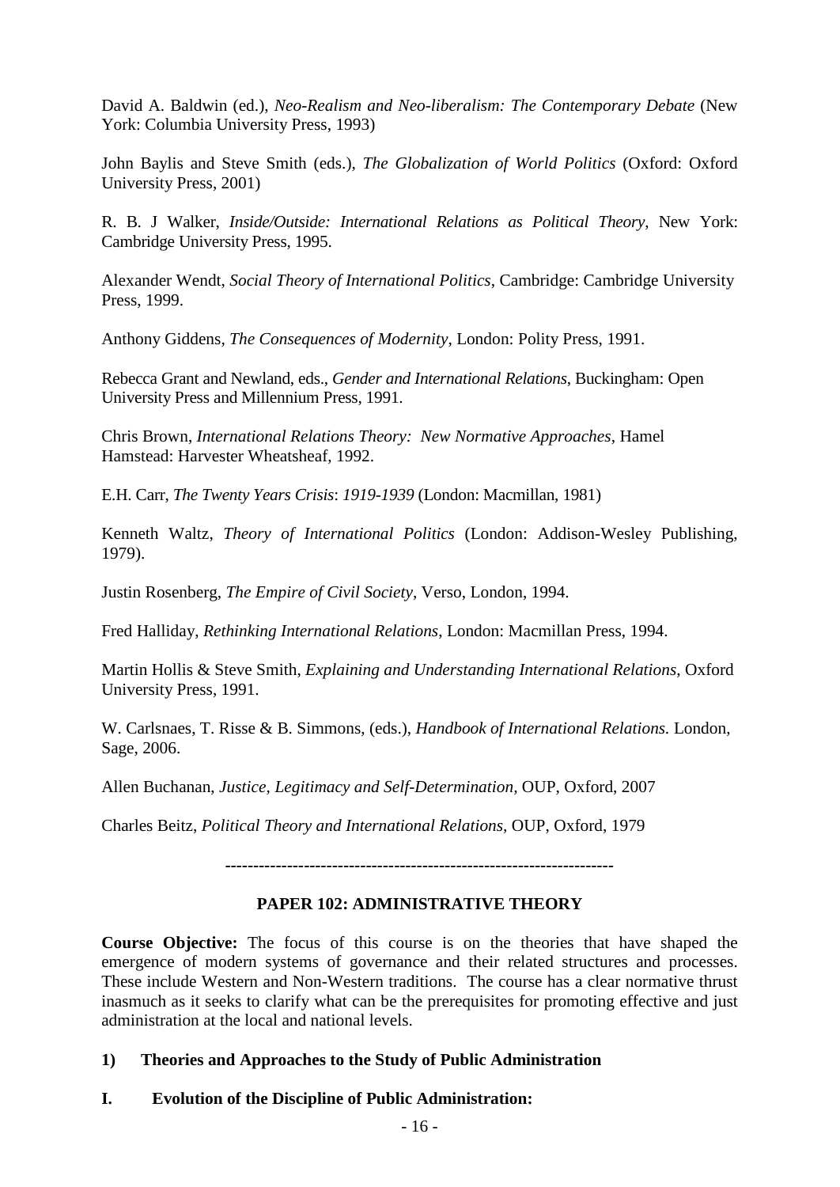David A. Baldwin (ed.), *Neo-Realism and Neo-liberalism: The Contemporary Debate* (New York: Columbia University Press, 1993)

John Baylis and Steve Smith (eds.), *The Globalization of World Politics* (Oxford: Oxford University Press, 2001)

R. B. J Walker, *Inside/Outside: International Relations as Political Theory*, New York: Cambridge University Press, 1995.

Alexander Wendt, *Social Theory of International Politics*, Cambridge: Cambridge University Press, 1999.

Anthony Giddens, *The Consequences of Modernity*, London: Polity Press, 1991.

Rebecca Grant and Newland, eds., *Gender and International Relations*, Buckingham: Open University Press and Millennium Press, 1991.

Chris Brown, *International Relations Theory: New Normative Approaches*, Hamel Hamstead: Harvester Wheatsheaf, 1992.

E.H. Carr, *The Twenty Years Crisis*: *1919-1939* (London: Macmillan, 1981)

Kenneth Waltz, *Theory of International Politics* (London: Addison-Wesley Publishing, 1979).

Justin Rosenberg, *The Empire of Civil Society*, Verso, London, 1994.

Fred Halliday, *Rethinking International Relations*, London: Macmillan Press, 1994.

Martin Hollis & Steve Smith, *Explaining and Understanding International Relations*, Oxford University Press, 1991.

W. Carlsnaes, T. Risse & B. Simmons, (eds.), *Handbook of International Relations.* London, Sage, 2006.

Allen Buchanan, *Justice, Legitimacy and Self-Determination,* OUP, Oxford, 2007

Charles Beitz, *Political Theory and International Relations,* OUP, Oxford, 1979

---------------------------------------------------------------------

## PAPER 102: ADMINISTRATIVE THEORY

**Course Objective:** The focus of this course is on the theories that have shaped the emergence of modern systems of governance and their related structures and processes. These include Western and Non-Western traditions. The course has a clear normative thrust inasmuch as it seeks to clarify what can be the prerequisites for promoting effective and just administration at the local and national levels.

**1) Theories and Approaches to the Study of Public Administration**

**I. Evolution of the Discipline of Public Administration:**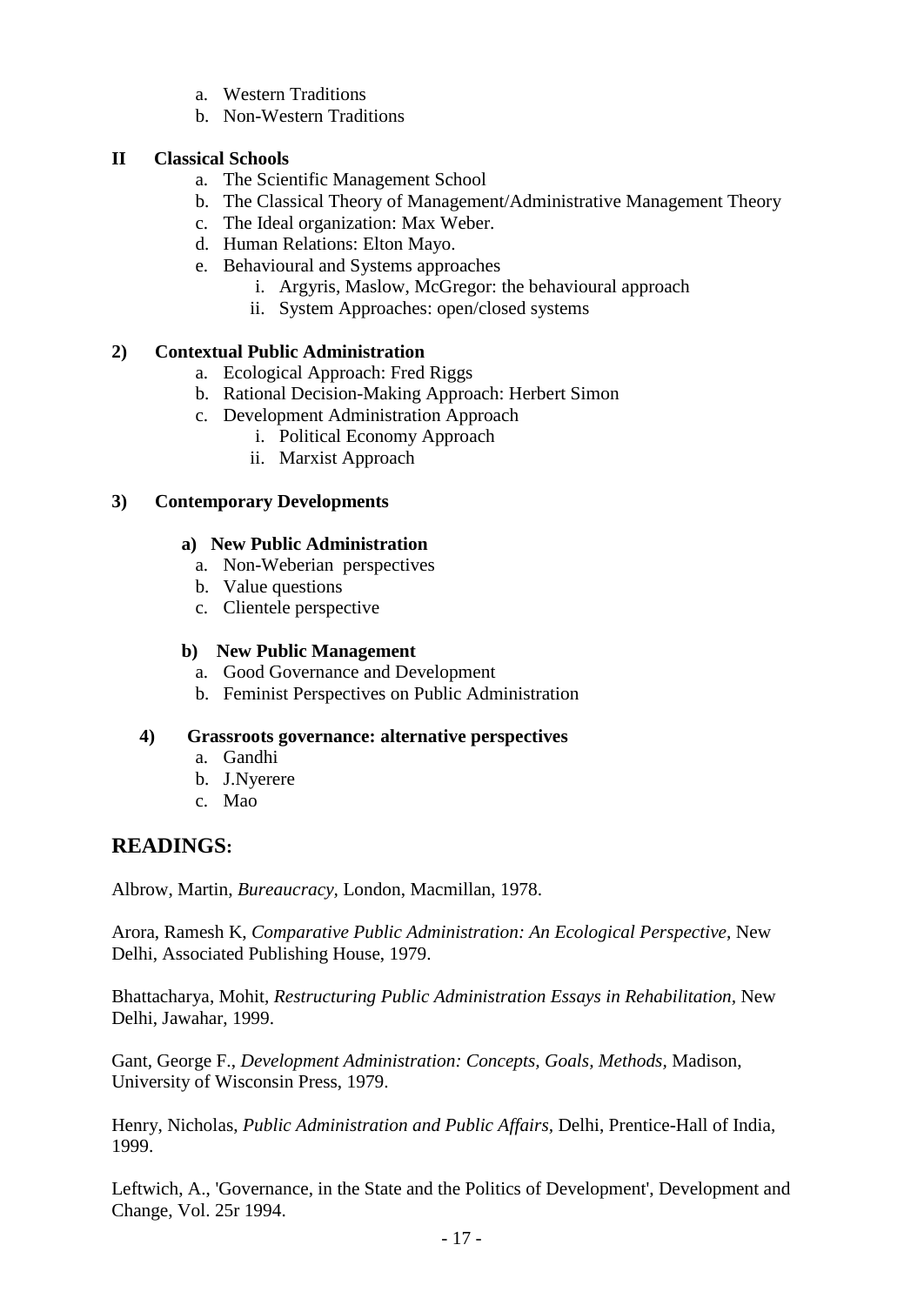a. Western Traditions
   b. Non-Western Traditions

**II Classical Schools**

   a. The Scientific Management School
   b. The Classical Theory of Management/Administrative Management Theory
   c. The Ideal organization: Max Weber.
   d. Human Relations: Elton Mayo.
   e. Behavioural and Systems approaches
      i. Argyris, Maslow, McGregor: the behavioural approach
      ii. System Approaches: open/closed systems

**2) Contextual Public Administration**

   a. Ecological Approach: Fred Riggs
   b. Rational Decision-Making Approach: Herbert Simon
   c. Development Administration Approach
      i. Political Economy Approach
      ii. Marxist Approach

**3) Contemporary Developments**

**a) New Public Administration**

   a. Non-Weberian perspectives
   b. Value questions
   c. Clientele perspective

**b) New Public Management**

   a. Good Governance and Development
   b. Feminist Perspectives on Public Administration

**4) Grassroots governance: alternative perspectives**

   a. Gandhi
   b. J.Nyerere
   c. Mao

## READINGS:

Albrow, Martin, *Bureaucracy,* London, Macmillan, 1978.

Arora, Ramesh K, *Comparative Public Administration: An Ecological Perspective,* New Delhi, Associated Publishing House, 1979.

Bhattacharya, Mohit, *Restructuring Public Administration Essays in Rehabilitation*, New Delhi, Jawahar, 1999.

Gant, George F., *Development Administration: Concepts, Goals, Methods,* Madison, University of Wisconsin Press, 1979.

Henry, Nicholas, *Public Administration and Public Affairs*, Delhi, Prentice-Hall of India, 1999.

Leftwich, A., 'Governance, in the State and the Politics of Development', Development and Change, Vol. 25r 1994.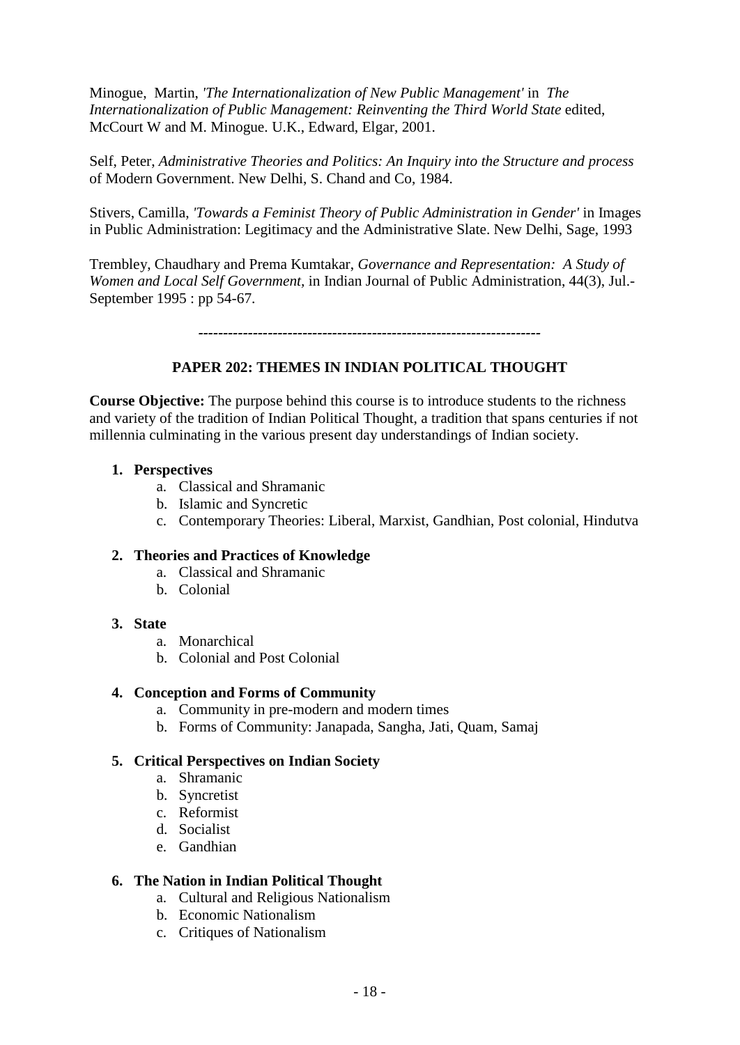Minogue, Martin, *'The Internationalization of New Public Management'* in *The Internationalization of Public Management: Reinventing the Third World State* edited, McCourt W and M. Minogue. U.K., Edward, Elgar, 2001.

Self, Peter, *Administrative Theories and Politics: An Inquiry into the Structure and process* of Modern Government. New Delhi, S. Chand and Co, 1984.

Stivers, Camilla, *'Towards a Feminist Theory of Public Administration in Gender'* in Images in Public Administration: Legitimacy and the Administrative Slate. New Delhi, Sage, 1993

Trembley, Chaudhary and Prema Kumtakar, *Governance and Representation: A Study of Women and Local Self Government,* in Indian Journal of Public Administration, 44(3), Jul.-September 1995 : pp 54-67.

---

## PAPER 202: THEMES IN INDIAN POLITICAL THOUGHT

**Course Objective:** The purpose behind this course is to introduce students to the richness and variety of the tradition of Indian Political Thought, a tradition that spans centuries if not millennia culminating in the various present day understandings of Indian society.

1. **Perspectives**
   a. Classical and Shramanic
   b. Islamic and Syncretic
   c. Contemporary Theories: Liberal, Marxist, Gandhian, Post colonial, Hindutva

2. **Theories and Practices of Knowledge**
   a. Classical and Shramanic
   b. Colonial

3. **State**
   a. Monarchical
   b. Colonial and Post Colonial

4. **Conception and Forms of Community**
   a. Community in pre-modern and modern times
   b. Forms of Community: Janapada, Sangha, Jati, Quam, Samaj

5. **Critical Perspectives on Indian Society**
   a. Shramanic
   b. Syncretist
   c. Reformist
   d. Socialist
   e. Gandhian

6. **The Nation in Indian Political Thought**
   a. Cultural and Religious Nationalism
   b. Economic Nationalism
   c. Critiques of Nationalism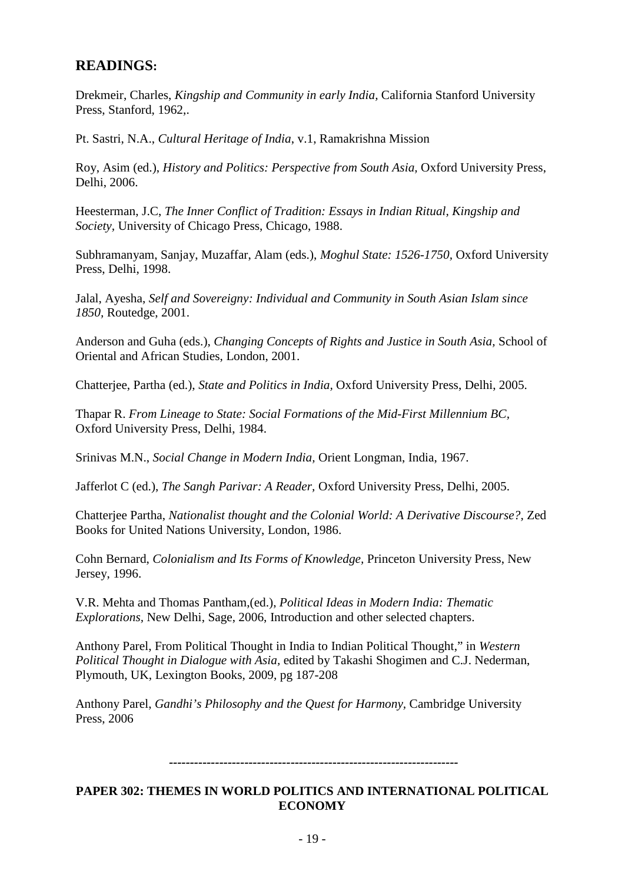## READINGS:

Drekmeir, Charles, *Kingship and Community in early India,* California Stanford University Press, Stanford, 1962,.

Pt. Sastri, N.A., *Cultural Heritage of India*, v.1, Ramakrishna Mission

Roy, Asim (ed.), *History and Politics: Perspective from South Asia,* Oxford University Press, Delhi, 2006.

Heesterman, J.C, *The Inner Conflict of Tradition: Essays in Indian Ritual, Kingship and Society,* University of Chicago Press, Chicago, 1988.

Subhramanyam, Sanjay, Muzaffar, Alam (eds.), *Moghul State: 1526-1750,* Oxford University Press, Delhi, 1998.

Jalal, Ayesha, *Self and Sovereigny: Individual and Community in South Asian Islam since 1850,* Routedge, 2001.

Anderson and Guha (eds.), *Changing Concepts of Rights and Justice in South Asia*, School of Oriental and African Studies, London, 2001.

Chatterjee, Partha (ed.), *State and Politics in India,* Oxford University Press, Delhi, 2005.

Thapar R. *From Lineage to State: Social Formations of the Mid-First Millennium BC,* Oxford University Press, Delhi, 1984.

Srinivas M.N., *Social Change in Modern India,* Orient Longman, India, 1967.

Jafferlot C (ed.), *The Sangh Parivar: A Reader,* Oxford University Press, Delhi, 2005.

Chatterjee Partha, *Nationalist thought and the Colonial World: A Derivative Discourse?,* Zed Books for United Nations University, London, 1986.

Cohn Bernard, *Colonialism and Its Forms of Knowledge,* Princeton University Press, New Jersey, 1996.

V.R. Mehta and Thomas Pantham,(ed.), *Political Ideas in Modern India: Thematic Explorations,* New Delhi, Sage, 2006, Introduction and other selected chapters.

Anthony Parel, From Political Thought in India to Indian Political Thought," in *Western Political Thought in Dialogue with Asia,* edited by Takashi Shogimen and C.J. Nederman, Plymouth, UK, Lexington Books, 2009, pg 187-208

Anthony Parel, *Gandhi's Philosophy and the Quest for Harmony,* Cambridge University Press, 2006

-------------------------------------------------------------------

**PAPER 302: THEMES IN WORLD POLITICS AND INTERNATIONAL POLITICAL ECONOMY**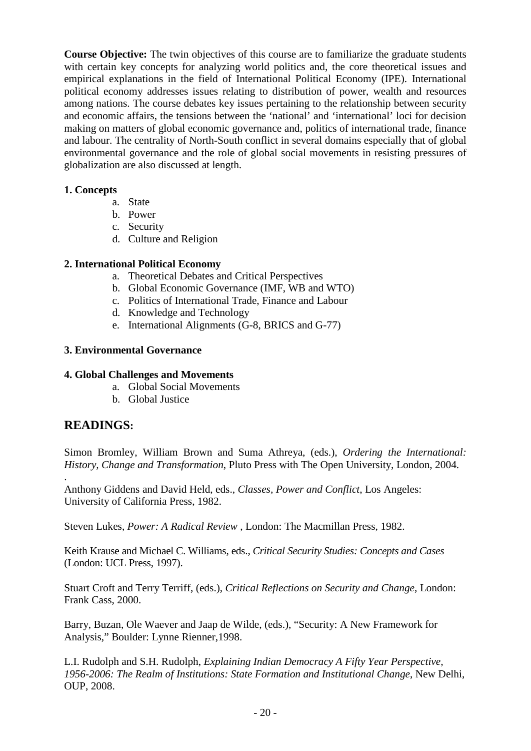**Course Objective:** The twin objectives of this course are to familiarize the graduate students with certain key concepts for analyzing world politics and, the core theoretical issues and empirical explanations in the field of International Political Economy (IPE). International political economy addresses issues relating to distribution of power, wealth and resources among nations. The course debates key issues pertaining to the relationship between security and economic affairs, the tensions between the 'national' and 'international' loci for decision making on matters of global economic governance and, politics of international trade, finance and labour. The centrality of North-South conflict in several domains especially that of global environmental governance and the role of global social movements in resisting pressures of globalization are also discussed at length.

**1. Concepts**

a. State
b. Power
c. Security
d. Culture and Religion

**2. International Political Economy**

a. Theoretical Debates and Critical Perspectives
b. Global Economic Governance (IMF, WB and WTO)
c. Politics of International Trade, Finance and Labour
d. Knowledge and Technology
e. International Alignments (G-8, BRICS and G-77)

**3. Environmental Governance**

**4. Global Challenges and Movements**

a. Global Social Movements
b. Global Justice

## READINGS:

Simon Bromley, William Brown and Suma Athreya, (eds.), *Ordering the International: History, Change and Transformation*, Pluto Press with The Open University, London, 2004.

.

Anthony Giddens and David Held, eds., *Classes, Power and Conflict*, Los Angeles: University of California Press, 1982.

Steven Lukes, *Power: A Radical Review* , London: The Macmillan Press, 1982.

Keith Krause and Michael C. Williams, eds., *Critical Security Studies: Concepts and Cases* (London: UCL Press, 1997).

Stuart Croft and Terry Terriff, (eds.), *Critical Reflections on Security and Change*, London: Frank Cass, 2000.

Barry, Buzan, Ole Waever and Jaap de Wilde, (eds.), "Security: A New Framework for Analysis," Boulder: Lynne Rienner,1998.

L.I. Rudolph and S.H. Rudolph, *Explaining Indian Democracy A Fifty Year Perspective, 1956-2006: The Realm of Institutions: State Formation and Institutional Change*, New Delhi, OUP, 2008.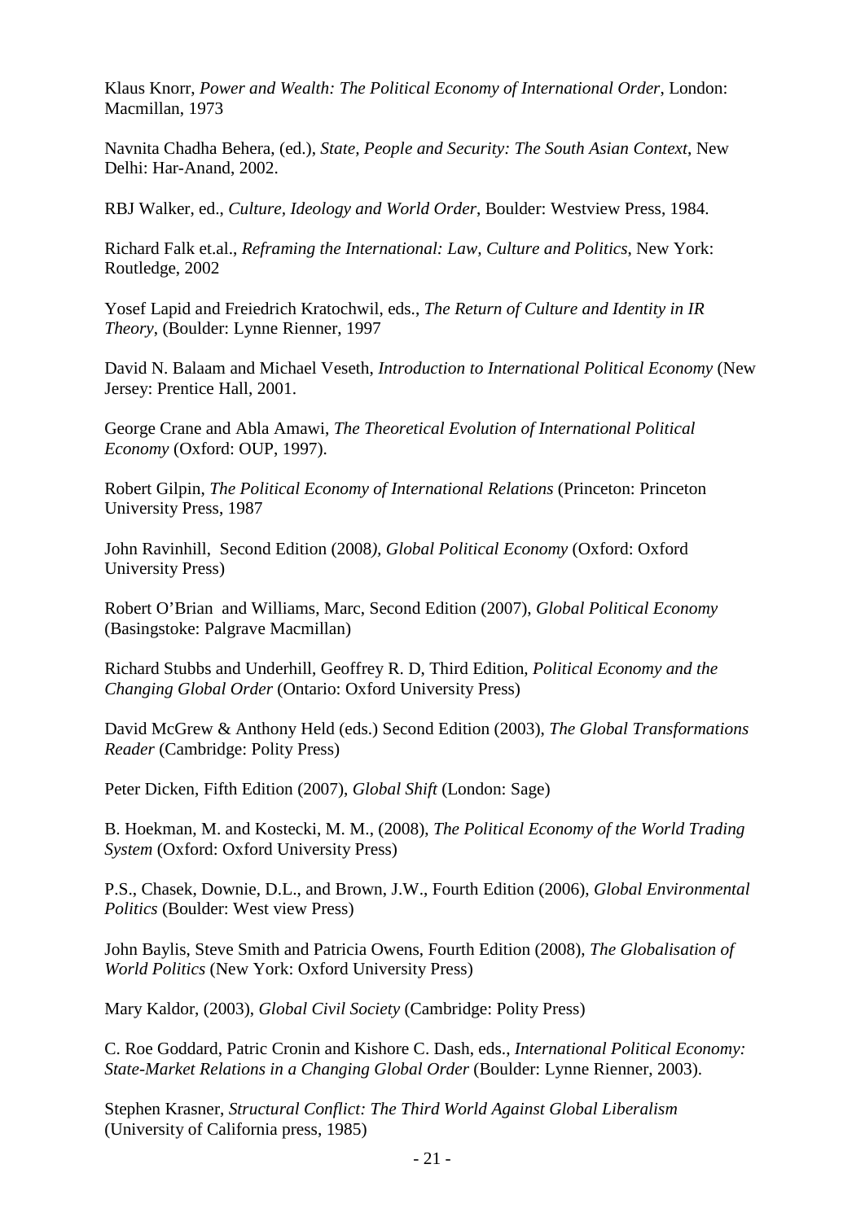Klaus Knorr, *Power and Wealth: The Political Economy of International Order*, London: Macmillan, 1973

Navnita Chadha Behera, (ed.), *State, People and Security: The South Asian Context*, New Delhi: Har-Anand, 2002.

RBJ Walker, ed., *Culture, Ideology and World Order*, Boulder: Westview Press, 1984.

Richard Falk et.al., *Reframing the International: Law, Culture and Politics*, New York: Routledge, 2002

Yosef Lapid and Freiedrich Kratochwil, eds., *The Return of Culture and Identity in IR Theory*, (Boulder: Lynne Rienner, 1997

David N. Balaam and Michael Veseth, *Introduction to International Political Economy* (New Jersey: Prentice Hall, 2001.

George Crane and Abla Amawi, *The Theoretical Evolution of International Political Economy* (Oxford: OUP, 1997).

Robert Gilpin, *The Political Economy of International Relations* (Princeton: Princeton University Press, 1987

John Ravinhill, Second Edition (2008*), Global Political Economy* (Oxford: Oxford University Press)

Robert O'Brian and Williams, Marc, Second Edition (2007), *Global Political Economy* (Basingstoke: Palgrave Macmillan)

Richard Stubbs and Underhill, Geoffrey R. D, Third Edition, *Political Economy and the Changing Global Order* (Ontario: Oxford University Press)

David McGrew & Anthony Held (eds.) Second Edition (2003), *The Global Transformations Reader* (Cambridge: Polity Press)

Peter Dicken, Fifth Edition (2007), *Global Shift* (London: Sage)

B. Hoekman, M. and Kostecki, M. M., (2008), *The Political Economy of the World Trading System* (Oxford: Oxford University Press)

P.S., Chasek, Downie, D.L., and Brown, J.W., Fourth Edition (2006), *Global Environmental Politics* (Boulder: West view Press)

John Baylis, Steve Smith and Patricia Owens, Fourth Edition (2008), *The Globalisation of World Politics* (New York: Oxford University Press)

Mary Kaldor, (2003), *Global Civil Society* (Cambridge: Polity Press)

C. Roe Goddard, Patric Cronin and Kishore C. Dash, eds., *International Political Economy: State-Market Relations in a Changing Global Order* (Boulder: Lynne Rienner, 2003).

Stephen Krasner, *Structural Conflict: The Third World Against Global Liberalism* (University of California press, 1985)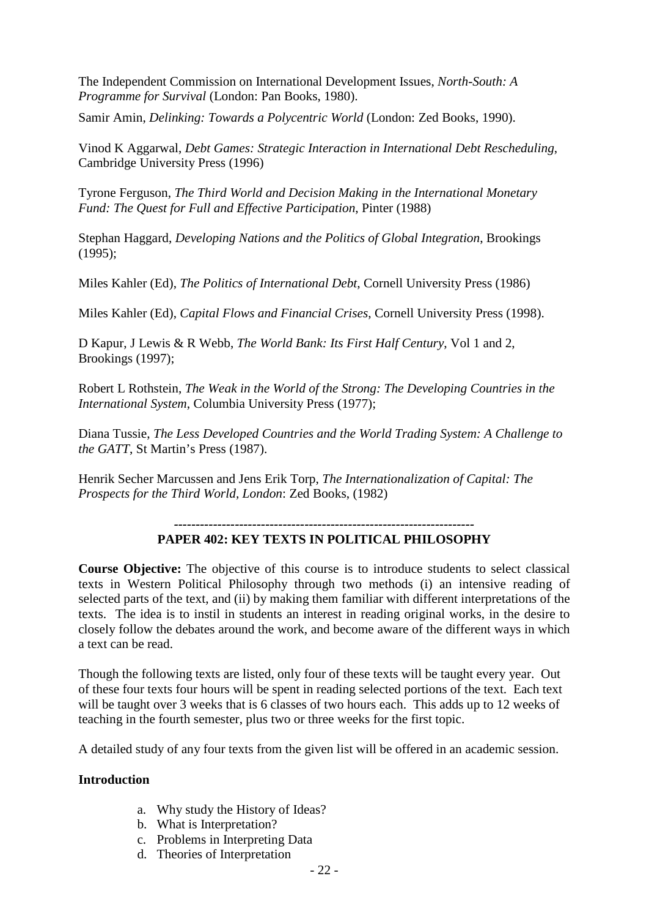The Independent Commission on International Development Issues, *North-South: A Programme for Survival* (London: Pan Books, 1980).

Samir Amin, *Delinking: Towards a Polycentric World* (London: Zed Books, 1990).

Vinod K Aggarwal, *Debt Games: Strategic Interaction in International Debt Rescheduling*, Cambridge University Press (1996)

Tyrone Ferguson, *The Third World and Decision Making in the International Monetary Fund: The Quest for Full and Effective Participation*, Pinter (1988)

Stephan Haggard, *Developing Nations and the Politics of Global Integration*, Brookings (1995);

Miles Kahler (Ed), *The Politics of International Debt*, Cornell University Press (1986)

Miles Kahler (Ed), *Capital Flows and Financial Crises*, Cornell University Press (1998).

D Kapur, J Lewis & R Webb, *The World Bank: Its First Half Century*, Vol 1 and 2, Brookings (1997);

Robert L Rothstein, *The Weak in the World of the Strong: The Developing Countries in the International System*, Columbia University Press (1977);

Diana Tussie, *The Less Developed Countries and the World Trading System: A Challenge to the GATT*, St Martin's Press (1987).

Henrik Secher Marcussen and Jens Erik Torp, *The Internationalization of Capital: The Prospects for the Third World, London*: Zed Books, (1982)

---

## PAPER 402: KEY TEXTS IN POLITICAL PHILOSOPHY

**Course Objective:** The objective of this course is to introduce students to select classical texts in Western Political Philosophy through two methods (i) an intensive reading of selected parts of the text, and (ii) by making them familiar with different interpretations of the texts. The idea is to instil in students an interest in reading original works, in the desire to closely follow the debates around the work, and become aware of the different ways in which a text can be read.

Though the following texts are listed, only four of these texts will be taught every year. Out of these four texts four hours will be spent in reading selected portions of the text. Each text will be taught over 3 weeks that is 6 classes of two hours each. This adds up to 12 weeks of teaching in the fourth semester, plus two or three weeks for the first topic.

A detailed study of any four texts from the given list will be offered in an academic session.

**Introduction**

a. Why study the History of Ideas?
b. What is Interpretation?
c. Problems in Interpreting Data
d. Theories of Interpretation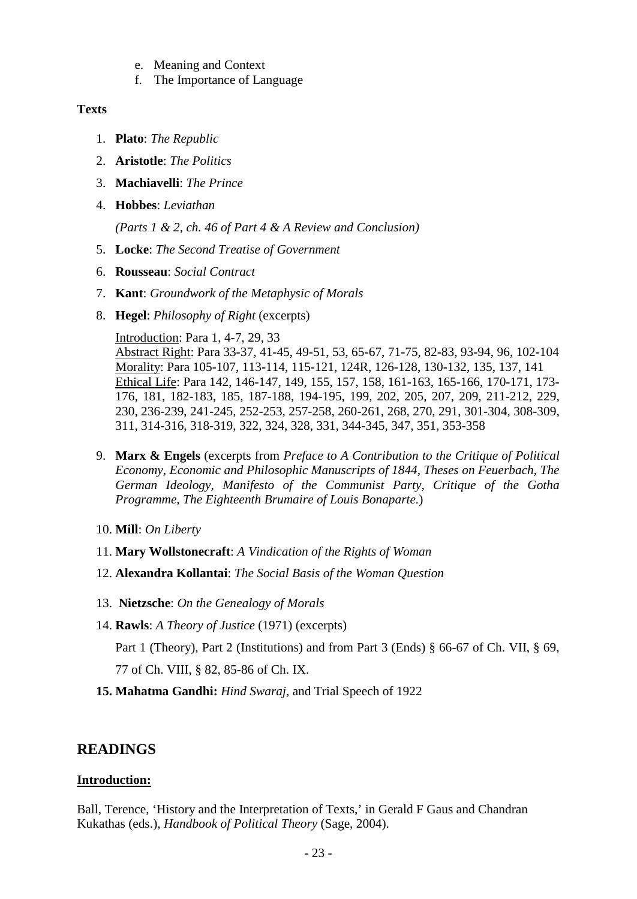e. Meaning and Context
  f. The Importance of Language

**Texts**

1. **Plato**: *The Republic*
2. **Aristotle**: *The Politics*
3. **Machiavelli**: *The Prince*
4. **Hobbes**: *Leviathan*

   *(Parts 1 & 2, ch. 46 of Part 4 & A Review and Conclusion)*
5. **Locke**: *The Second Treatise of Government*
6. **Rousseau**: *Social Contract*
7. **Kant**: *Groundwork of the Metaphysic of Morals*
8. **Hegel**: *Philosophy of Right* (excerpts)

   Introduction: Para 1, 4-7, 29, 33
   Abstract Right: Para 33-37, 41-45, 49-51, 53, 65-67, 71-75, 82-83, 93-94, 96, 102-104
   Morality: Para 105-107, 113-114, 115-121, 124R, 126-128, 130-132, 135, 137, 141
   Ethical Life: Para 142, 146-147, 149, 155, 157, 158, 161-163, 165-166, 170-171, 173-176, 181, 182-183, 185, 187-188, 194-195, 199, 202, 205, 207, 209, 211-212, 229, 230, 236-239, 241-245, 252-253, 257-258, 260-261, 268, 270, 291, 301-304, 308-309, 311, 314-316, 318-319, 322, 324, 328, 331, 344-345, 347, 351, 353-358
9. **Marx & Engels** (excerpts from *Preface to A Contribution to the Critique of Political Economy*, *Economic and Philosophic Manuscripts of 1844*, *Theses on Feuerbach*, *The German Ideology*, *Manifesto of the Communist Party*, *Critique of the Gotha Programme*, *The Eighteenth Brumaire of Louis Bonaparte.*)
10. **Mill**: *On Liberty*
11. **Mary Wollstonecraft**: *A Vindication of the Rights of Woman*
12. **Alexandra Kollantai**: *The Social Basis of the Woman Question*
13. **Nietzsche**: *On the Genealogy of Morals*
14. **Rawls**: *A Theory of Justice* (1971) (excerpts)

    Part 1 (Theory), Part 2 (Institutions) and from Part 3 (Ends) § 66-67 of Ch. VII, § 69, 77 of Ch. VIII, § 82, 85-86 of Ch. IX.
15. **Mahatma Gandhi:** *Hind Swaraj*, and Trial Speech of 1922

## READINGS

**Introduction:**

Ball, Terence, 'History and the Interpretation of Texts,' in Gerald F Gaus and Chandran Kukathas (eds.), *Handbook of Political Theory* (Sage, 2004).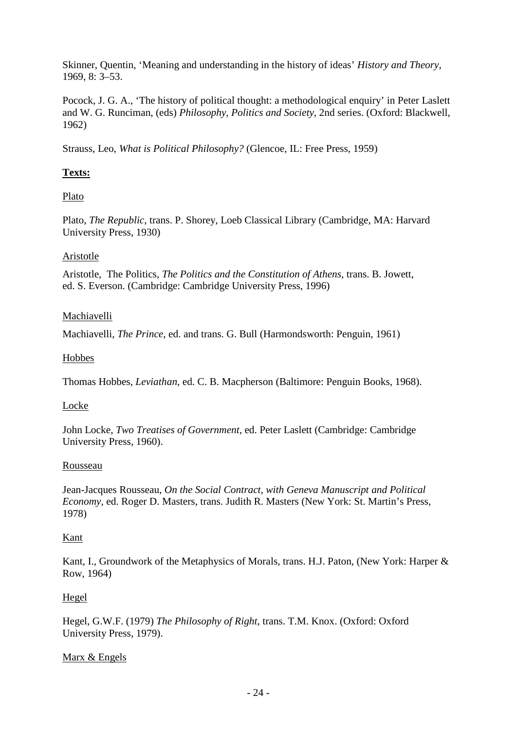Skinner, Quentin, 'Meaning and understanding in the history of ideas' *History and Theory*, 1969, 8: 3–53.

Pocock, J. G. A., 'The history of political thought: a methodological enquiry' in Peter Laslett and W. G. Runciman, (eds) *Philosophy, Politics and Society*, 2nd series. (Oxford: Blackwell, 1962)

Strauss, Leo, *What is Political Philosophy?* (Glencoe, IL: Free Press, 1959)

**Texts:**

Plato

Plato, *The Republic*, trans. P. Shorey, Loeb Classical Library (Cambridge, MA: Harvard University Press, 1930)

Aristotle

Aristotle, The Politics, *The Politics and the Constitution of Athens*, trans. B. Jowett, ed. S. Everson. (Cambridge: Cambridge University Press, 1996)

Machiavelli

Machiavelli, *The Prince*, ed. and trans. G. Bull (Harmondsworth: Penguin, 1961)

Hobbes

Thomas Hobbes, *Leviathan*, ed. C. B. Macpherson (Baltimore: Penguin Books, 1968).

Locke

John Locke, *Two Treatises of Government*, ed. Peter Laslett (Cambridge: Cambridge University Press, 1960).

Rousseau

Jean-Jacques Rousseau, *On the Social Contract, with Geneva Manuscript and Political Economy*, ed. Roger D. Masters, trans. Judith R. Masters (New York: St. Martin's Press, 1978)

Kant

Kant, I., Groundwork of the Metaphysics of Morals, trans. H.J. Paton, (New York: Harper & Row, 1964)

Hegel

Hegel, G.W.F. (1979) *The Philosophy of Right*, trans. T.M. Knox. (Oxford: Oxford University Press, 1979).

Marx & Engels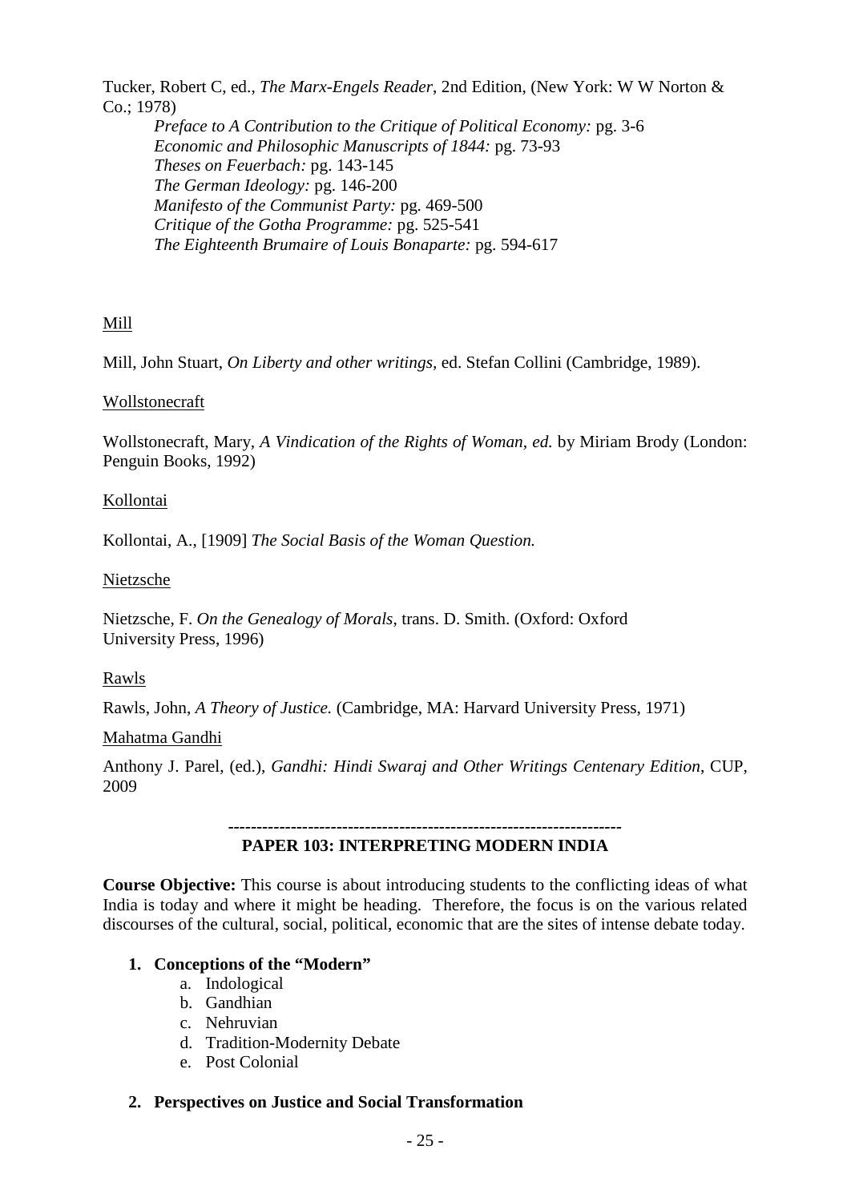Tucker, Robert C, ed., *The Marx-Engels Reader*, 2nd Edition, (New York: W W Norton & Co.; 1978)

*Preface to A Contribution to the Critique of Political Economy:* pg. 3-6
*Economic and Philosophic Manuscripts of 1844:* pg. 73-93
*Theses on Feuerbach:* pg. 143-145
*The German Ideology:* pg. 146-200
*Manifesto of the Communist Party:* pg. 469-500
*Critique of the Gotha Programme:* pg. 525-541
*The Eighteenth Brumaire of Louis Bonaparte:* pg. 594-617

<u>Mill</u>

Mill, John Stuart, *On Liberty and other writings,* ed. Stefan Collini (Cambridge, 1989).

<u>Wollstonecraft</u>

Wollstonecraft, Mary, *A Vindication of the Rights of Woman, ed.* by Miriam Brody (London: Penguin Books, 1992)

<u>Kollontai</u>

Kollontai, A., [1909] *The Social Basis of the Woman Question.*

<u>Nietzsche</u>

Nietzsche, F. *On the Genealogy of Morals*, trans. D. Smith. (Oxford: Oxford University Press, 1996)

<u>Rawls</u>

Rawls, John, *A Theory of Justice.* (Cambridge, MA: Harvard University Press, 1971)

<u>Mahatma Gandhi</u>

Anthony J. Parel, (ed.), *Gandhi: Hindi Swaraj and Other Writings Centenary Edition*, CUP, 2009

---

## PAPER 103: INTERPRETING MODERN INDIA

**Course Objective:** This course is about introducing students to the conflicting ideas of what India is today and where it might be heading. Therefore, the focus is on the various related discourses of the cultural, social, political, economic that are the sites of intense debate today.

1. **Conceptions of the "Modern"**
    a. Indological
    b. Gandhian
    c. Nehruvian
    d. Tradition-Modernity Debate
    e. Post Colonial

2. **Perspectives on Justice and Social Transformation**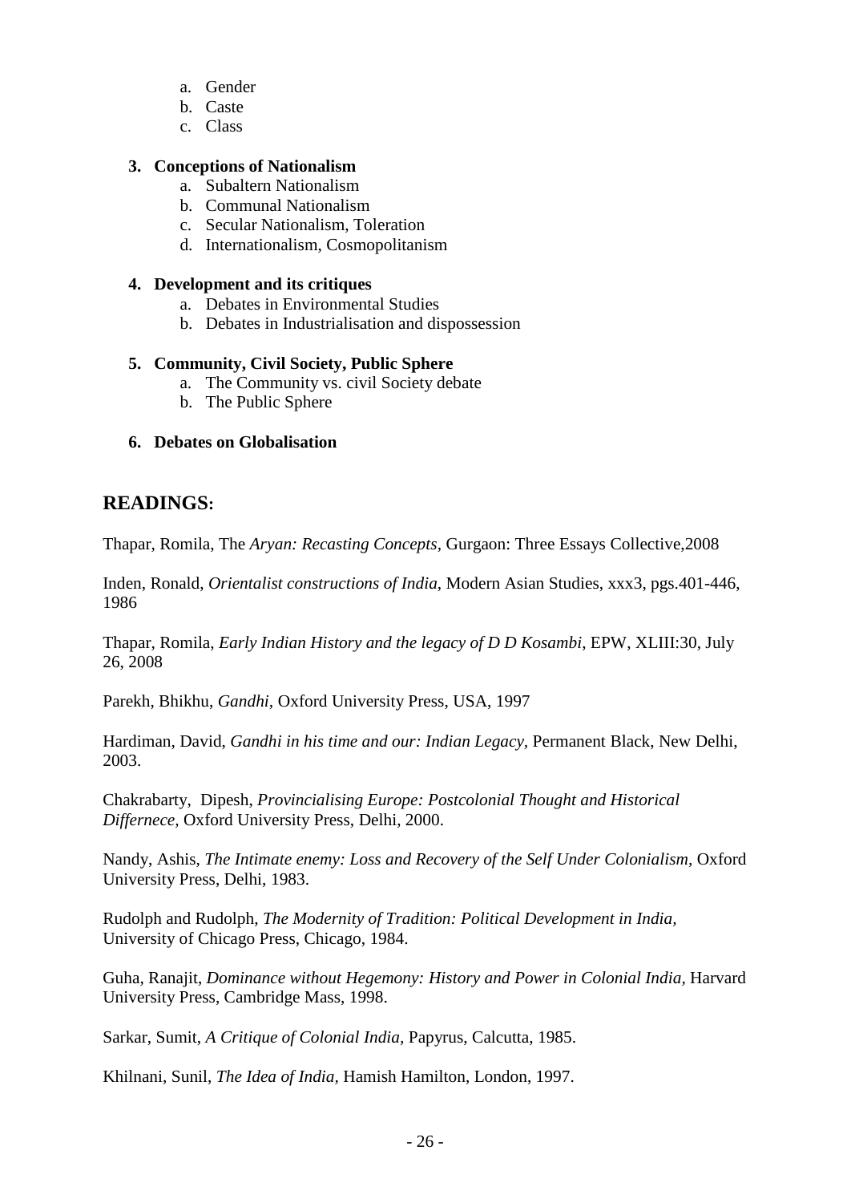a. Gender
   b. Caste
   c. Class

3. **Conceptions of Nationalism**
   a. Subaltern Nationalism
   b. Communal Nationalism
   c. Secular Nationalism, Toleration
   d. Internationalism, Cosmopolitanism

4. **Development and its critiques**
   a. Debates in Environmental Studies
   b. Debates in Industrialisation and dispossession

5. **Community, Civil Society, Public Sphere**
   a. The Community vs. civil Society debate
   b. The Public Sphere

6. **Debates on Globalisation**

## READINGS:

Thapar, Romila, The *Aryan: Recasting Concepts*, Gurgaon: Three Essays Collective,2008

Inden, Ronald, *Orientalist constructions of India*, Modern Asian Studies, xxx3, pgs.401-446, 1986

Thapar, Romila, *Early Indian History and the legacy of D D Kosambi*, EPW, XLIII:30, July 26, 2008

Parekh, Bhikhu, *Gandhi*, Oxford University Press, USA, 1997

Hardiman, David, *Gandhi in his time and our: Indian Legacy*, Permanent Black, New Delhi, 2003.

Chakrabarty, Dipesh, *Provincialising Europe: Postcolonial Thought and Historical Differnece*, Oxford University Press, Delhi, 2000.

Nandy, Ashis, *The Intimate enemy: Loss and Recovery of the Self Under Colonialism*, Oxford University Press, Delhi, 1983.

Rudolph and Rudolph, *The Modernity of Tradition: Political Development in India*, University of Chicago Press, Chicago, 1984.

Guha, Ranajit, *Dominance without Hegemony: History and Power in Colonial India*, Harvard University Press, Cambridge Mass, 1998.

Sarkar, Sumit, *A Critique of Colonial India*, Papyrus, Calcutta, 1985.

Khilnani, Sunil, *The Idea of India*, Hamish Hamilton, London, 1997.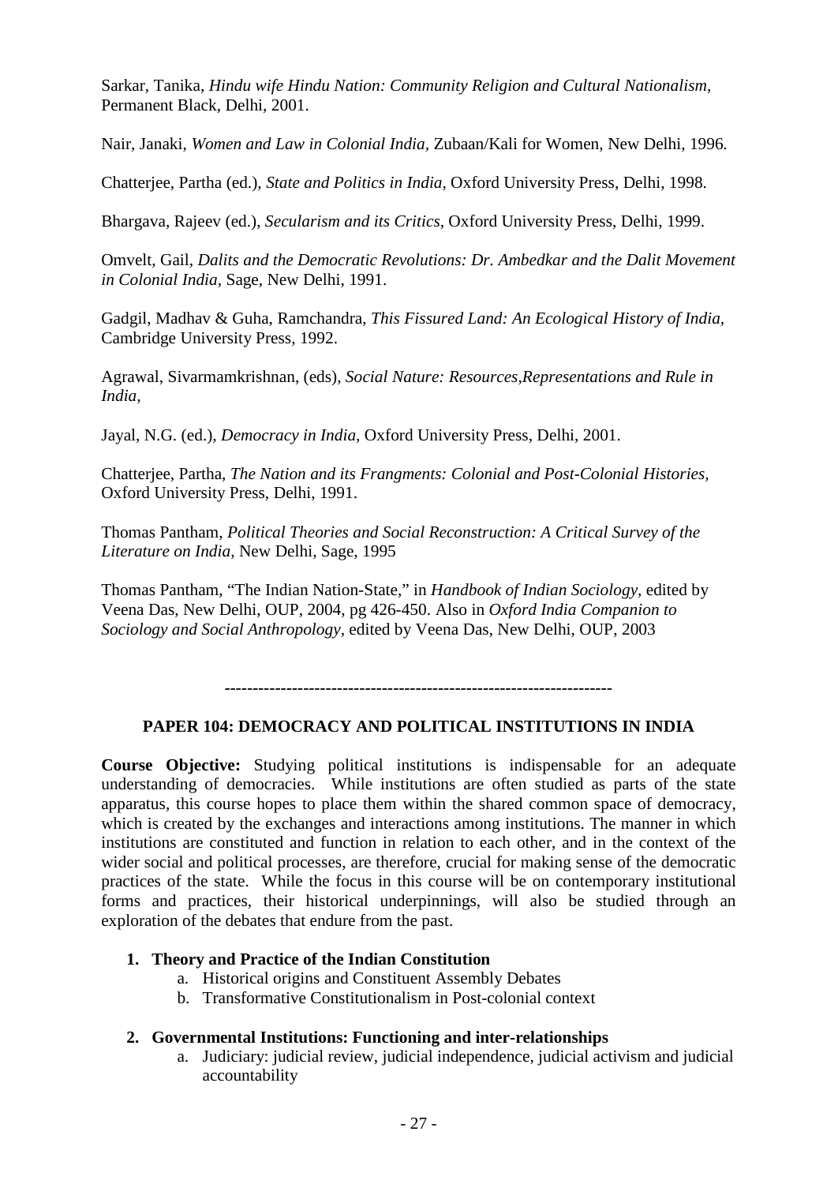Sarkar, Tanika, *Hindu wife Hindu Nation: Community Religion and Cultural Nationalism,* Permanent Black, Delhi, 2001.

Nair, Janaki, *Women and Law in Colonial India,* Zubaan/Kali for Women, New Delhi, 1996.

Chatterjee, Partha (ed.), *State and Politics in India,* Oxford University Press, Delhi, 1998.

Bhargava, Rajeev (ed.), *Secularism and its Critics,* Oxford University Press, Delhi, 1999.

Omvelt, Gail, *Dalits and the Democratic Revolutions: Dr. Ambedkar and the Dalit Movement in Colonial India,* Sage, New Delhi, 1991.

Gadgil, Madhav & Guha, Ramchandra, *This Fissured Land: An Ecological History of India,* Cambridge University Press, 1992.

Agrawal, Sivarmamkrishnan, (eds), *Social Nature: Resources,Representations and Rule in India,*

Jayal, N.G. (ed.), *Democracy in India,* Oxford University Press, Delhi, 2001.

Chatterjee, Partha, *The Nation and its Frangments: Colonial and Post-Colonial Histories,* Oxford University Press, Delhi, 1991.

Thomas Pantham, *Political Theories and Social Reconstruction: A Critical Survey of the Literature on India,* New Delhi, Sage, 1995

Thomas Pantham, "The Indian Nation-State," in *Handbook of Indian Sociology,* edited by Veena Das, New Delhi, OUP, 2004, pg 426-450. Also in *Oxford India Companion to Sociology and Social Anthropology,* edited by Veena Das, New Delhi, OUP, 2003

---

## PAPER 104: DEMOCRACY AND POLITICAL INSTITUTIONS IN INDIA

**Course Objective:** Studying political institutions is indispensable for an adequate understanding of democracies. While institutions are often studied as parts of the state apparatus, this course hopes to place them within the shared common space of democracy, which is created by the exchanges and interactions among institutions. The manner in which institutions are constituted and function in relation to each other, and in the context of the wider social and political processes, are therefore, crucial for making sense of the democratic practices of the state. While the focus in this course will be on contemporary institutional forms and practices, their historical underpinnings, will also be studied through an exploration of the debates that endure from the past.

1. **Theory and Practice of the Indian Constitution**
   a. Historical origins and Constituent Assembly Debates
   b. Transformative Constitutionalism in Post-colonial context

2. **Governmental Institutions: Functioning and inter-relationships**
   a. Judiciary: judicial review, judicial independence, judicial activism and judicial accountability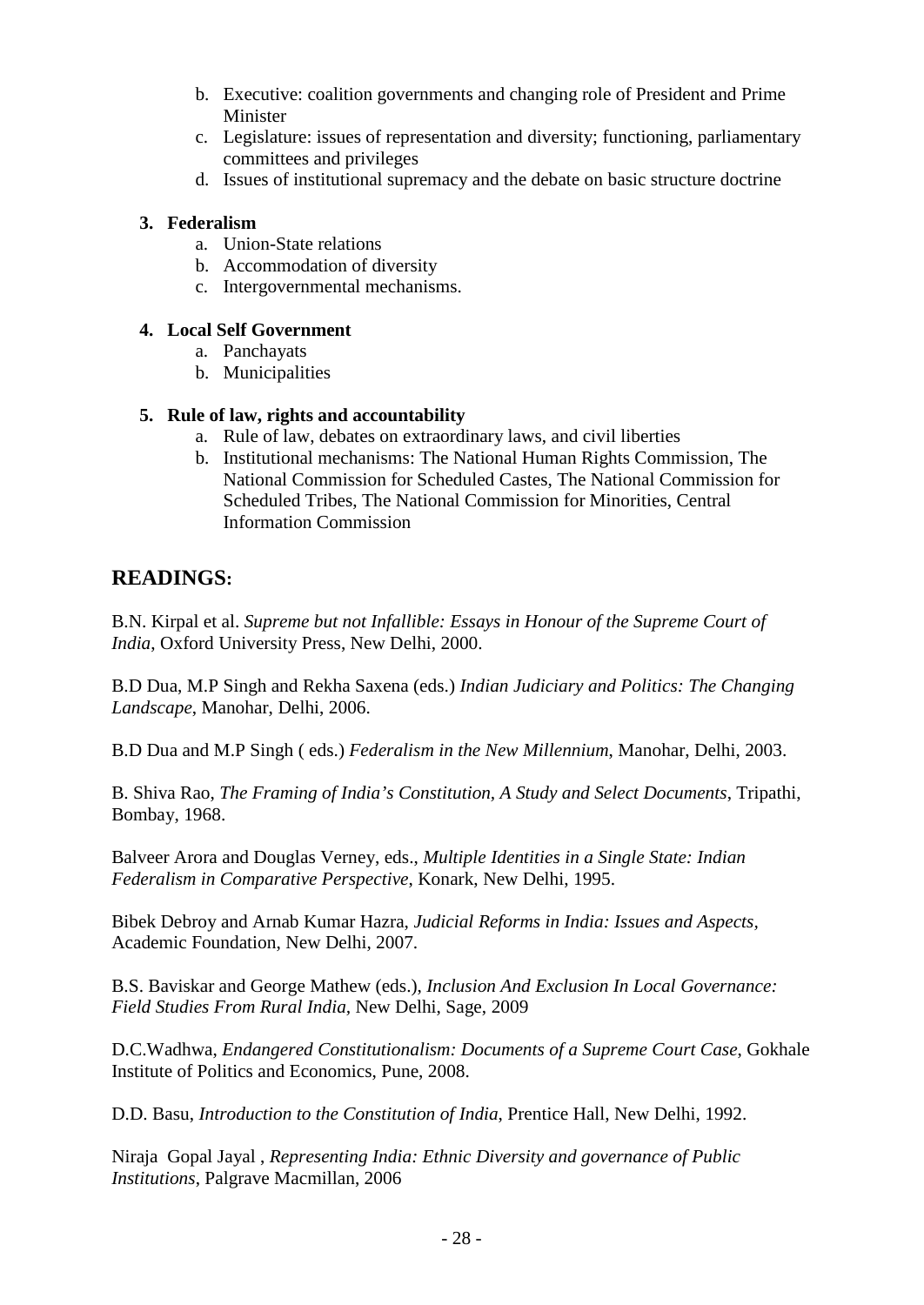b. Executive: coalition governments and changing role of President and Prime Minister
c. Legislature: issues of representation and diversity; functioning, parliamentary committees and privileges
d. Issues of institutional supremacy and the debate on basic structure doctrine

**3. Federalism**

a. Union-State relations
b. Accommodation of diversity
c. Intergovernmental mechanisms.

**4. Local Self Government**

a. Panchayats
b. Municipalities

**5. Rule of law, rights and accountability**

a. Rule of law, debates on extraordinary laws, and civil liberties
b. Institutional mechanisms: The National Human Rights Commission, The National Commission for Scheduled Castes, The National Commission for Scheduled Tribes, The National Commission for Minorities, Central Information Commission

## READINGS:

B.N. Kirpal et al. *Supreme but not Infallible: Essays in Honour of the Supreme Court of India*, Oxford University Press, New Delhi, 2000.

B.D Dua, M.P Singh and Rekha Saxena (eds.) *Indian Judiciary and Politics: The Changing Landscape*, Manohar, Delhi, 2006.

B.D Dua and M.P Singh ( eds.) *Federalism in the New Millennium*, Manohar, Delhi, 2003.

B. Shiva Rao, *The Framing of India's Constitution, A Study and Select Documents*, Tripathi, Bombay, 1968.

Balveer Arora and Douglas Verney, eds., *Multiple Identities in a Single State: Indian Federalism in Comparative Perspective*, Konark, New Delhi, 1995.

Bibek Debroy and Arnab Kumar Hazra, *Judicial Reforms in India: Issues and Aspects*, Academic Foundation, New Delhi, 2007.

B.S. Baviskar and George Mathew (eds.), *Inclusion And Exclusion In Local Governance: Field Studies From Rural India*, New Delhi, Sage, 2009

D.C.Wadhwa, *Endangered Constitutionalism: Documents of a Supreme Court Case*, Gokhale Institute of Politics and Economics, Pune, 2008.

D.D. Basu, *Introduction to the Constitution of India*, Prentice Hall, New Delhi, 1992.

Niraja Gopal Jayal , *Representing India: Ethnic Diversity and governance of Public Institutions*, Palgrave Macmillan, 2006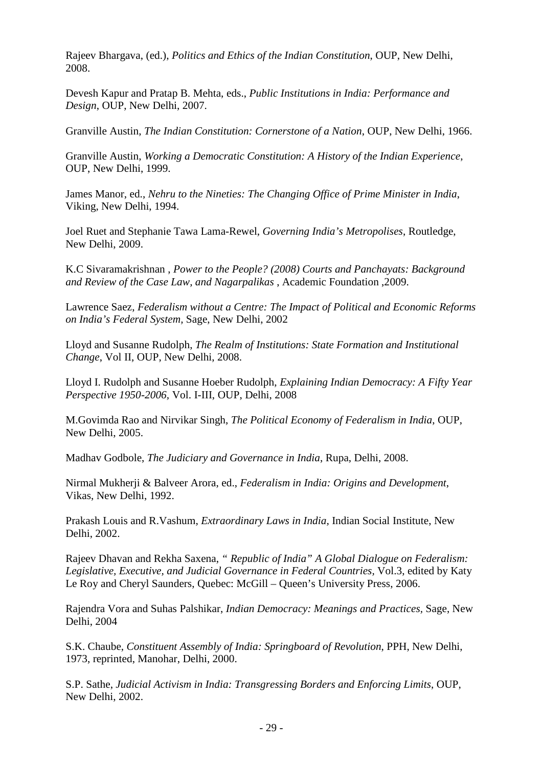Rajeev Bhargava, (ed.), *Politics and Ethics of the Indian Constitution*, OUP, New Delhi, 2008.

Devesh Kapur and Pratap B. Mehta, eds., *Public Institutions in India: Performance and Design*, OUP, New Delhi, 2007.

Granville Austin, *The Indian Constitution: Cornerstone of a Nation*, OUP, New Delhi, 1966.

Granville Austin, *Working a Democratic Constitution: A History of the Indian Experience*, OUP, New Delhi, 1999.

James Manor, ed., *Nehru to the Nineties: The Changing Office of Prime Minister in India*, Viking, New Delhi, 1994.

Joel Ruet and Stephanie Tawa Lama-Rewel, *Governing India's Metropolises*, Routledge, New Delhi, 2009.

K.C Sivaramakrishnan , *Power to the People? (2008) Courts and Panchayats: Background and Review of the Case Law, and Nagarpalikas* , Academic Foundation ,2009.

Lawrence Saez, *Federalism without a Centre: The Impact of Political and Economic Reforms on India's Federal System*, Sage, New Delhi, 2002

Lloyd and Susanne Rudolph, *The Realm of Institutions: State Formation and Institutional Change*, Vol II, OUP, New Delhi, 2008.

Lloyd I. Rudolph and Susanne Hoeber Rudolph, *Explaining Indian Democracy: A Fifty Year Perspective 1950-2006*, Vol. I-III, OUP, Delhi, 2008

M.Govimda Rao and Nirvikar Singh, *The Political Economy of Federalism in India*, OUP, New Delhi, 2005.

Madhav Godbole, *The Judiciary and Governance in India*, Rupa, Delhi, 2008.

Nirmal Mukherji & Balveer Arora, ed., *Federalism in India: Origins and Development*, Vikas, New Delhi, 1992.

Prakash Louis and R.Vashum, *Extraordinary Laws in India*, Indian Social Institute, New Delhi, 2002.

Rajeev Dhavan and Rekha Saxena, *" Republic of India" A Global Dialogue on Federalism: Legislative, Executive, and Judicial Governance in Federal Countries*, Vol.3, edited by Katy Le Roy and Cheryl Saunders, Quebec: McGill – Queen's University Press, 2006.

Rajendra Vora and Suhas Palshikar, *Indian Democracy: Meanings and Practices*, Sage, New Delhi, 2004

S.K. Chaube, *Constituent Assembly of India: Springboard of Revolution*, PPH, New Delhi, 1973, reprinted, Manohar, Delhi, 2000.

S.P. Sathe, *Judicial Activism in India: Transgressing Borders and Enforcing Limits*, OUP, New Delhi, 2002.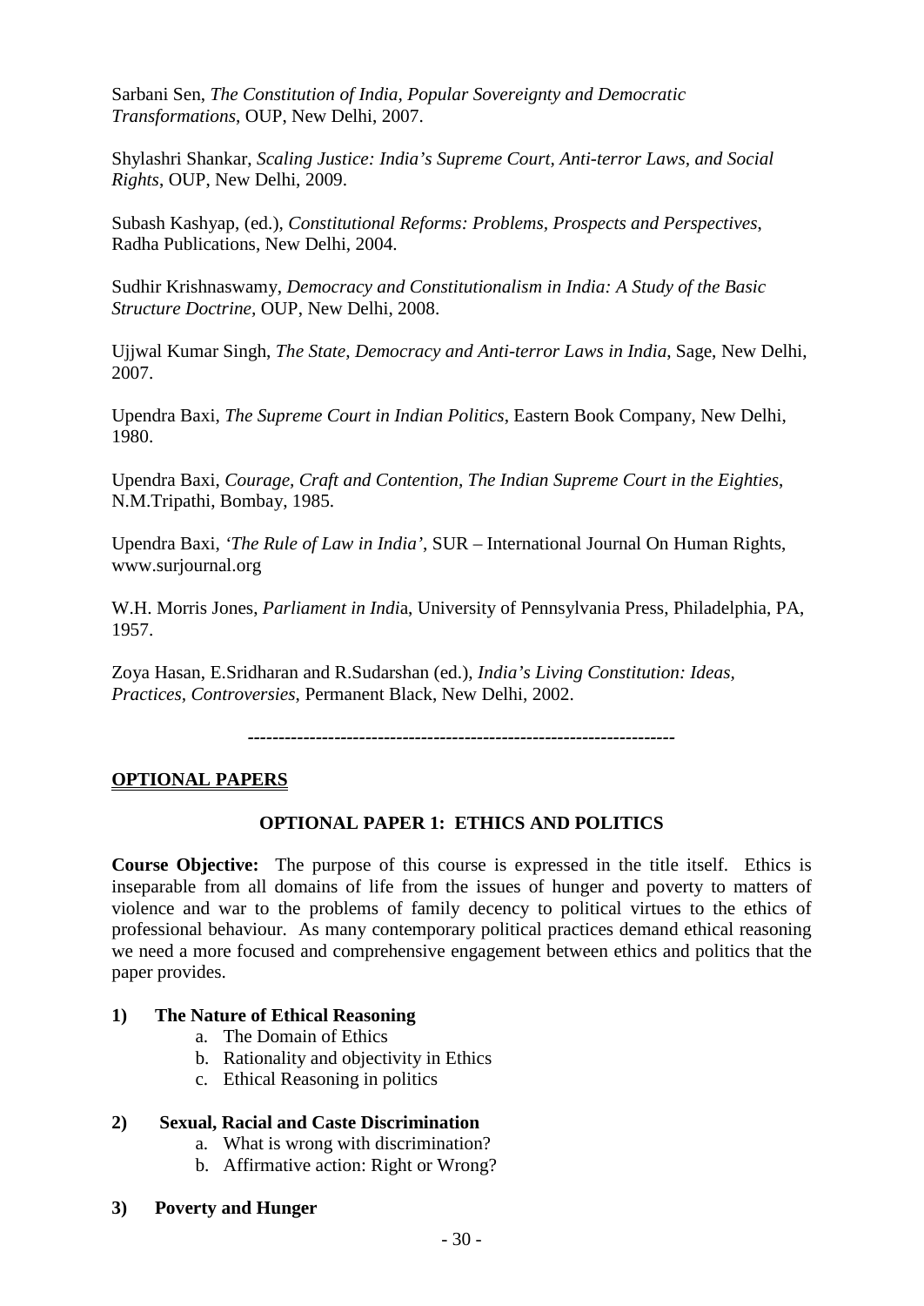Sarbani Sen, *The Constitution of India, Popular Sovereignty and Democratic Transformations*, OUP, New Delhi, 2007.

Shylashri Shankar, *Scaling Justice: India's Supreme Court, Anti-terror Laws, and Social Rights*, OUP, New Delhi, 2009.

Subash Kashyap, (ed.), *Constitutional Reforms: Problems, Prospects and Perspectives*, Radha Publications, New Delhi, 2004.

Sudhir Krishnaswamy, *Democracy and Constitutionalism in India: A Study of the Basic Structure Doctrine*, OUP, New Delhi, 2008.

Ujjwal Kumar Singh, *The State, Democracy and Anti-terror Laws in India*, Sage, New Delhi, 2007.

Upendra Baxi, *The Supreme Court in Indian Politics*, Eastern Book Company, New Delhi, 1980.

Upendra Baxi, *Courage, Craft and Contention, The Indian Supreme Court in the Eighties*, N.M.Tripathi, Bombay, 1985.

Upendra Baxi, *'The Rule of Law in India'*, SUR – International Journal On Human Rights, www.surjournal.org

W.H. Morris Jones, *Parliament in Indi*a, University of Pennsylvania Press, Philadelphia, PA, 1957.

Zoya Hasan, E.Sridharan and R.Sudarshan (ed.), *India's Living Constitution: Ideas, Practices, Controversies*, Permanent Black, New Delhi, 2002.

-------------------------------------------------------------------

## OPTIONAL PAPERS

### OPTIONAL PAPER 1: ETHICS AND POLITICS

**Course Objective:** The purpose of this course is expressed in the title itself. Ethics is inseparable from all domains of life from the issues of hunger and poverty to matters of violence and war to the problems of family decency to political virtues to the ethics of professional behaviour. As many contemporary political practices demand ethical reasoning we need a more focused and comprehensive engagement between ethics and politics that the paper provides.

**1) The Nature of Ethical Reasoning**

a. The Domain of Ethics
b. Rationality and objectivity in Ethics
c. Ethical Reasoning in politics

**2) Sexual, Racial and Caste Discrimination**

a. What is wrong with discrimination?
b. Affirmative action: Right or Wrong?

**3) Poverty and Hunger**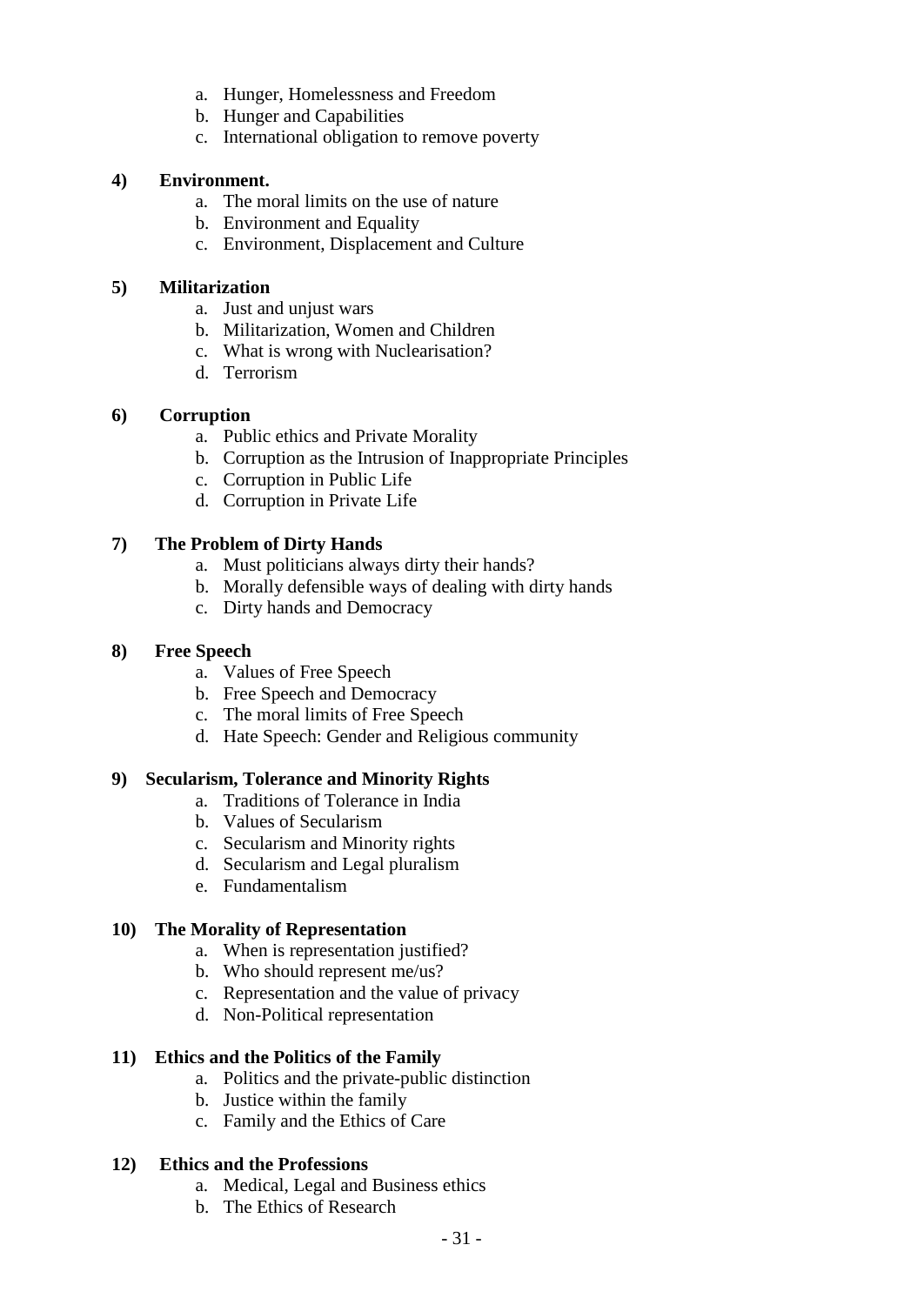a. Hunger, Homelessness and Freedom
b. Hunger and Capabilities
c. International obligation to remove poverty

**4) Environment.**

a. The moral limits on the use of nature
b. Environment and Equality
c. Environment, Displacement and Culture

**5) Militarization**

a. Just and unjust wars
b. Militarization, Women and Children
c. What is wrong with Nuclearisation?
d. Terrorism

**6) Corruption**

a. Public ethics and Private Morality
b. Corruption as the Intrusion of Inappropriate Principles
c. Corruption in Public Life
d. Corruption in Private Life

**7) The Problem of Dirty Hands**

a. Must politicians always dirty their hands?
b. Morally defensible ways of dealing with dirty hands
c. Dirty hands and Democracy

**8) Free Speech**

a. Values of Free Speech
b. Free Speech and Democracy
c. The moral limits of Free Speech
d. Hate Speech: Gender and Religious community

**9) Secularism, Tolerance and Minority Rights**

a. Traditions of Tolerance in India
b. Values of Secularism
c. Secularism and Minority rights
d. Secularism and Legal pluralism
e. Fundamentalism

**10) The Morality of Representation**

a. When is representation justified?
b. Who should represent me/us?
c. Representation and the value of privacy
d. Non-Political representation

**11) Ethics and the Politics of the Family**

a. Politics and the private-public distinction
b. Justice within the family
c. Family and the Ethics of Care

**12) Ethics and the Professions**

a. Medical, Legal and Business ethics
b. The Ethics of Research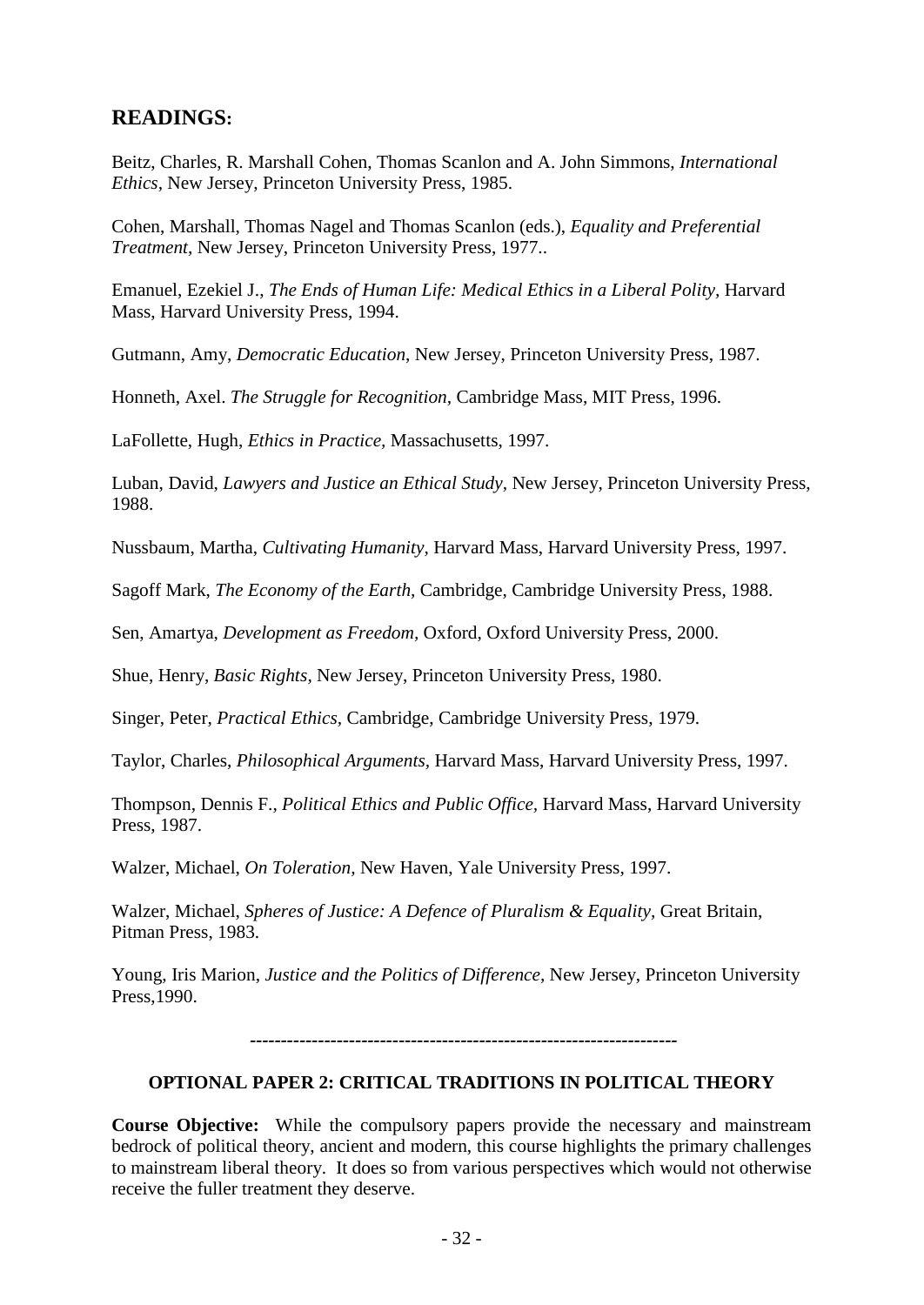## READINGS:

Beitz, Charles, R. Marshall Cohen, Thomas Scanlon and A. John Simmons, *International Ethics*, New Jersey, Princeton University Press, 1985.

Cohen, Marshall, Thomas Nagel and Thomas Scanlon (eds.), *Equality and Preferential Treatment*, New Jersey, Princeton University Press, 1977..

Emanuel, Ezekiel J., *The Ends of Human Life: Medical Ethics in a Liberal Polity*, Harvard Mass, Harvard University Press, 1994.

Gutmann, Amy, *Democratic Education*, New Jersey, Princeton University Press, 1987.

Honneth, Axel. *The Struggle for Recognition*, Cambridge Mass, MIT Press, 1996.

LaFollette, Hugh, *Ethics in Practice*, Massachusetts, 1997.

Luban, David, *Lawyers and Justice an Ethical Study*, New Jersey, Princeton University Press, 1988.

Nussbaum, Martha, *Cultivating Humanity*, Harvard Mass, Harvard University Press, 1997.

Sagoff Mark, *The Economy of the Earth*, Cambridge, Cambridge University Press, 1988.

Sen, Amartya, *Development as Freedom*, Oxford, Oxford University Press, 2000.

Shue, Henry, *Basic Rights*, New Jersey, Princeton University Press, 1980.

Singer, Peter, *Practical Ethics*, Cambridge, Cambridge University Press, 1979.

Taylor, Charles, *Philosophical Arguments*, Harvard Mass, Harvard University Press, 1997.

Thompson, Dennis F., *Political Ethics and Public Office*, Harvard Mass, Harvard University Press, 1987.

Walzer, Michael, *On Toleration*, New Haven, Yale University Press, 1997.

Walzer, Michael, *Spheres of Justice: A Defence of Pluralism & Equality*, Great Britain, Pitman Press, 1983.

Young, Iris Marion, *Justice and the Politics of Difference*, New Jersey, Princeton University Press,1990.

---

### OPTIONAL PAPER 2: CRITICAL TRADITIONS IN POLITICAL THEORY

**Course Objective:** While the compulsory papers provide the necessary and mainstream bedrock of political theory, ancient and modern, this course highlights the primary challenges to mainstream liberal theory. It does so from various perspectives which would not otherwise receive the fuller treatment they deserve.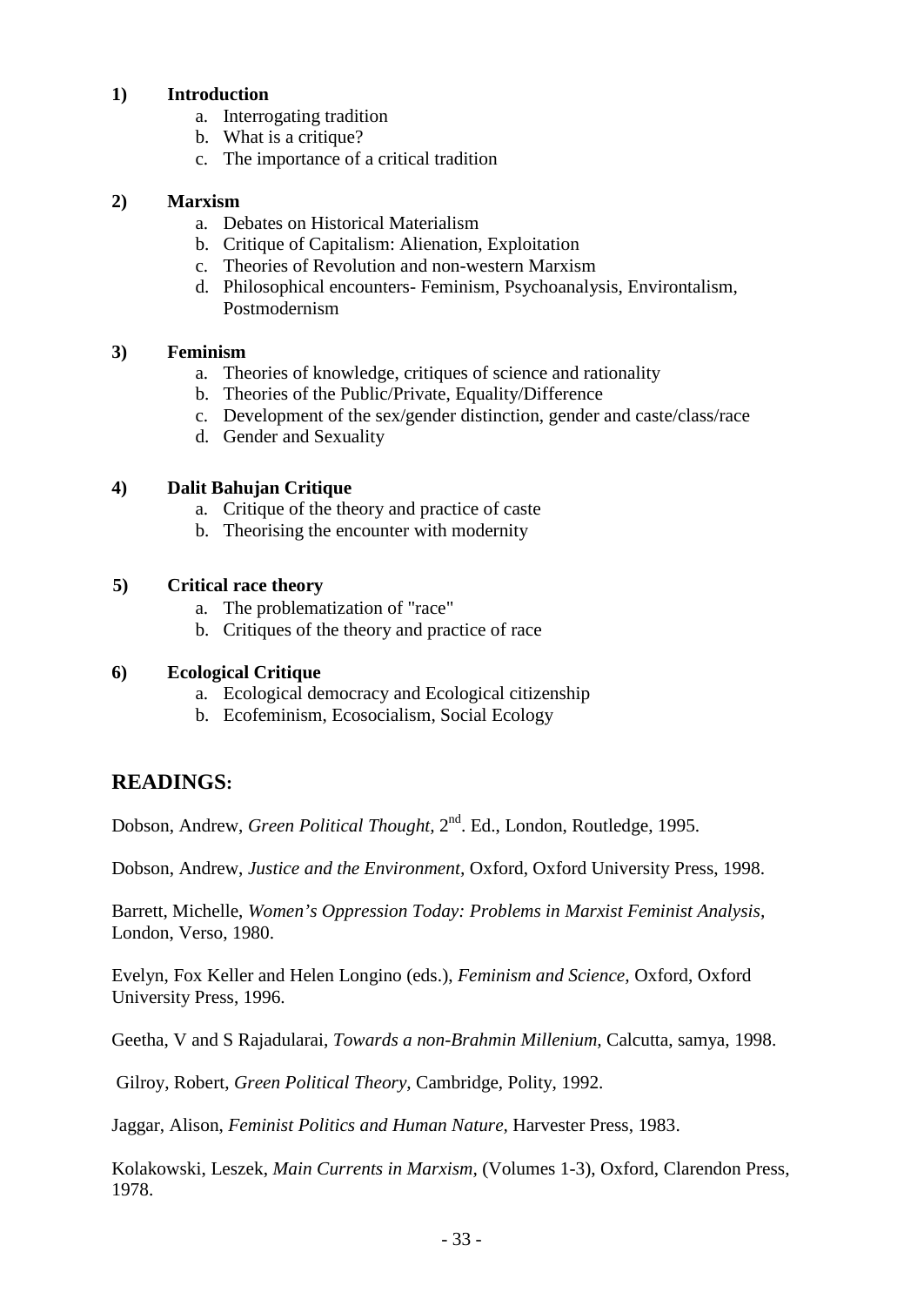**1) Introduction**

a. Interrogating tradition
b. What is a critique?
c. The importance of a critical tradition

**2) Marxism**

a. Debates on Historical Materialism
b. Critique of Capitalism: Alienation, Exploitation
c. Theories of Revolution and non-western Marxism
d. Philosophical encounters- Feminism, Psychoanalysis, Environtalism, Postmodernism

**3) Feminism**

a. Theories of knowledge, critiques of science and rationality
b. Theories of the Public/Private, Equality/Difference
c. Development of the sex/gender distinction, gender and caste/class/race
d. Gender and Sexuality

**4) Dalit Bahujan Critique**

a. Critique of the theory and practice of caste
b. Theorising the encounter with modernity

**5) Critical race theory**

a. The problematization of "race"
b. Critiques of the theory and practice of race

**6) Ecological Critique**

a. Ecological democracy and Ecological citizenship
b. Ecofeminism, Ecosocialism, Social Ecology

## READINGS:

Dobson, Andrew, *Green Political Thought,* 2nd. Ed., London, Routledge, 1995.

Dobson, Andrew, *Justice and the Environment,* Oxford, Oxford University Press, 1998.

Barrett, Michelle, *Women's Oppression Today: Problems in Marxist Feminist Analysis,* London, Verso, 1980.

Evelyn, Fox Keller and Helen Longino (eds.), *Feminism and Science,* Oxford, Oxford University Press, 1996.

Geetha, V and S Rajadularai, *Towards a non-Brahmin Millenium*, Calcutta, samya, 1998.

Gilroy, Robert, *Green Political Theory,* Cambridge, Polity, 1992.

Jaggar, Alison, *Feminist Politics and Human Nature,* Harvester Press, 1983.

Kolakowski, Leszek, *Main Currents in Marxism,* (Volumes 1-3), Oxford, Clarendon Press, 1978.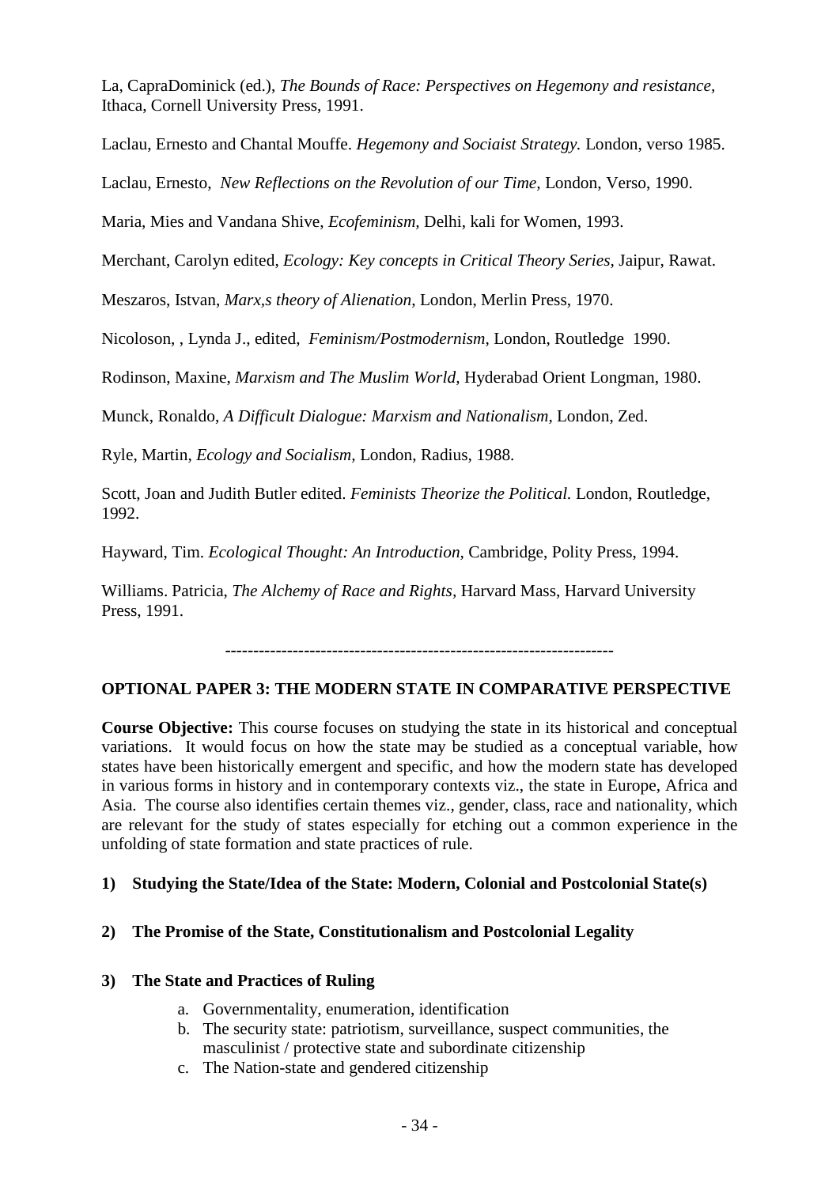La, CapraDominick (ed.), *The Bounds of Race: Perspectives on Hegemony and resistance*, Ithaca, Cornell University Press, 1991.

Laclau, Ernesto and Chantal Mouffe. *Hegemony and Sociaist Strategy.* London, verso 1985.

Laclau, Ernesto, *New Reflections on the Revolution of our Time,* London, Verso, 1990.

Maria, Mies and Vandana Shive, *Ecofeminism*, Delhi, kali for Women, 1993.

Merchant, Carolyn edited, *Ecology: Key concepts in Critical Theory Series*, Jaipur, Rawat.

Meszaros, Istvan, *Marx,s theory of Alienation*, London, Merlin Press, 1970.

Nicoloson, , Lynda J., edited, *Feminism/Postmodernism,* London, Routledge 1990.

Rodinson, Maxine, *Marxism and The Muslim World,* Hyderabad Orient Longman, 1980.

Munck, Ronaldo, *A Difficult Dialogue: Marxism and Nationalism*, London, Zed.

Ryle, Martin, *Ecology and Socialism,* London, Radius, 1988.

Scott, Joan and Judith Butler edited. *Feminists Theorize the Political.* London, Routledge, 1992.

Hayward, Tim. *Ecological Thought: An Introduction,* Cambridge, Polity Press, 1994.

Williams. Patricia, *The Alchemy of Race and Rights*, Harvard Mass, Harvard University Press, 1991.

--------------------------------------------------------------------

## OPTIONAL PAPER 3: THE MODERN STATE IN COMPARATIVE PERSPECTIVE

**Course Objective:** This course focuses on studying the state in its historical and conceptual variations. It would focus on how the state may be studied as a conceptual variable, how states have been historically emergent and specific, and how the modern state has developed in various forms in history and in contemporary contexts viz., the state in Europe, Africa and Asia. The course also identifies certain themes viz., gender, class, race and nationality, which are relevant for the study of states especially for etching out a common experience in the unfolding of state formation and state practices of rule.

**1) Studying the State/Idea of the State: Modern, Colonial and Postcolonial State(s)**

**2) The Promise of the State, Constitutionalism and Postcolonial Legality**

**3) The State and Practices of Ruling**

a. Governmentality, enumeration, identification
b. The security state: patriotism, surveillance, suspect communities, the masculinist / protective state and subordinate citizenship
c. The Nation-state and gendered citizenship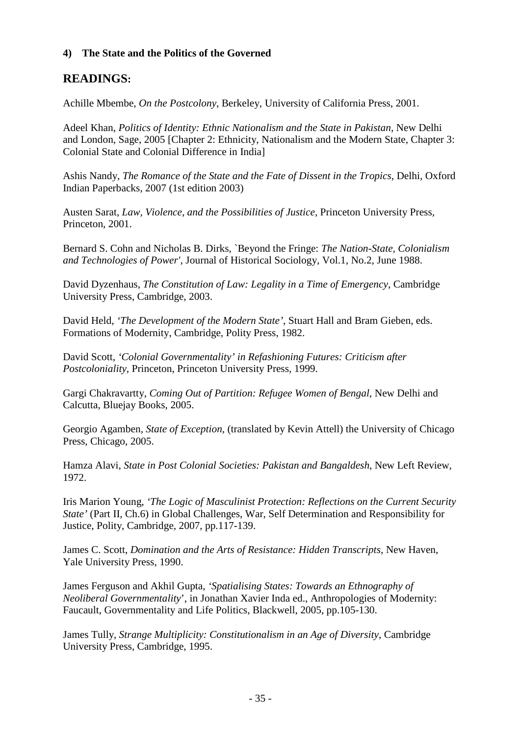**4) The State and the Politics of the Governed**

## READINGS:

Achille Mbembe, *On the Postcolony*, Berkeley, University of California Press, 2001.

Adeel Khan, *Politics of Identity: Ethnic Nationalism and the State in Pakistan*, New Delhi and London, Sage, 2005 [Chapter 2: Ethnicity, Nationalism and the Modern State, Chapter 3: Colonial State and Colonial Difference in India]

Ashis Nandy, *The Romance of the State and the Fate of Dissent in the Tropics*, Delhi, Oxford Indian Paperbacks, 2007 (1st edition 2003)

Austen Sarat, *Law, Violence, and the Possibilities of Justice,* Princeton University Press, Princeton, 2001.

Bernard S. Cohn and Nicholas B. Dirks, `Beyond the Fringe: *The Nation-State, Colonialism and Technologies of Power'*, Journal of Historical Sociology, Vol.1, No.2, June 1988.

David Dyzenhaus, *The Constitution of Law: Legality in a Time of Emergency*, Cambridge University Press, Cambridge, 2003.

David Held, *'The Development of the Modern State'*, Stuart Hall and Bram Gieben, eds. Formations of Modernity, Cambridge, Polity Press, 1982.

David Scott, *'Colonial Governmentality' in Refashioning Futures: Criticism after Postcoloniality*, Princeton, Princeton University Press, 1999.

Gargi Chakravartty, *Coming Out of Partition: Refugee Women of Bengal*, New Delhi and Calcutta, Bluejay Books, 2005.

Georgio Agamben, *State of Exception*, (translated by Kevin Attell) the University of Chicago Press, Chicago, 2005.

Hamza Alavi, *State in Post Colonial Societies: Pakistan and Bangaldesh*, New Left Review, 1972.

Iris Marion Young, *'The Logic of Masculinist Protection: Reflections on the Current Security State'* (Part II, Ch.6) in Global Challenges, War, Self Determination and Responsibility for Justice, Polity, Cambridge, 2007, pp.117-139.

James C. Scott, *Domination and the Arts of Resistance: Hidden Transcripts*, New Haven, Yale University Press, 1990.

James Ferguson and Akhil Gupta, *'Spatialising States: Towards an Ethnography of Neoliberal Governmentality*', in Jonathan Xavier Inda ed., Anthropologies of Modernity: Faucault, Governmentality and Life Politics, Blackwell, 2005, pp.105-130.

James Tully, *Strange Multiplicity: Constitutionalism in an Age of Diversity*, Cambridge University Press, Cambridge, 1995.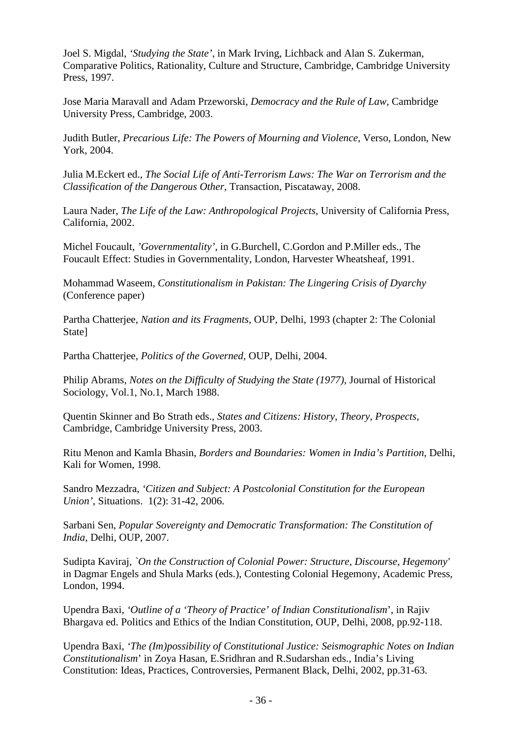Joel S. Migdal, *'Studying the State'*, in Mark Irving, Lichback and Alan S. Zukerman, Comparative Politics, Rationality, Culture and Structure, Cambridge, Cambridge University Press, 1997.

Jose Maria Maravall and Adam Przeworski, *Democracy and the Rule of Law*, Cambridge University Press, Cambridge, 2003.

Judith Butler, *Precarious Life: The Powers of Mourning and Violence*, Verso, London, New York, 2004.

Julia M.Eckert ed., *The Social Life of Anti-Terrorism Laws: The War on Terrorism and the Classification of the Dangerous Other*, Transaction, Piscataway, 2008.

Laura Nader, *The Life of the Law: Anthropological Projects*, University of California Press, California, 2002.

Michel Foucault, *'Governmentality'*, in G.Burchell, C.Gordon and P.Miller eds., The Foucault Effect: Studies in Governmentality, London, Harvester Wheatsheaf, 1991.

Mohammad Waseem, *Constitutionalism in Pakistan: The Lingering Crisis of Dyarchy* (Conference paper)

Partha Chatterjee, *Nation and its Fragments*, OUP, Delhi, 1993 (chapter 2: The Colonial State]

Partha Chatterjee, *Politics of the Governed*, OUP, Delhi, 2004.

Philip Abrams, *Notes on the Difficulty of Studying the State (1977)*, Journal of Historical Sociology, Vol.1, No.1, March 1988.

Quentin Skinner and Bo Strath eds., *States and Citizens: History, Theory, Prospects*, Cambridge, Cambridge University Press, 2003.

Ritu Menon and Kamla Bhasin, *Borders and Boundaries: Women in India's Partition*, Delhi, Kali for Women, 1998.

Sandro Mezzadra, *'Citizen and Subject: A Postcolonial Constitution for the European Union'*, Situations. 1(2): 31-42, 2006.

Sarbani Sen, *Popular Sovereignty and Democratic Transformation: The Constitution of India*, Delhi, OUP, 2007.

Sudipta Kaviraj, *`On the Construction of Colonial Power: Structure, Discourse, Hegemony'* in Dagmar Engels and Shula Marks (eds.), Contesting Colonial Hegemony, Academic Press, London, 1994.

Upendra Baxi, *'Outline of a 'Theory of Practice' of Indian Constitutionalism'*, in Rajiv Bhargava ed. Politics and Ethics of the Indian Constitution, OUP, Delhi, 2008, pp.92-118.

Upendra Baxi, *'The (Im)possibility of Constitutional Justice: Seismographic Notes on Indian Constitutionalism'* in Zoya Hasan, E.Sridhran and R.Sudarshan eds., India's Living Constitution: Ideas, Practices, Controversies, Permanent Black, Delhi, 2002, pp.31-63.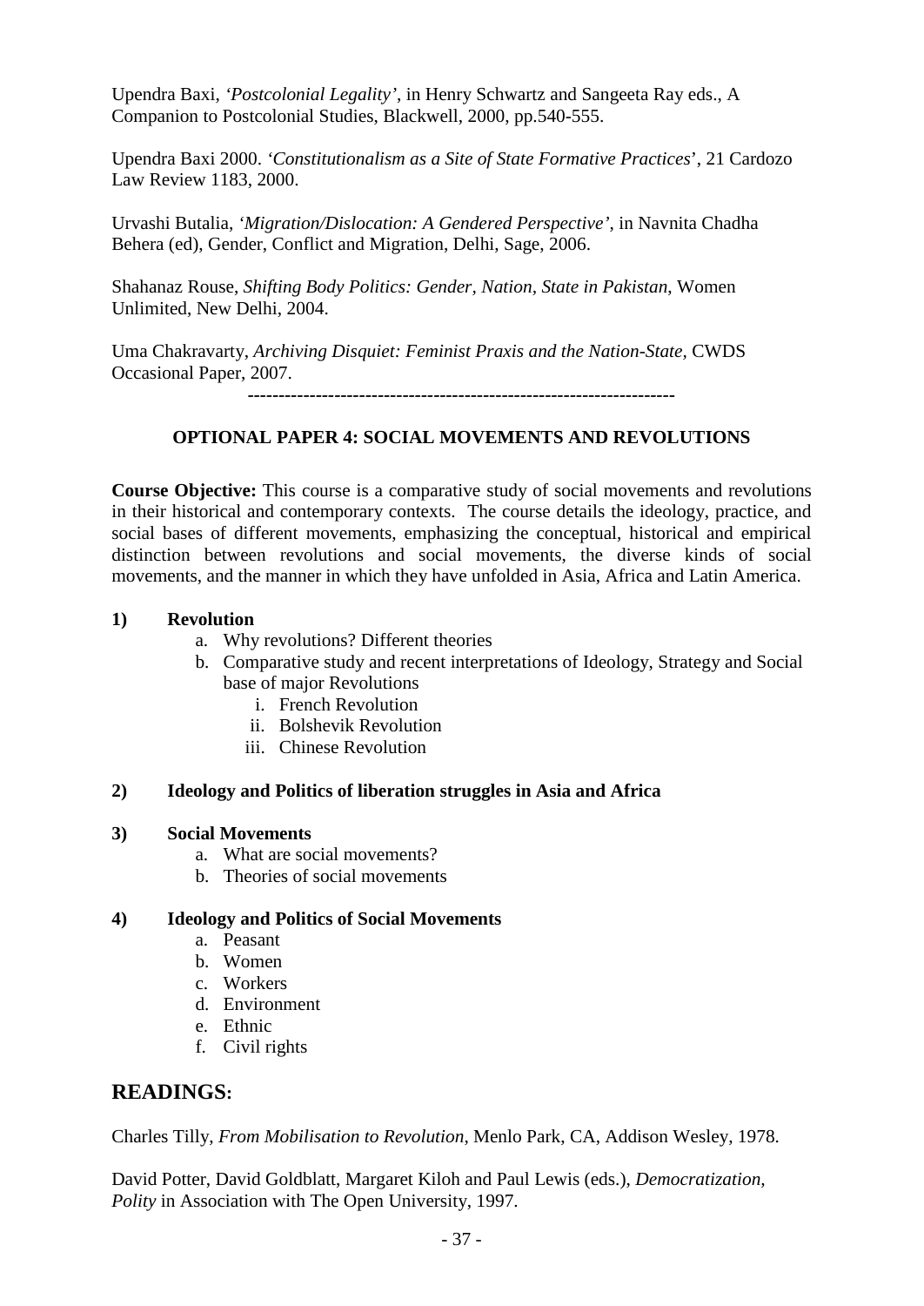Upendra Baxi, *'Postcolonial Legality'*, in Henry Schwartz and Sangeeta Ray eds., A Companion to Postcolonial Studies, Blackwell, 2000, pp.540-555.

Upendra Baxi 2000. '*Constitutionalism as a Site of State Formative Practices*', 21 Cardozo Law Review 1183, 2000.

Urvashi Butalia, *'Migration/Dislocation: A Gendered Perspective'*, in Navnita Chadha Behera (ed), Gender, Conflict and Migration, Delhi, Sage, 2006.

Shahanaz Rouse, *Shifting Body Politics: Gender, Nation, State in Pakistan*, Women Unlimited, New Delhi, 2004.

Uma Chakravarty, *Archiving Disquiet: Feminist Praxis and the Nation-State*, CWDS Occasional Paper, 2007.

--------------------------------------------------------------------

### OPTIONAL PAPER 4: SOCIAL MOVEMENTS AND REVOLUTIONS

**Course Objective:** This course is a comparative study of social movements and revolutions in their historical and contemporary contexts. The course details the ideology, practice, and social bases of different movements, emphasizing the conceptual, historical and empirical distinction between revolutions and social movements, the diverse kinds of social movements, and the manner in which they have unfolded in Asia, Africa and Latin America.

**1) Revolution**

a. Why revolutions? Different theories
b. Comparative study and recent interpretations of Ideology, Strategy and Social base of major Revolutions
   i. French Revolution
   ii. Bolshevik Revolution
   iii. Chinese Revolution

**2) Ideology and Politics of liberation struggles in Asia and Africa**

**3) Social Movements**

a. What are social movements?
b. Theories of social movements

**4) Ideology and Politics of Social Movements**

a. Peasant
b. Women
c. Workers
d. Environment
e. Ethnic
f. Civil rights

## READINGS:

Charles Tilly, *From Mobilisation to Revolution*, Menlo Park, CA, Addison Wesley, 1978.

David Potter, David Goldblatt, Margaret Kiloh and Paul Lewis (eds.), *Democratization, Polity* in Association with The Open University, 1997.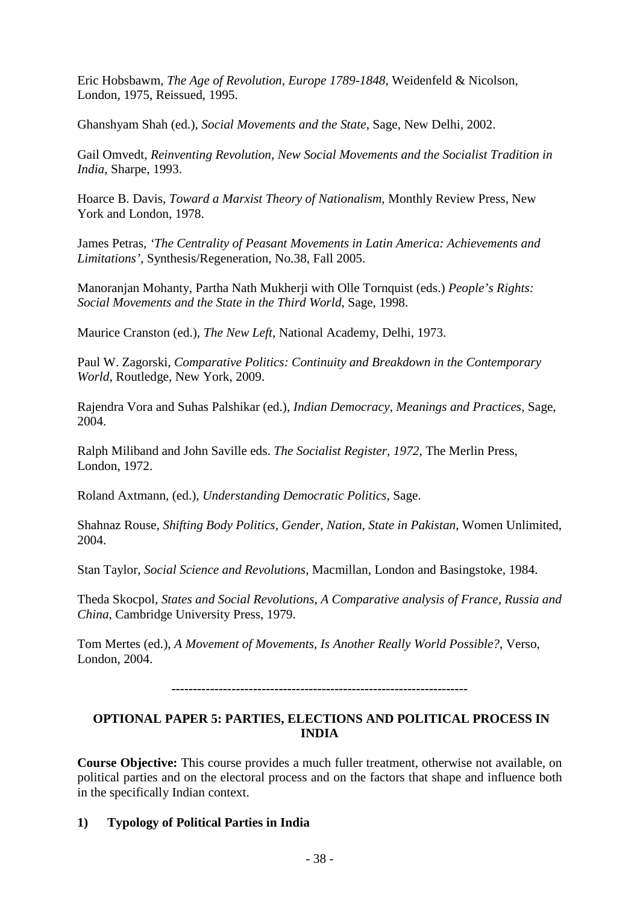Eric Hobsbawm, *The Age of Revolution, Europe 1789-1848*, Weidenfeld & Nicolson, London, 1975, Reissued, 1995.

Ghanshyam Shah (ed.), *Social Movements and the State*, Sage, New Delhi, 2002.

Gail Omvedt, *Reinventing Revolution, New Social Movements and the Socialist Tradition in India*, Sharpe, 1993.

Hoarce B. Davis, *Toward a Marxist Theory of Nationalism*, Monthly Review Press, New York and London, 1978.

James Petras, *'The Centrality of Peasant Movements in Latin America: Achievements and Limitations'*, Synthesis/Regeneration, No.38, Fall 2005.

Manoranjan Mohanty, Partha Nath Mukherji with Olle Tornquist (eds.) *People's Rights: Social Movements and the State in the Third World*, Sage, 1998.

Maurice Cranston (ed.), *The New Left*, National Academy, Delhi, 1973.

Paul W. Zagorski, *Comparative Politics: Continuity and Breakdown in the Contemporary World*, Routledge, New York, 2009.

Rajendra Vora and Suhas Palshikar (ed.), *Indian Democracy, Meanings and Practices*, Sage, 2004.

Ralph Miliband and John Saville eds. *The Socialist Register, 1972*, The Merlin Press, London, 1972.

Roland Axtmann, (ed.), *Understanding Democratic Politics*, Sage.

Shahnaz Rouse, *Shifting Body Politics, Gender, Nation, State in Pakistan*, Women Unlimited, 2004.

Stan Taylor, *Social Science and Revolutions*, Macmillan, London and Basingstoke, 1984.

Theda Skocpol, *States and Social Revolutions, A Comparative analysis of France, Russia and China*, Cambridge University Press, 1979.

Tom Mertes (ed.), *A Movement of Movements, Is Another Really World Possible?*, Verso, London, 2004.

---

## OPTIONAL PAPER 5: PARTIES, ELECTIONS AND POLITICAL PROCESS IN INDIA

**Course Objective:** This course provides a much fuller treatment, otherwise not available, on political parties and on the electoral process and on the factors that shape and influence both in the specifically Indian context.

**1) Typology of Political Parties in India**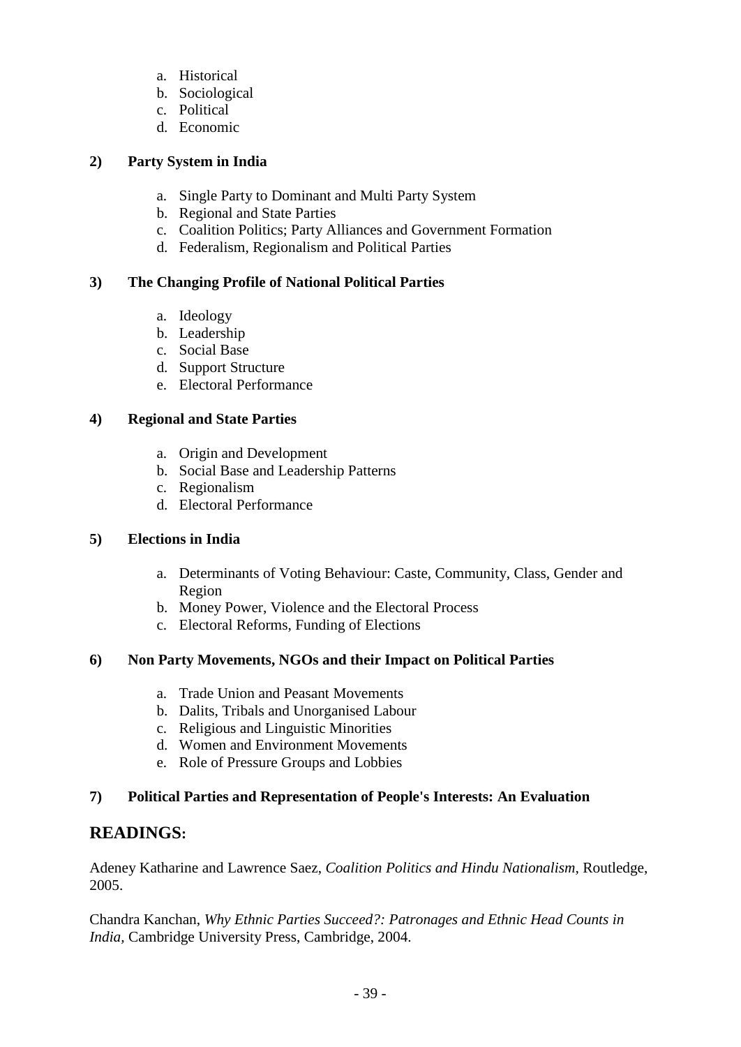a. Historical
b. Sociological
c. Political
d. Economic

**2) Party System in India**

a. Single Party to Dominant and Multi Party System
b. Regional and State Parties
c. Coalition Politics; Party Alliances and Government Formation
d. Federalism, Regionalism and Political Parties

**3) The Changing Profile of National Political Parties**

a. Ideology
b. Leadership
c. Social Base
d. Support Structure
e. Electoral Performance

**4) Regional and State Parties**

a. Origin and Development
b. Social Base and Leadership Patterns
c. Regionalism
d. Electoral Performance

**5) Elections in India**

a. Determinants of Voting Behaviour: Caste, Community, Class, Gender and Region
b. Money Power, Violence and the Electoral Process
c. Electoral Reforms, Funding of Elections

**6) Non Party Movements, NGOs and their Impact on Political Parties**

a. Trade Union and Peasant Movements
b. Dalits, Tribals and Unorganised Labour
c. Religious and Linguistic Minorities
d. Women and Environment Movements
e. Role of Pressure Groups and Lobbies

**7) Political Parties and Representation of People's Interests: An Evaluation**

## READINGS:

Adeney Katharine and Lawrence Saez, *Coalition Politics and Hindu Nationalism*, Routledge, 2005.

Chandra Kanchan, *Why Ethnic Parties Succeed?: Patronages and Ethnic Head Counts in India,* Cambridge University Press, Cambridge, 2004.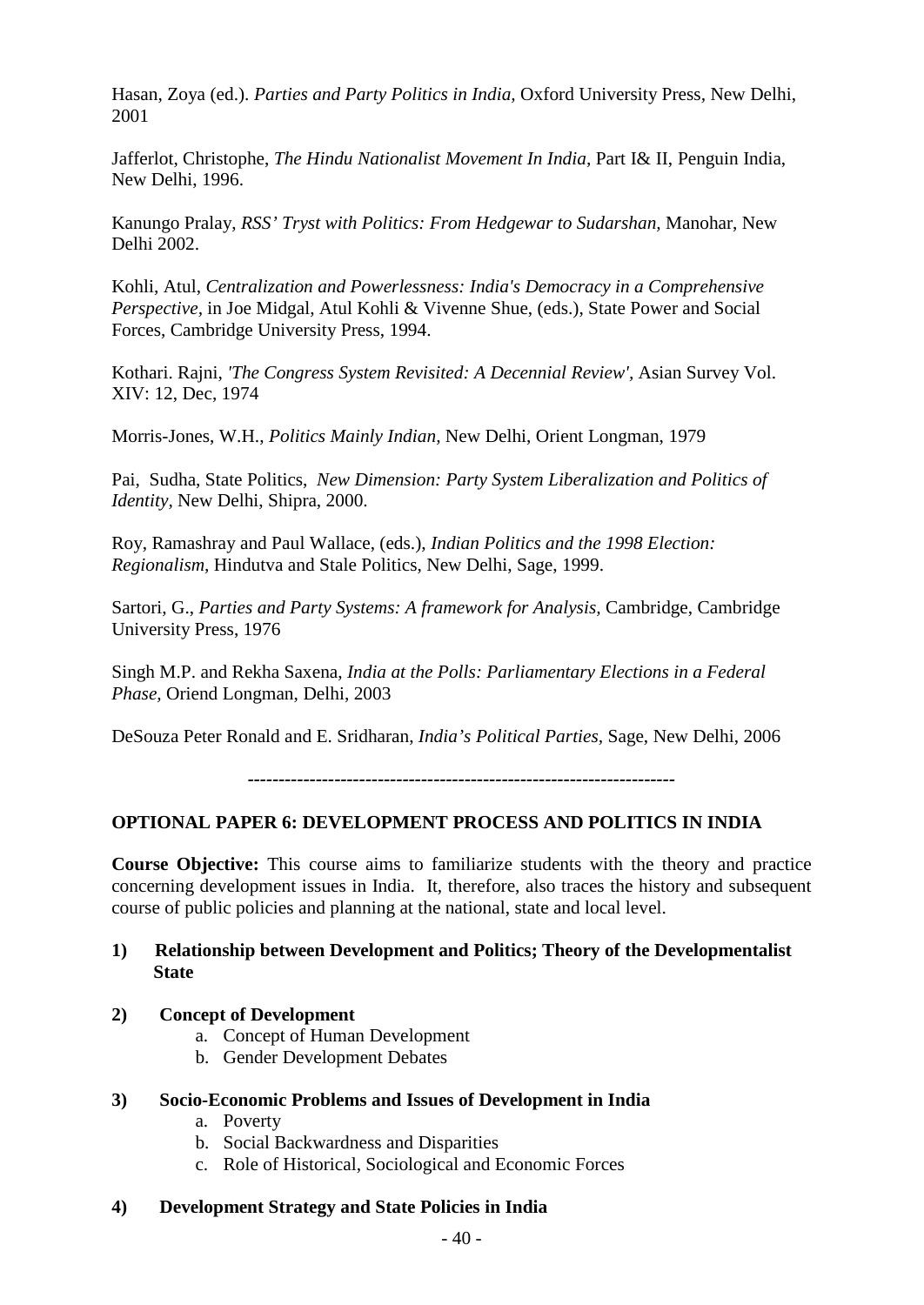Hasan, Zoya (ed.). *Parties and Party Politics in India,* Oxford University Press, New Delhi, 2001

Jafferlot, Christophe, *The Hindu Nationalist Movement In India,* Part I& II, Penguin India, New Delhi, 1996.

Kanungo Pralay, *RSS' Tryst with Politics: From Hedgewar to Sudarshan,* Manohar, New Delhi 2002.

Kohli, Atul, *Centralization and Powerlessness: India's Democracy in a Comprehensive Perspective,* in Joe Midgal, Atul Kohli & Vivenne Shue, (eds.), State Power and Social Forces, Cambridge University Press, 1994.

Kothari. Rajni, *'The Congress System Revisited: A Decennial Review',* Asian Survey Vol. XIV: 12, Dec, 1974

Morris-Jones, W.H., *Politics Mainly Indian,* New Delhi, Orient Longman, 1979

Pai, Sudha, State Politics, *New Dimension: Party System Liberalization and Politics of Identity,* New Delhi, Shipra, 2000.

Roy, Ramashray and Paul Wallace, (eds.), *Indian Politics and the 1998 Election: Regionalism,* Hindutva and Stale Politics, New Delhi, Sage, 1999.

Sartori, G., *Parties and Party Systems: A framework for Analysis,* Cambridge, Cambridge University Press, 1976

Singh M.P. and Rekha Saxena, *India at the Polls: Parliamentary Elections in a Federal Phase,* Oriend Longman, Delhi, 2003

DeSouza Peter Ronald and E. Sridharan, *India's Political Parties,* Sage, New Delhi, 2006

---

## OPTIONAL PAPER 6: DEVELOPMENT PROCESS AND POLITICS IN INDIA

**Course Objective:** This course aims to familiarize students with the theory and practice concerning development issues in India. It, therefore, also traces the history and subsequent course of public policies and planning at the national, state and local level.

**1) Relationship between Development and Politics; Theory of the Developmentalist State**

**2) Concept of Development**

a. Concept of Human Development
b. Gender Development Debates

**3) Socio-Economic Problems and Issues of Development in India**

a. Poverty
b. Social Backwardness and Disparities
c. Role of Historical, Sociological and Economic Forces

**4) Development Strategy and State Policies in India**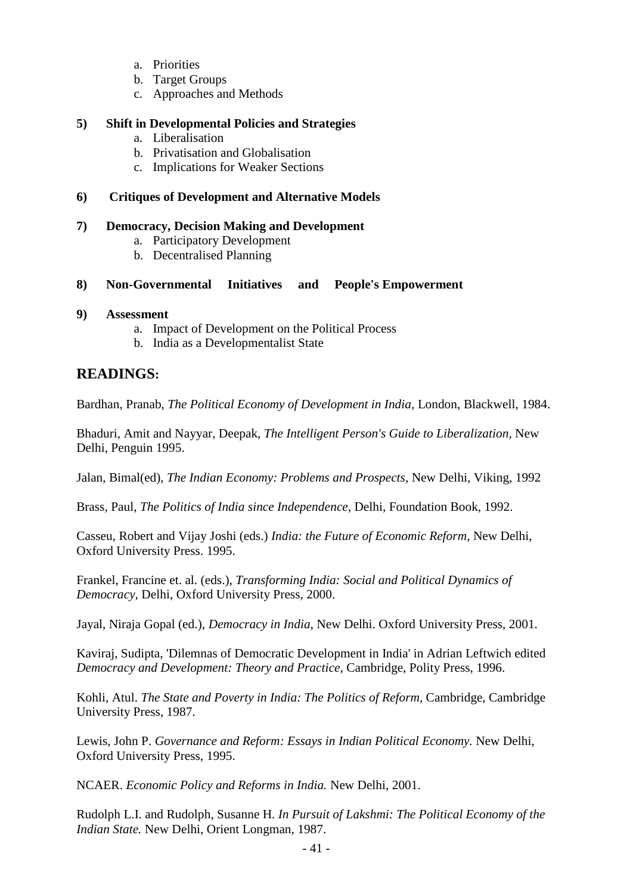a. Priorities
   b. Target Groups
   c. Approaches and Methods

**5) Shift in Developmental Policies and Strategies**

   a. Liberalisation
   b. Privatisation and Globalisation
   c. Implications for Weaker Sections

**6) Critiques of Development and Alternative Models**

**7) Democracy, Decision Making and Development**

   a. Participatory Development
   b. Decentralised Planning

**8) Non-Governmental Initiatives and People's Empowerment**

**9) Assessment**

   a. Impact of Development on the Political Process
   b. India as a Developmentalist State

## READINGS:

Bardhan, Pranab, *The Political Economy of Development in India*, London, Blackwell, 1984.

Bhaduri, Amit and Nayyar, Deepak, *The Intelligent Person's Guide to Liberalization,* New Delhi, Penguin 1995.

Jalan, Bimal(ed), *The Indian Economy: Problems and Prospects,* New Delhi, Viking, 1992

Brass, Paul, *The Politics of India since Independence,* Delhi, Foundation Book, 1992.

Casseu, Robert and Vijay Joshi (eds.) *India: the Future of Economic Reform,* New Delhi, Oxford University Press. 1995.

Frankel, Francine et. al. (eds.), *Transforming India: Social and Political Dynamics of Democracy*, Delhi, Oxford University Press, 2000.

Jayal, Niraja Gopal (ed.), *Democracy in India,* New Delhi. Oxford University Press, 2001.

Kaviraj, Sudipta, 'Dilemnas of Democratic Development in India' in Adrian Leftwich edited *Democracy and Development: Theory and Practice,* Cambridge, Polity Press, 1996.

Kohli, Atul. *The State and Poverty in India: The Politics of Reform,* Cambridge, Cambridge University Press, 1987.

Lewis, John P. *Governance and Reform: Essays in Indian Political Economy.* New Delhi, Oxford University Press, 1995.

NCAER. *Economic Policy and Reforms in India.* New Delhi, 2001.

Rudolph L.I. and Rudolph, Susanne H. *In Pursuit of Lakshmi: The Political Economy of the Indian State.* New Delhi, Orient Longman, 1987.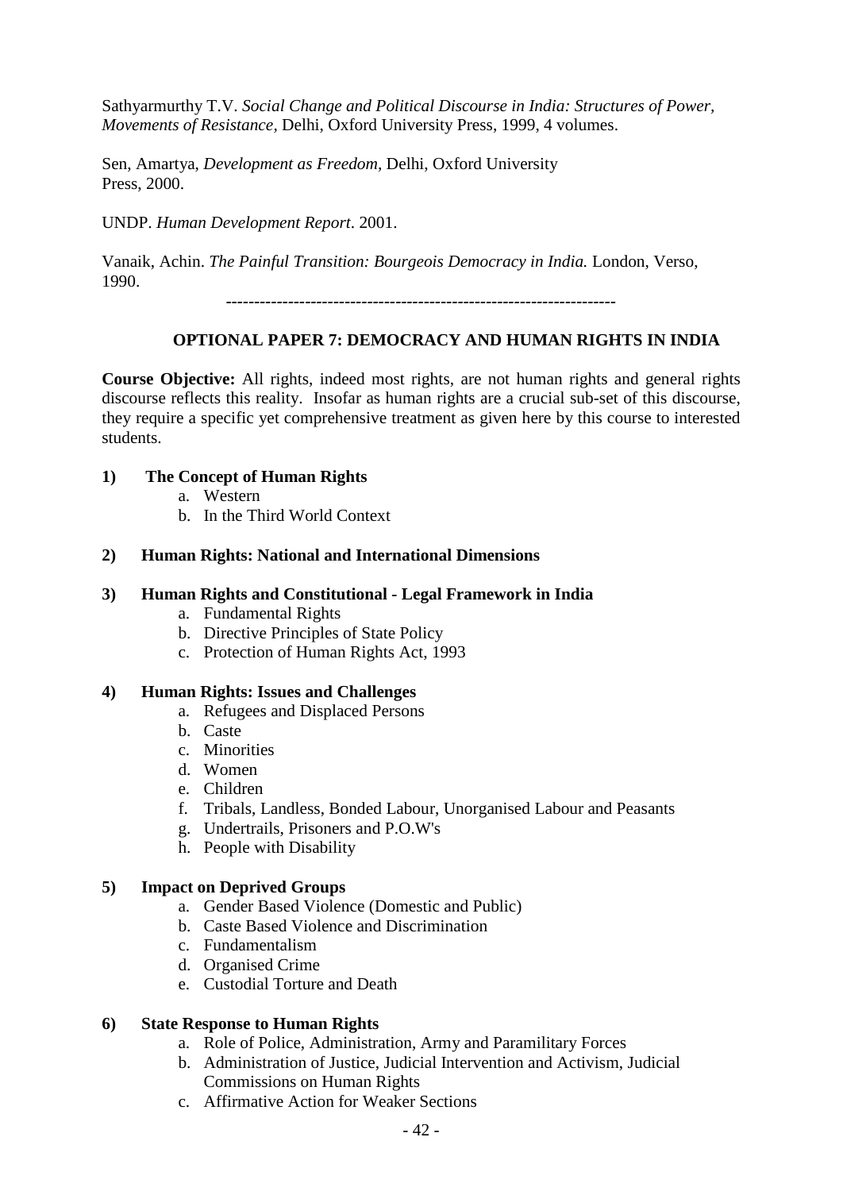Sathyarmurthy T.V. *Social Change and Political Discourse in India: Structures of Power, Movements of Resistance*, Delhi, Oxford University Press, 1999, 4 volumes.

Sen, Amartya, *Development as Freedom*, Delhi, Oxford University Press, 2000.

UNDP. *Human Development Report*. 2001.

Vanaik, Achin. *The Painful Transition: Bourgeois Democracy in India.* London, Verso, 1990.

---

## OPTIONAL PAPER 7: DEMOCRACY AND HUMAN RIGHTS IN INDIA

**Course Objective:** All rights, indeed most rights, are not human rights and general rights discourse reflects this reality. Insofar as human rights are a crucial sub-set of this discourse, they require a specific yet comprehensive treatment as given here by this course to interested students.

**1) The Concept of Human Rights**

a. Western
b. In the Third World Context

**2) Human Rights: National and International Dimensions**

**3) Human Rights and Constitutional - Legal Framework in India**

a. Fundamental Rights
b. Directive Principles of State Policy
c. Protection of Human Rights Act, 1993

**4) Human Rights: Issues and Challenges**

a. Refugees and Displaced Persons
b. Caste
c. Minorities
d. Women
e. Children
f. Tribals, Landless, Bonded Labour, Unorganised Labour and Peasants
g. Undertrails, Prisoners and P.O.W's
h. People with Disability

**5) Impact on Deprived Groups**

a. Gender Based Violence (Domestic and Public)
b. Caste Based Violence and Discrimination
c. Fundamentalism
d. Organised Crime
e. Custodial Torture and Death

**6) State Response to Human Rights**

a. Role of Police, Administration, Army and Paramilitary Forces
b. Administration of Justice, Judicial Intervention and Activism, Judicial Commissions on Human Rights
c. Affirmative Action for Weaker Sections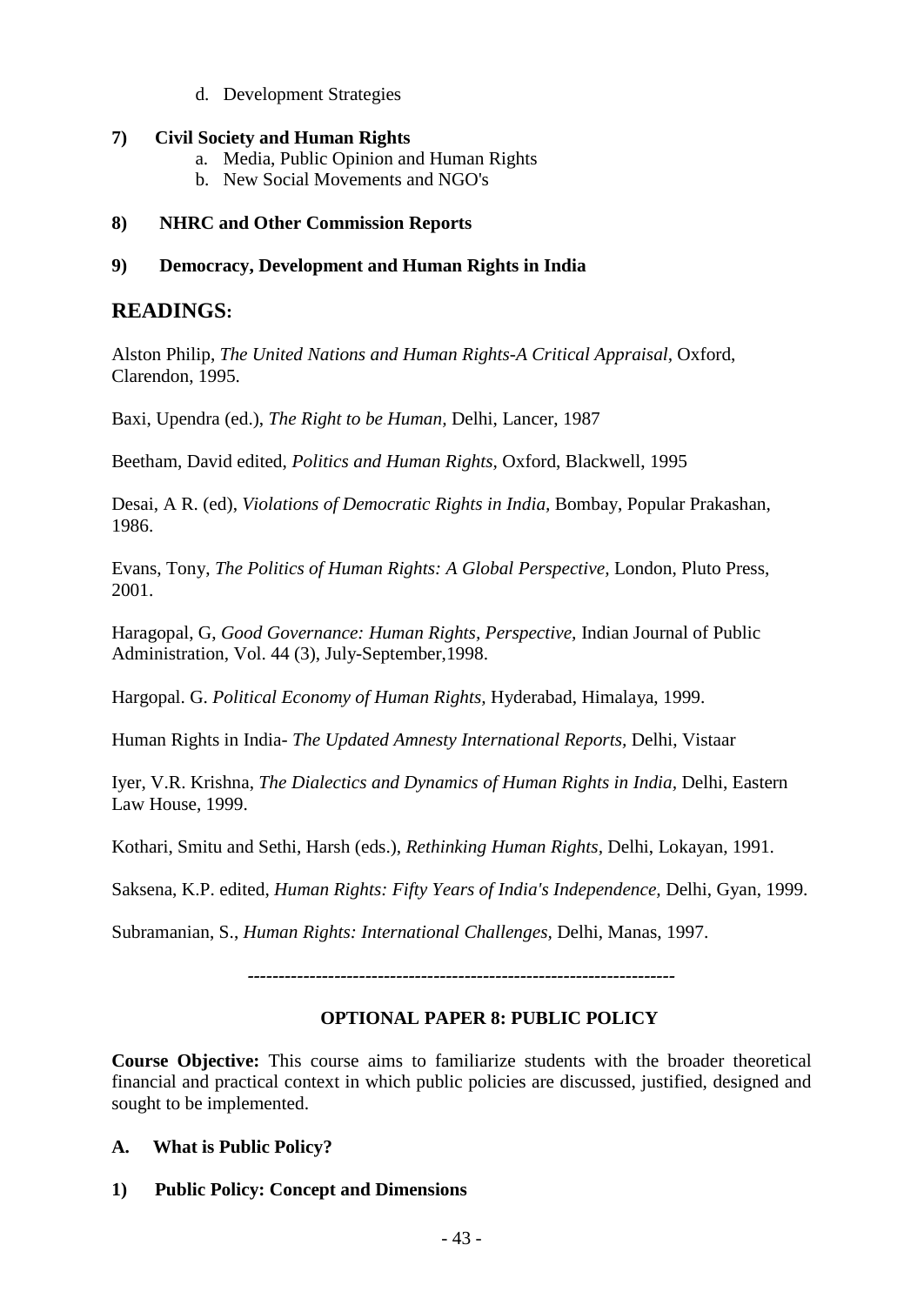d. Development Strategies

**7) Civil Society and Human Rights**

a. Media, Public Opinion and Human Rights
b. New Social Movements and NGO's

**8) NHRC and Other Commission Reports**

**9) Democracy, Development and Human Rights in India**

## READINGS:

Alston Philip, *The United Nations and Human Rights-A Critical Appraisal,* Oxford, Clarendon, 1995.

Baxi, Upendra (ed.), *The Right to be Human,* Delhi, Lancer, 1987

Beetham, David edited, *Politics and Human Rights,* Oxford, Blackwell, 1995

Desai, A R. (ed), *Violations of Democratic Rights in India,* Bombay, Popular Prakashan, 1986.

Evans, Tony, *The Politics of Human Rights: A Global Perspective,* London, Pluto Press, 2001.

Haragopal, G, *Good Governance: Human Rights, Perspective,* Indian Journal of Public Administration, Vol. 44 (3), July-September,1998.

Hargopal. G. *Political Economy of Human Rights,* Hyderabad, Himalaya, 1999.

Human Rights in India- *The Updated Amnesty International Reports,* Delhi, Vistaar

Iyer, V.R. Krishna, *The Dialectics and Dynamics of Human Rights in India*, Delhi, Eastern Law House, 1999.

Kothari, Smitu and Sethi, Harsh (eds.), *Rethinking Human Rights,* Delhi, Lokayan, 1991.

Saksena, K.P. edited, *Human Rights: Fifty Years of India's Independence,* Delhi, Gyan, 1999.

Subramanian, S., *Human Rights: International Challenges,* Delhi, Manas, 1997.

---

## OPTIONAL PAPER 8: PUBLIC POLICY

**Course Objective:** This course aims to familiarize students with the broader theoretical financial and practical context in which public policies are discussed, justified, designed and sought to be implemented.

**A. What is Public Policy?**

**1) Public Policy: Concept and Dimensions**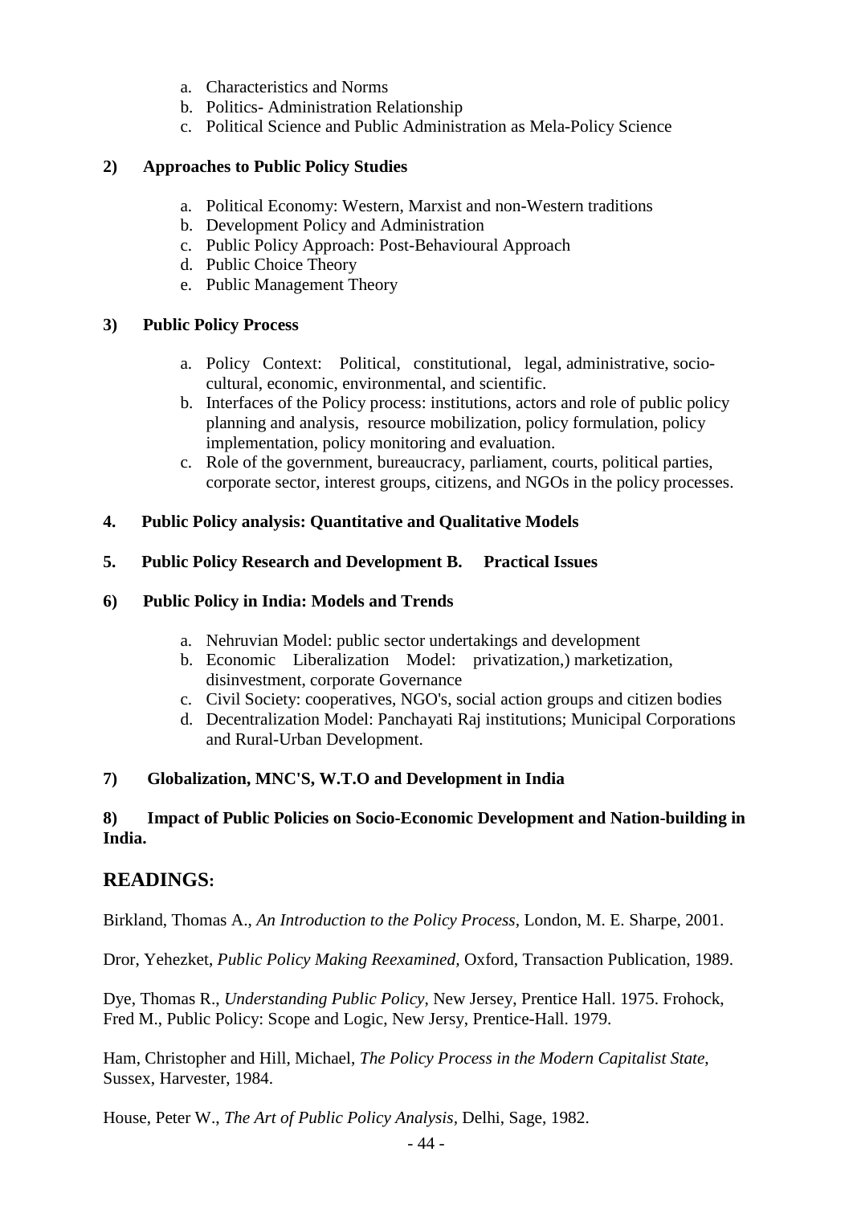a. Characteristics and Norms
b. Politics- Administration Relationship
c. Political Science and Public Administration as Mela-Policy Science

**2) Approaches to Public Policy Studies**

a. Political Economy: Western, Marxist and non-Western traditions
b. Development Policy and Administration
c. Public Policy Approach: Post-Behavioural Approach
d. Public Choice Theory
e. Public Management Theory

**3) Public Policy Process**

a. Policy Context: Political, constitutional, legal, administrative, socio-cultural, economic, environmental, and scientific.
b. Interfaces of the Policy process: institutions, actors and role of public policy planning and analysis, resource mobilization, policy formulation, policy implementation, policy monitoring and evaluation.
c. Role of the government, bureaucracy, parliament, courts, political parties, corporate sector, interest groups, citizens, and NGOs in the policy processes.

**4. Public Policy analysis: Quantitative and Qualitative Models**

**5. Public Policy Research and Development B. Practical Issues**

**6) Public Policy in India: Models and Trends**

a. Nehruvian Model: public sector undertakings and development
b. Economic Liberalization Model: privatization,) marketization, disinvestment, corporate Governance
c. Civil Society: cooperatives, NGO's, social action groups and citizen bodies
d. Decentralization Model: Panchayati Raj institutions; Municipal Corporations and Rural-Urban Development.

**7) Globalization, MNC'S, W.T.O and Development in India**

**8) Impact of Public Policies on Socio-Economic Development and Nation-building in India.**

## READINGS:

Birkland, Thomas A., *An Introduction to the Policy Process,* London, M. E. Sharpe, 2001.

Dror, Yehezket, *Public Policy Making Reexamined,* Oxford, Transaction Publication, 1989.

Dye, Thomas R., *Understanding Public Policy*, New Jersey, Prentice Hall. 1975. Frohock, Fred M., Public Policy: Scope and Logic, New Jersy, Prentice-Hall. 1979.

Ham, Christopher and Hill, Michael, *The Policy Process in the Modern Capitalist State*, Sussex, Harvester, 1984.

House, Peter W., *The Art of Public Policy Analysis*, Delhi, Sage, 1982.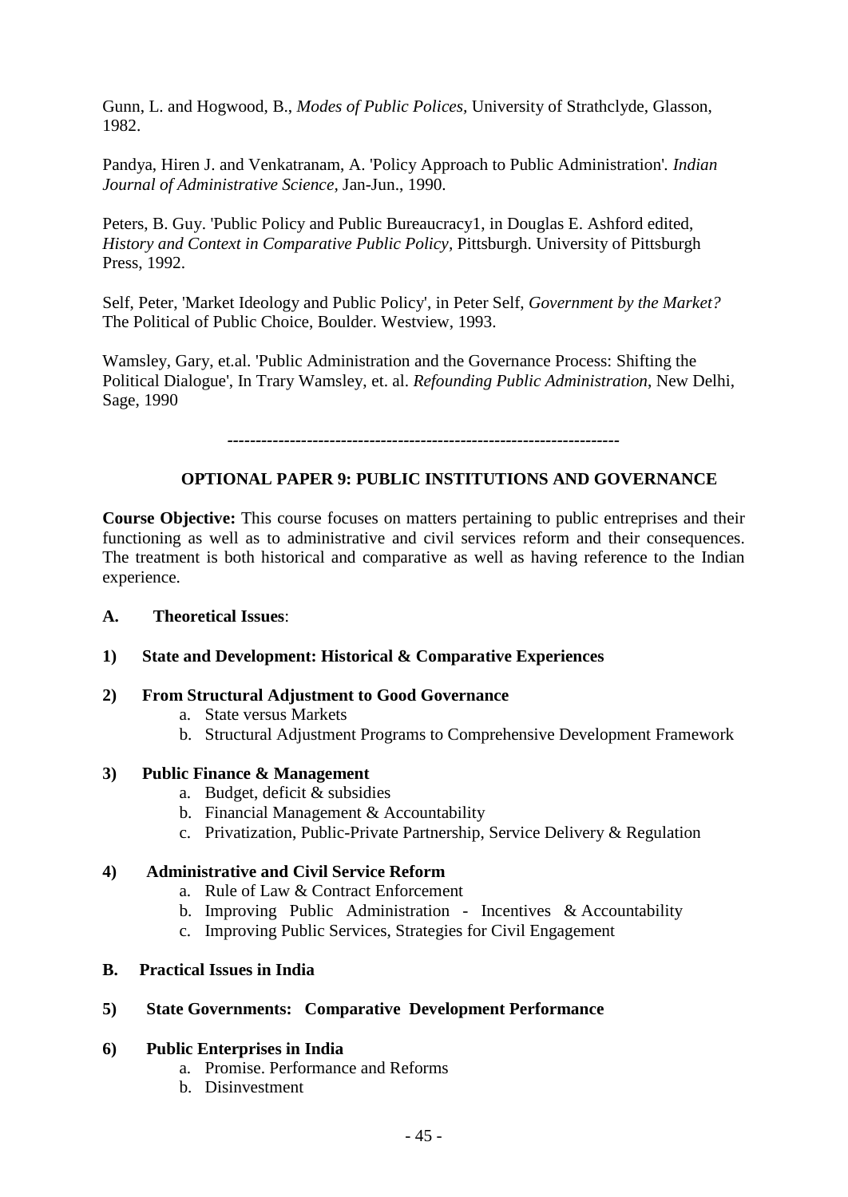Gunn, L. and Hogwood, B., *Modes of Public Polices,* University of Strathclyde, Glasson, 1982.

Pandya, Hiren J. and Venkatranam, A. 'Policy Approach to Public Administration'. *Indian Journal of Administrative Science*, Jan-Jun., 1990.

Peters, B. Guy. 'Public Policy and Public Bureaucracy1, in Douglas E. Ashford edited, *History and Context in Comparative Public Policy*, Pittsburgh. University of Pittsburgh Press, 1992.

Self, Peter, 'Market Ideology and Public Policy', in Peter Self, *Government by the Market?* The Political of Public Choice, Boulder. Westview, 1993.

Wamsley, Gary, et.al. 'Public Administration and the Governance Process: Shifting the Political Dialogue', In Trary Wamsley, et. al. *Refounding Public Administration*, New Delhi, Sage, 1990

---

## OPTIONAL PAPER 9: PUBLIC INSTITUTIONS AND GOVERNANCE

**Course Objective:** This course focuses on matters pertaining to public entreprises and their functioning as well as to administrative and civil services reform and their consequences. The treatment is both historical and comparative as well as having reference to the Indian experience.

**A. Theoretical Issues**:

**1) State and Development: Historical & Comparative Experiences**

**2) From Structural Adjustment to Good Governance**

a. State versus Markets
b. Structural Adjustment Programs to Comprehensive Development Framework

**3) Public Finance & Management**

a. Budget, deficit & subsidies
b. Financial Management & Accountability
c. Privatization, Public-Private Partnership, Service Delivery & Regulation

**4) Administrative and Civil Service Reform**

a. Rule of Law & Contract Enforcement
b. Improving Public Administration - Incentives & Accountability
c. Improving Public Services, Strategies for Civil Engagement

**B. Practical Issues in India**

**5) State Governments: Comparative Development Performance**

**6) Public Enterprises in India**

a. Promise. Performance and Reforms
b. Disinvestment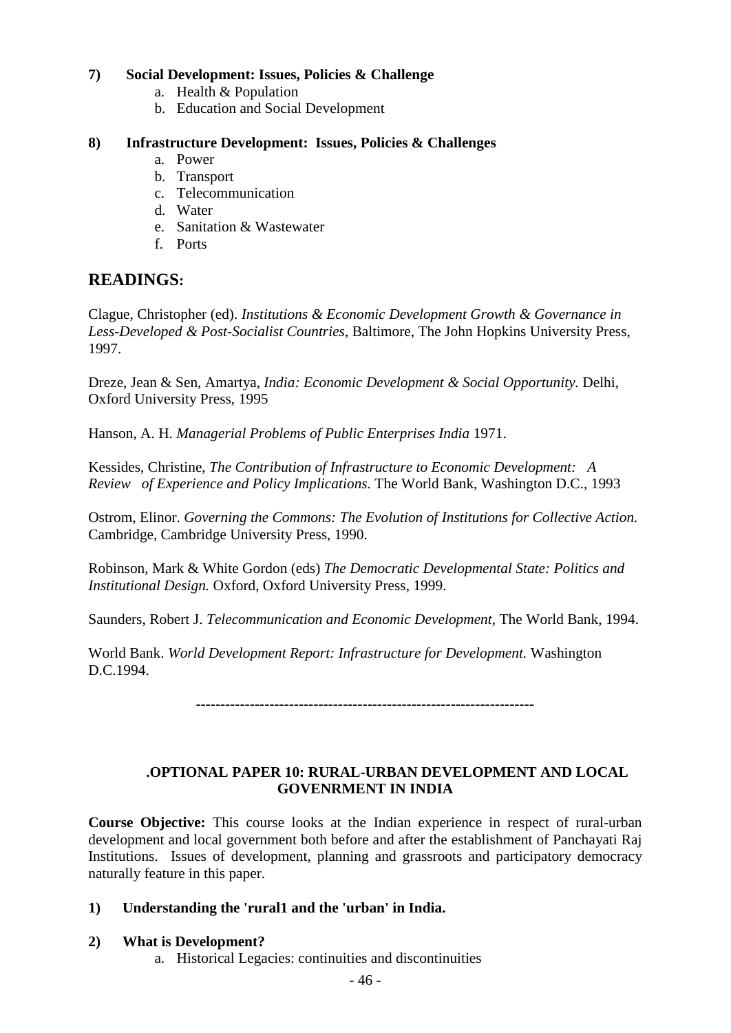**7) Social Development: Issues, Policies & Challenge**

a. Health & Population
b. Education and Social Development

**8) Infrastructure Development: Issues, Policies & Challenges**

a. Power
b. Transport
c. Telecommunication
d. Water
e. Sanitation & Wastewater
f. Ports

## READINGS:

Clague, Christopher (ed). *Institutions & Economic Development Growth & Governance in Less-Developed & Post-Socialist Countries,* Baltimore, The John Hopkins University Press, 1997.

Dreze, Jean & Sen, Amartya, *India: Economic Development & Social Opportunity.* Delhi, Oxford University Press, 1995

Hanson, A. H. *Managerial Problems of Public Enterprises India* 1971.

Kessides, Christine, *The Contribution of Infrastructure to Economic Development: A Review of Experience and Policy Implications.* The World Bank, Washington D.C., 1993

Ostrom, Elinor. *Governing the Commons: The Evolution of Institutions for Collective Action.* Cambridge, Cambridge University Press, 1990.

Robinson, Mark & White Gordon (eds) *The Democratic Developmental State: Politics and Institutional Design.* Oxford, Oxford University Press, 1999.

Saunders, Robert J. *Telecommunication and Economic Development,* The World Bank, 1994.

World Bank. *World Development Report: Infrastructure for Development.* Washington D.C.1994.

---

### .OPTIONAL PAPER 10: RURAL-URBAN DEVELOPMENT AND LOCAL GOVENRMENT IN INDIA

**Course Objective:** This course looks at the Indian experience in respect of rural-urban development and local government both before and after the establishment of Panchayati Raj Institutions. Issues of development, planning and grassroots and participatory democracy naturally feature in this paper.

**1) Understanding the 'rural1 and the 'urban' in India.**

**2) What is Development?**

a. Historical Legacies: continuities and discontinuities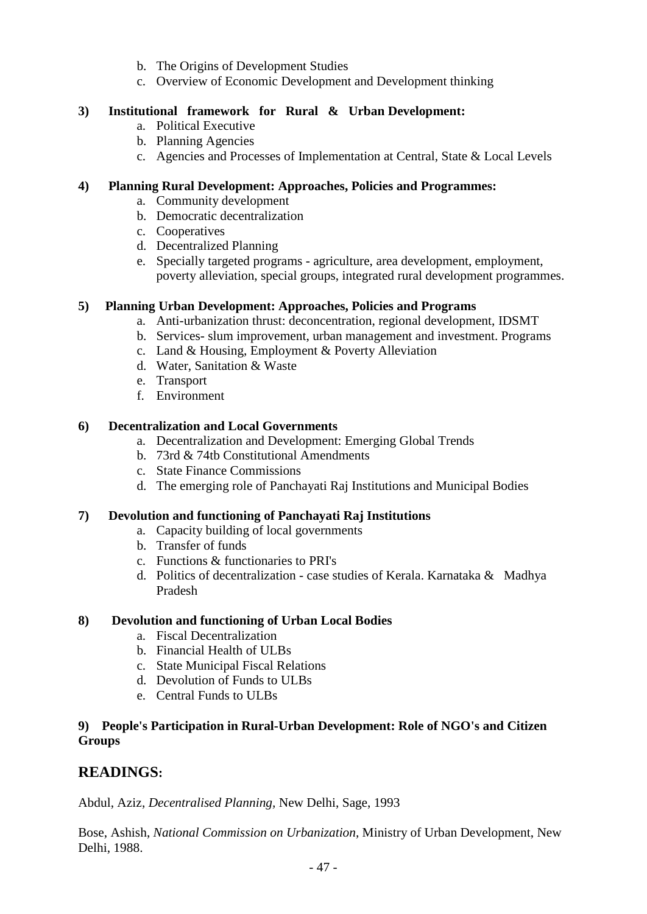b. The Origins of Development Studies
   c. Overview of Economic Development and Development thinking

**3) Institutional framework for Rural & Urban Development:**

   a. Political Executive
   b. Planning Agencies
   c. Agencies and Processes of Implementation at Central, State & Local Levels

**4) Planning Rural Development: Approaches, Policies and Programmes:**

   a. Community development
   b. Democratic decentralization
   c. Cooperatives
   d. Decentralized Planning
   e. Specially targeted programs - agriculture, area development, employment, poverty alleviation, special groups, integrated rural development programmes.

**5) Planning Urban Development: Approaches, Policies and Programs**

   a. Anti-urbanization thrust: deconcentration, regional development, IDSMT
   b. Services- slum improvement, urban management and investment. Programs
   c. Land & Housing, Employment & Poverty Alleviation
   d. Water, Sanitation & Waste
   e. Transport
   f. Environment

**6) Decentralization and Local Governments**

   a. Decentralization and Development: Emerging Global Trends
   b. 73rd & 74tb Constitutional Amendments
   c. State Finance Commissions
   d. The emerging role of Panchayati Raj Institutions and Municipal Bodies

**7) Devolution and functioning of Panchayati Raj Institutions**

   a. Capacity building of local governments
   b. Transfer of funds
   c. Functions & functionaries to PRI's
   d. Politics of decentralization - case studies of Kerala. Karnataka & Madhya Pradesh

**8) Devolution and functioning of Urban Local Bodies**

   a. Fiscal Decentralization
   b. Financial Health of ULBs
   c. State Municipal Fiscal Relations
   d. Devolution of Funds to ULBs
   e. Central Funds to ULBs

**9) People's Participation in Rural-Urban Development: Role of NGO's and Citizen Groups**

## READINGS:

Abdul, Aziz, *Decentralised Planning*, New Delhi, Sage, 1993

Bose, Ashish, *National Commission on Urbanization*, Ministry of Urban Development, New Delhi, 1988.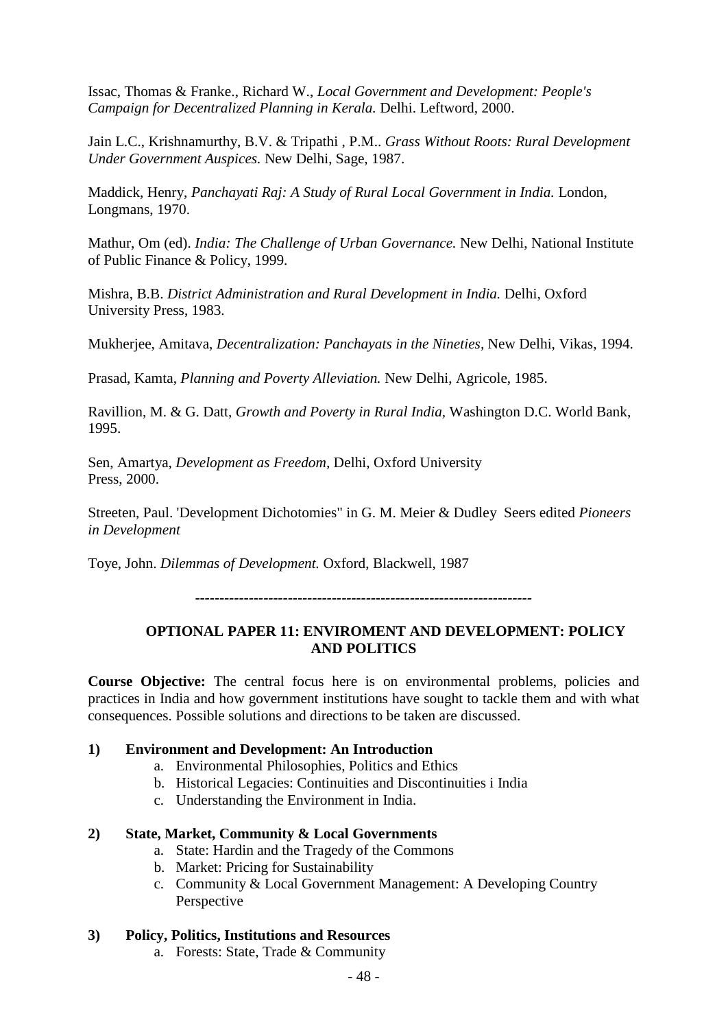Issac, Thomas & Franke., Richard W., *Local Government and Development: People's Campaign for Decentralized Planning in Kerala.* Delhi. Leftword, 2000.

Jain L.C., Krishnamurthy, B.V. & Tripathi , P.M.. *Grass Without Roots: Rural Development Under Government Auspices.* New Delhi, Sage, 1987.

Maddick, Henry, *Panchayati Raj: A Study of Rural Local Government in India.* London, Longmans, 1970.

Mathur, Om (ed). *India: The Challenge of Urban Governance.* New Delhi, National Institute of Public Finance & Policy, 1999.

Mishra, B.B. *District Administration and Rural Development in India.* Delhi, Oxford University Press, 1983.

Mukherjee, Amitava, *Decentralization: Panchayats in the Nineties,* New Delhi, Vikas, 1994.

Prasad, Kamta, *Planning and Poverty Alleviation.* New Delhi, Agricole, 1985.

Ravillion, M. & G. Datt, *Growth and Poverty in Rural India,* Washington D.C. World Bank, 1995.

Sen, Amartya, *Development as Freedom,* Delhi, Oxford University Press, 2000.

Streeten, Paul. 'Development Dichotomies" in G. M. Meier & Dudley Seers edited *Pioneers in Development*

Toye, John. *Dilemmas of Development.* Oxford, Blackwell, 1987

---

## OPTIONAL PAPER 11: ENVIROMENT AND DEVELOPMENT: POLICY AND POLITICS

**Course Objective:** The central focus here is on environmental problems, policies and practices in India and how government institutions have sought to tackle them and with what consequences. Possible solutions and directions to be taken are discussed.

**1) Environment and Development: An Introduction**

a. Environmental Philosophies, Politics and Ethics
b. Historical Legacies: Continuities and Discontinuities i India
c. Understanding the Environment in India.

**2) State, Market, Community & Local Governments**

a. State: Hardin and the Tragedy of the Commons
b. Market: Pricing for Sustainability
c. Community & Local Government Management: A Developing Country Perspective

**3) Policy, Politics, Institutions and Resources**

a. Forests: State, Trade & Community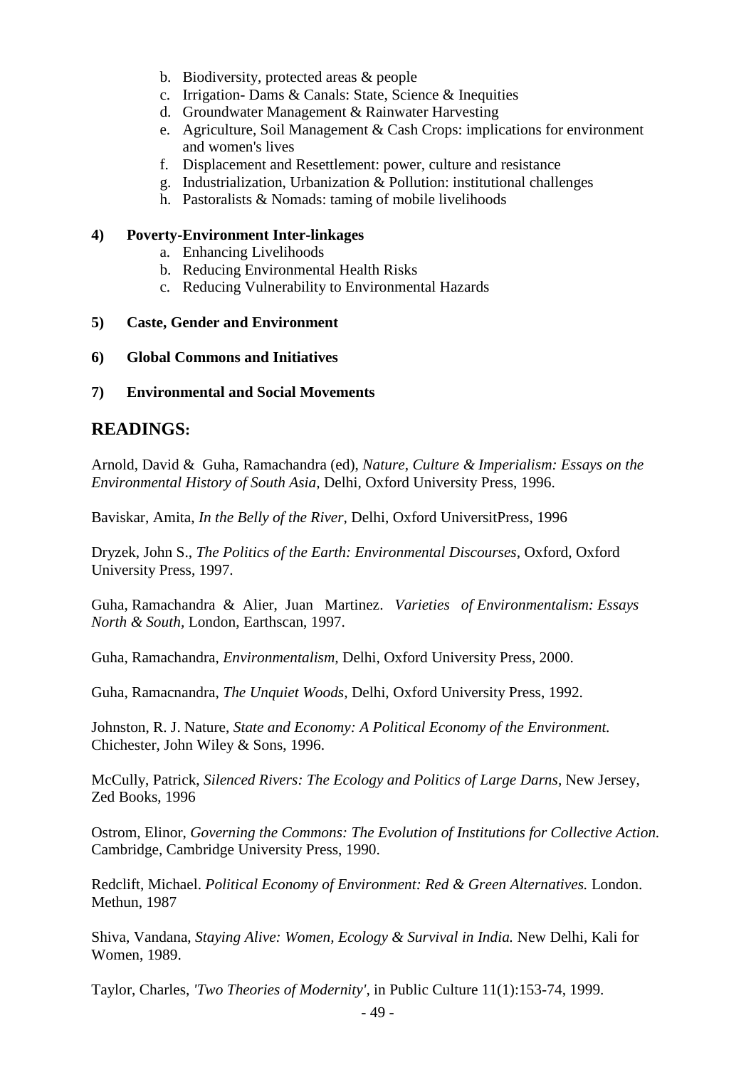b. Biodiversity, protected areas & people
   c. Irrigation- Dams & Canals: State, Science & Inequities
   d. Groundwater Management & Rainwater Harvesting
   e. Agriculture, Soil Management & Cash Crops: implications for environment and women's lives
   f. Displacement and Resettlement: power, culture and resistance
   g. Industrialization, Urbanization & Pollution: institutional challenges
   h. Pastoralists & Nomads: taming of mobile livelihoods

**4) Poverty-Environment Inter-linkages**

   a. Enhancing Livelihoods
   b. Reducing Environmental Health Risks
   c. Reducing Vulnerability to Environmental Hazards

**5) Caste, Gender and Environment**

**6) Global Commons and Initiatives**

**7) Environmental and Social Movements**

## READINGS:

Arnold, David & Guha, Ramachandra (ed), *Nature, Culture & Imperialism: Essays on the Environmental History of South Asia,* Delhi, Oxford University Press, 1996.

Baviskar, Amita, *In the Belly of the River,* Delhi, Oxford UniversitPress, 1996

Dryzek, John S., *The Politics of the Earth: Environmental Discourses,* Oxford, Oxford University Press, 1997.

Guha, Ramachandra & Alier, Juan Martinez. *Varieties of Environmentalism: Essays North & South,* London, Earthscan, 1997.

Guha, Ramachandra, *Environmentalism,* Delhi, Oxford University Press, 2000.

Guha, Ramacnandra, *The Unquiet Woods,* Delhi, Oxford University Press, 1992.

Johnston, R. J. Nature, *State and Economy: A Political Economy of the Environment.* Chichester, John Wiley & Sons, 1996.

McCully, Patrick, *Silenced Rivers: The Ecology and Politics of Large Darns,* New Jersey, Zed Books, 1996

Ostrom, Elinor, *Governing the Commons: The Evolution of Institutions for Collective Action.* Cambridge, Cambridge University Press, 1990.

Redclift, Michael. *Political Economy of Environment: Red & Green Alternatives.* London. Methun, 1987

Shiva, Vandana, *Staying Alive: Women, Ecology & Survival in India.* New Delhi, Kali for Women, 1989.

Taylor, Charles, *'Two Theories of Modernity',* in Public Culture 11(1):153-74, 1999.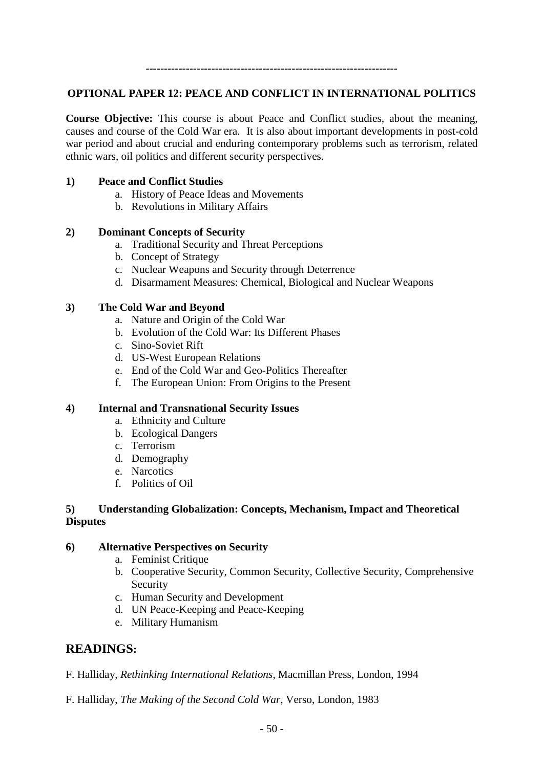---

**OPTIONAL PAPER 12: PEACE AND CONFLICT IN INTERNATIONAL POLITICS**

**Course Objective:** This course is about Peace and Conflict studies, about the meaning, causes and course of the Cold War era. It is also about important developments in post-cold war period and about crucial and enduring contemporary problems such as terrorism, related ethnic wars, oil politics and different security perspectives.

**1) Peace and Conflict Studies**

a. History of Peace Ideas and Movements
b. Revolutions in Military Affairs

**2) Dominant Concepts of Security**

a. Traditional Security and Threat Perceptions
b. Concept of Strategy
c. Nuclear Weapons and Security through Deterrence
d. Disarmament Measures: Chemical, Biological and Nuclear Weapons

**3) The Cold War and Beyond**

a. Nature and Origin of the Cold War
b. Evolution of the Cold War: Its Different Phases
c. Sino-Soviet Rift
d. US-West European Relations
e. End of the Cold War and Geo-Politics Thereafter
f. The European Union: From Origins to the Present

**4) Internal and Transnational Security Issues**

a. Ethnicity and Culture
b. Ecological Dangers
c. Terrorism
d. Demography
e. Narcotics
f. Politics of Oil

**5) Understanding Globalization: Concepts, Mechanism, Impact and Theoretical Disputes**

**6) Alternative Perspectives on Security**

a. Feminist Critique
b. Cooperative Security, Common Security, Collective Security, Comprehensive Security
c. Human Security and Development
d. UN Peace-Keeping and Peace-Keeping
e. Military Humanism

## READINGS:

F. Halliday, *Rethinking International Relations*, Macmillan Press, London, 1994

F. Halliday, *The Making of the Second Cold War*, Verso, London, 1983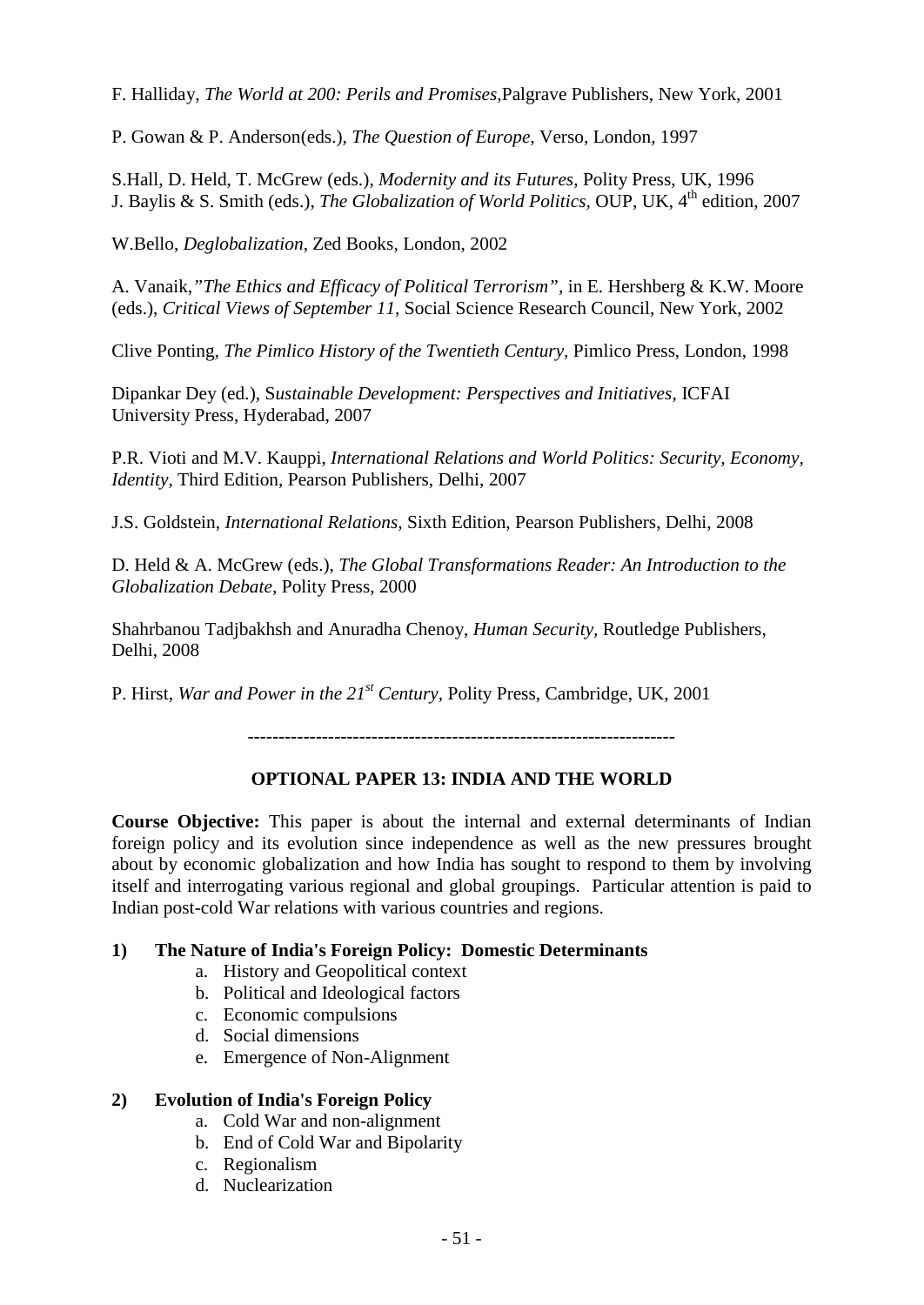F. Halliday, *The World at 200: Perils and Promises,*Palgrave Publishers, New York, 2001

P. Gowan & P. Anderson(eds.), *The Question of Europe*, Verso, London, 1997

S.Hall, D. Held, T. McGrew (eds.), *Modernity and its Futures*, Polity Press, UK, 1996
J. Baylis & S. Smith (eds.), *The Globalization of World Politics*, OUP, UK, 4th edition, 2007

W.Bello, *Deglobalization*, Zed Books, London, 2002

A. Vanaik,*"The Ethics and Efficacy of Political Terrorism"*, in E. Hershberg & K.W. Moore (eds.), *Critical Views of September 11*, Social Science Research Council, New York, 2002

Clive Ponting, *The Pimlico History of the Twentieth Century,* Pimlico Press, London, 1998

Dipankar Dey (ed.), S*ustainable Development: Perspectives and Initiatives*, ICFAI University Press, Hyderabad, 2007

P.R. Vioti and M.V. Kauppi, *International Relations and World Politics: Security, Economy, Identity,* Third Edition, Pearson Publishers, Delhi, 2007

J.S. Goldstein, *International Relations,* Sixth Edition, Pearson Publishers, Delhi, 2008

D. Held & A. McGrew (eds.), *The Global Transformations Reader: An Introduction to the Globalization Debate,* Polity Press, 2000

Shahrbanou Tadjbakhsh and Anuradha Chenoy, *Human Security*, Routledge Publishers, Delhi, 2008

P. Hirst, *War and Power in the 21st Century*, Polity Press, Cambridge, UK, 2001

---

## OPTIONAL PAPER 13: INDIA AND THE WORLD

**Course Objective:** This paper is about the internal and external determinants of Indian foreign policy and its evolution since independence as well as the new pressures brought about by economic globalization and how India has sought to respond to them by involving itself and interrogating various regional and global groupings. Particular attention is paid to Indian post-cold War relations with various countries and regions.

**1) The Nature of India's Foreign Policy: Domestic Determinants**

a. History and Geopolitical context
b. Political and Ideological factors
c. Economic compulsions
d. Social dimensions
e. Emergence of Non-Alignment

**2) Evolution of India's Foreign Policy**

a. Cold War and non-alignment
b. End of Cold War and Bipolarity
c. Regionalism
d. Nuclearization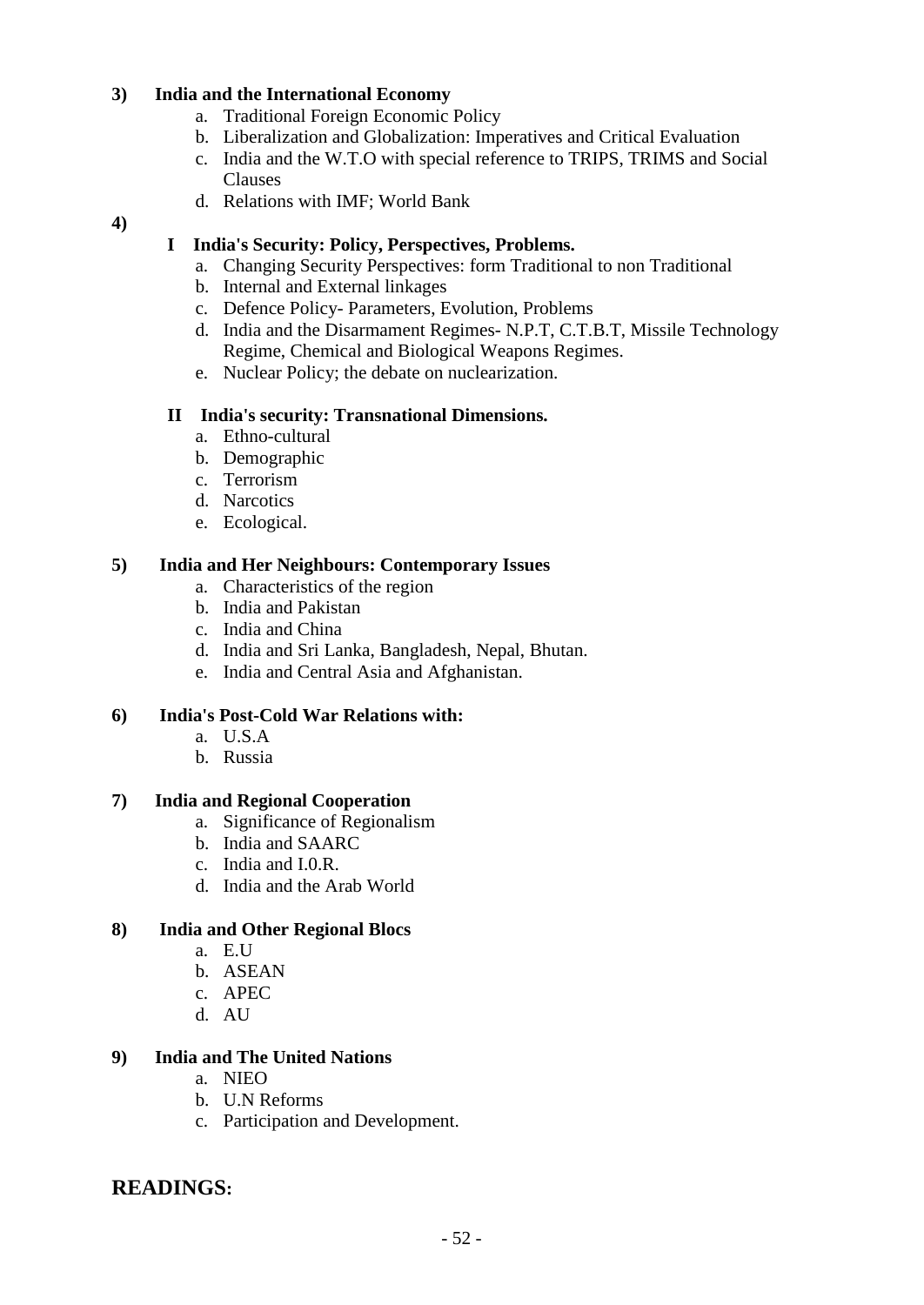**3) India and the International Economy**

a. Traditional Foreign Economic Policy
b. Liberalization and Globalization: Imperatives and Critical Evaluation
c. India and the W.T.O with special reference to TRIPS, TRIMS and Social Clauses
d. Relations with IMF; World Bank

**4)**

**I India's Security: Policy, Perspectives, Problems.**

a. Changing Security Perspectives: form Traditional to non Traditional
b. Internal and External linkages
c. Defence Policy- Parameters, Evolution, Problems
d. India and the Disarmament Regimes- N.P.T, C.T.B.T, Missile Technology Regime, Chemical and Biological Weapons Regimes.
e. Nuclear Policy; the debate on nuclearization.

**II India's security: Transnational Dimensions.**

a. Ethno-cultural
b. Demographic
c. Terrorism
d. Narcotics
e. Ecological.

**5) India and Her Neighbours: Contemporary Issues**

a. Characteristics of the region
b. India and Pakistan
c. India and China
d. India and Sri Lanka, Bangladesh, Nepal, Bhutan.
e. India and Central Asia and Afghanistan.

**6) India's Post-Cold War Relations with:**

a. U.S.A
b. Russia

**7) India and Regional Cooperation**

a. Significance of Regionalism
b. India and SAARC
c. India and I.0.R.
d. India and the Arab World

**8) India and Other Regional Blocs**

a. E.U
b. ASEAN
c. APEC
d. AU

**9) India and The United Nations**

a. NIEO
b. U.N Reforms
c. Participation and Development.

## READINGS: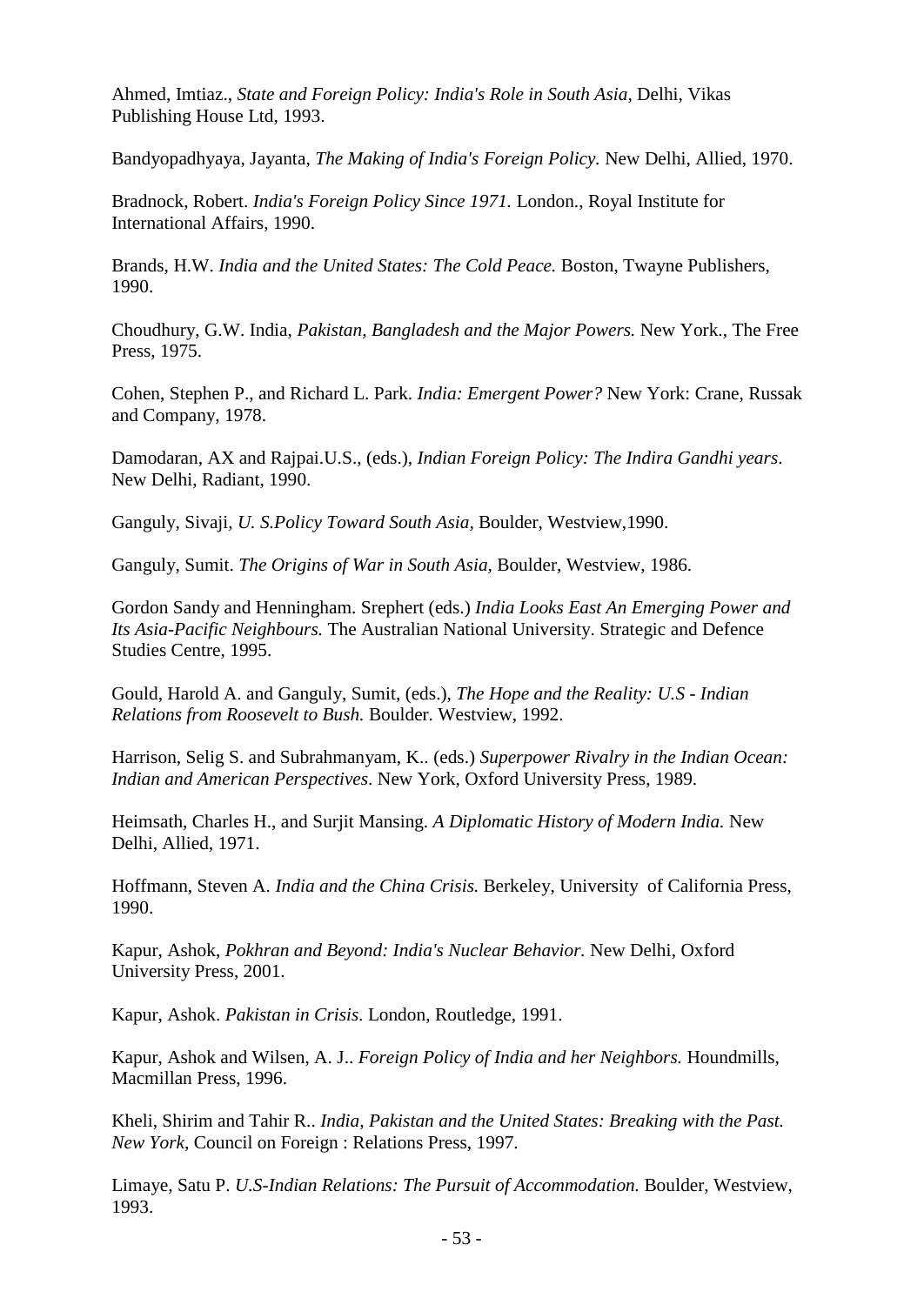Ahmed, Imtiaz., *State and Foreign Policy: India's Role in South Asia*, Delhi, Vikas Publishing House Ltd, 1993.

Bandyopadhyaya, Jayanta, *The Making of India's Foreign Policy.* New Delhi, Allied, 1970.

Bradnock, Robert. *India's Foreign Policy Since 1971.* London., Royal Institute for International Affairs, 1990.

Brands, H.W. *India and the United States: The Cold Peace.* Boston, Twayne Publishers, 1990.

Choudhury, G.W. India, *Pakistan, Bangladesh and the Major Powers.* New York., The Free Press, 1975.

Cohen, Stephen P., and Richard L. Park. *India: Emergent Power?* New York: Crane, Russak and Company, 1978.

Damodaran, AX and Rajpai.U.S., (eds.), *Indian Foreign Policy: The Indira Gandhi years*. New Delhi, Radiant, 1990.

Ganguly, Sivaji, *U. S.Policy Toward South Asia,* Boulder, Westview,1990.

Ganguly, Sumit. *The Origins of War in South Asia*, Boulder, Westview, 1986.

Gordon Sandy and Henningham. Srephert (eds.) *India Looks East An Emerging Power and Its Asia-Pacific Neighbours.* The Australian National University. Strategic and Defence Studies Centre, 1995.

Gould, Harold A. and Ganguly, Sumit, (eds.), *The Hope and the Reality: U.S - Indian Relations from Roosevelt to Bush.* Boulder. Westview, 1992.

Harrison, Selig S. and Subrahmanyam, K.. (eds.) *Superpower Rivalry in the Indian Ocean: Indian and American Perspectives*. New York, Oxford University Press, 1989.

Heimsath, Charles H., and Surjit Mansing. *A Diplomatic History of Modern India.* New Delhi, Allied, 1971.

Hoffmann, Steven A. *India and the China Crisis.* Berkeley, University of California Press, 1990.

Kapur, Ashok, *Pokhran and Beyond: India's Nuclear Behavior.* New Delhi, Oxford University Press, 2001.

Kapur, Ashok. *Pakistan in Crisis.* London, Routledge, 1991.

Kapur, Ashok and Wilsen, A. J.. *Foreign Policy of India and her Neighbors.* Houndmills, Macmillan Press, 1996.

Kheli, Shirim and Tahir R.. *India, Pakistan and the United States: Breaking with the Past. New York,* Council on Foreign : Relations Press, 1997.

Limaye, Satu P. *U.S-Indian Relations: The Pursuit of Accommodation.* Boulder, Westview, 1993.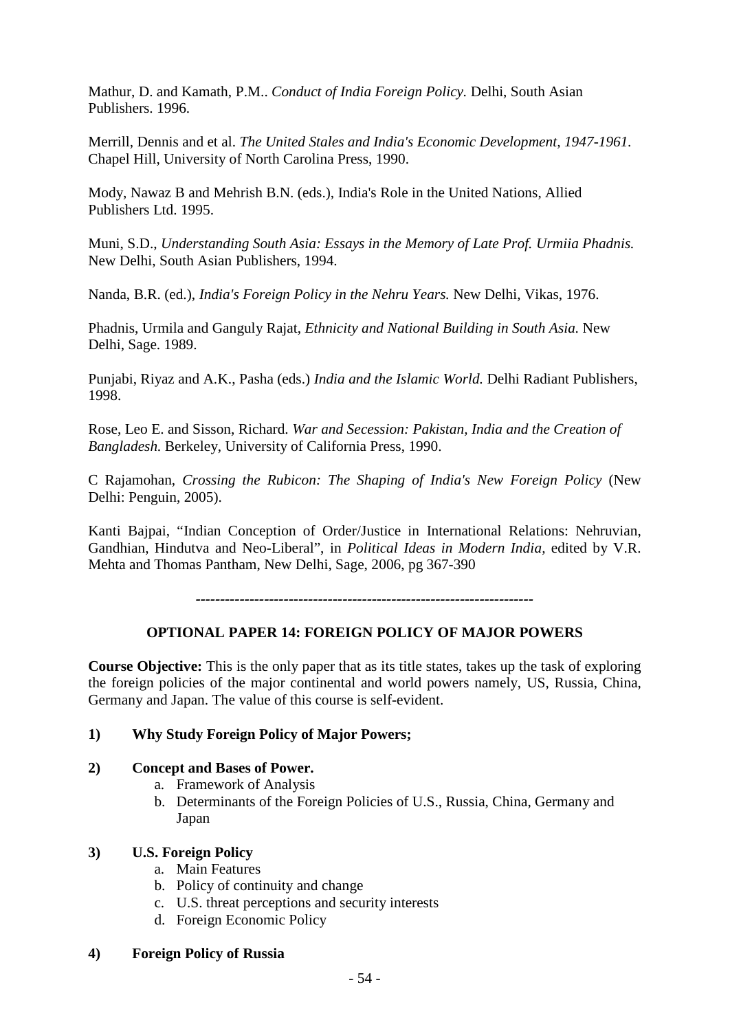Mathur, D. and Kamath, P.M.. *Conduct of India Foreign Policy.* Delhi, South Asian Publishers. 1996.

Merrill, Dennis and et al. *The United Stales and India's Economic Development, 1947-1961*. Chapel Hill, University of North Carolina Press, 1990.

Mody, Nawaz B and Mehrish B.N. (eds.), India's Role in the United Nations, Allied Publishers Ltd. 1995.

Muni, S.D., *Understanding South Asia: Essays in the Memory of Late Prof. Urmiia Phadnis.* New Delhi, South Asian Publishers, 1994.

Nanda, B.R. (ed.), *India's Foreign Policy in the Nehru Years.* New Delhi, Vikas, 1976.

Phadnis, Urmila and Ganguly Rajat, *Ethnicity and National Building in South Asia.* New Delhi, Sage. 1989.

Punjabi, Riyaz and A.K., Pasha (eds.) *India and the Islamic World.* Delhi Radiant Publishers, 1998.

Rose, Leo E. and Sisson, Richard. *War and Secession: Pakistan, India and the Creation of Bangladesh.* Berkeley, University of California Press, 1990.

C Rajamohan, *Crossing the Rubicon: The Shaping of India's New Foreign Policy* (New Delhi: Penguin, 2005).

Kanti Bajpai, "Indian Conception of Order/Justice in International Relations: Nehruvian, Gandhian, Hindutva and Neo-Liberal", in *Political Ideas in Modern India,* edited by V.R. Mehta and Thomas Pantham, New Delhi, Sage, 2006, pg 367-390

-------------------------------------------------------------------

## OPTIONAL PAPER 14: FOREIGN POLICY OF MAJOR POWERS

**Course Objective:** This is the only paper that as its title states, takes up the task of exploring the foreign policies of the major continental and world powers namely, US, Russia, China, Germany and Japan. The value of this course is self-evident.

**1) Why Study Foreign Policy of Major Powers;**

**2) Concept and Bases of Power.**

   a. Framework of Analysis
   b. Determinants of the Foreign Policies of U.S., Russia, China, Germany and Japan

**3) U.S. Foreign Policy**

   a. Main Features
   b. Policy of continuity and change
   c. U.S. threat perceptions and security interests
   d. Foreign Economic Policy

**4) Foreign Policy of Russia**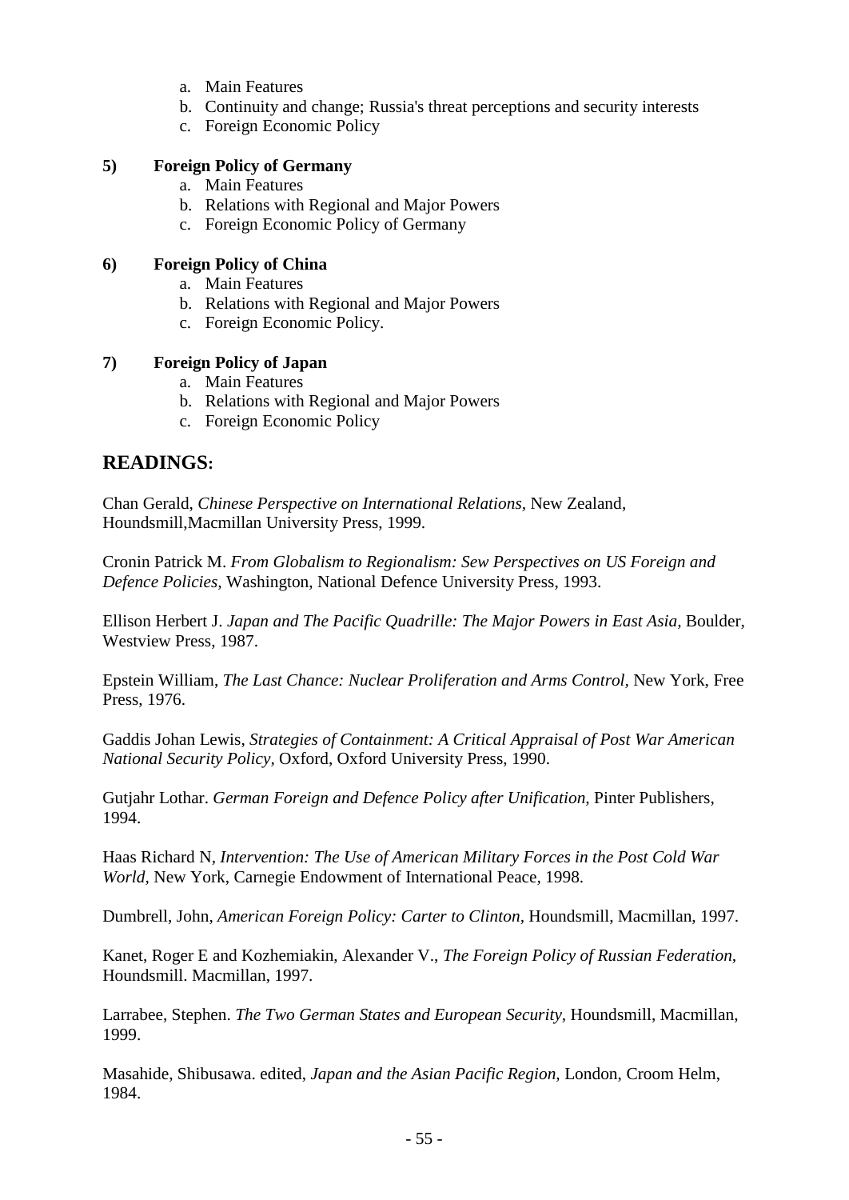a. Main Features
b. Continuity and change; Russia's threat perceptions and security interests
c. Foreign Economic Policy

**5) Foreign Policy of Germany**

a. Main Features
b. Relations with Regional and Major Powers
c. Foreign Economic Policy of Germany

**6) Foreign Policy of China**

a. Main Features
b. Relations with Regional and Major Powers
c. Foreign Economic Policy.

**7) Foreign Policy of Japan**

a. Main Features
b. Relations with Regional and Major Powers
c. Foreign Economic Policy

## READINGS:

Chan Gerald, *Chinese Perspective on International Relations*, New Zealand, Houndsmill,Macmillan University Press, 1999.

Cronin Patrick M. *From Globalism to Regionalism: Sew Perspectives on US Foreign and Defence Policies,* Washington, National Defence University Press, 1993.

Ellison Herbert J. *Japan and The Pacific Quadrille: The Major Powers in East Asia*, Boulder, Westview Press, 1987.

Epstein William, *The Last Chance: Nuclear Proliferation and Arms Control*, New York, Free Press, 1976.

Gaddis Johan Lewis, *Strategies of Containment: A Critical Appraisal of Post War American National Security Policy*, Oxford, Oxford University Press, 1990.

Gutjahr Lothar. *German Foreign and Defence Policy after Unification,* Pinter Publishers, 1994.

Haas Richard N, *Intervention: The Use of American Military Forces in the Post Cold War World*, New York, Carnegie Endowment of International Peace, 1998.

Dumbrell, John, *American Foreign Policy: Carter to Clinton,* Houndsmill, Macmillan, 1997.

Kanet, Roger E and Kozhemiakin, Alexander V., *The Foreign Policy of Russian Federation,* Houndsmill. Macmillan, 1997.

Larrabee, Stephen. *The Two German States and European Security*, Houndsmill, Macmillan, 1999.

Masahide, Shibusawa. edited, *Japan and the Asian Pacific Region,* London, Croom Helm, 1984.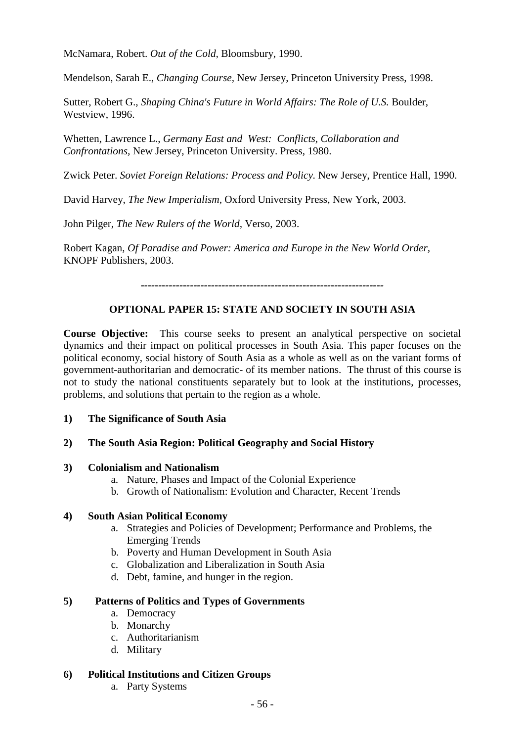McNamara, Robert. *Out of the Cold,* Bloomsbury, 1990.

Mendelson, Sarah E., *Changing Course,* New Jersey, Princeton University Press, 1998.

Sutter, Robert G., *Shaping China's Future in World Affairs: The Role of U.S.* Boulder, Westview, 1996.

Whetten, Lawrence L., *Germany East and West: Conflicts, Collaboration and Confrontations,* New Jersey, Princeton University. Press, 1980.

Zwick Peter. *Soviet Foreign Relations: Process and Policy.* New Jersey, Prentice Hall, 1990.

David Harvey, *The New Imperialism,* Oxford University Press, New York, 2003.

John Pilger, *The New Rulers of the World,* Verso, 2003.

Robert Kagan, *Of Paradise and Power: America and Europe in the New World Order,* KNOPF Publishers, 2003.

---

## OPTIONAL PAPER 15: STATE AND SOCIETY IN SOUTH ASIA

**Course Objective:** This course seeks to present an analytical perspective on societal dynamics and their impact on political processes in South Asia. This paper focuses on the political economy, social history of South Asia as a whole as well as on the variant forms of government-authoritarian and democratic- of its member nations. The thrust of this course is not to study the national constituents separately but to look at the institutions, processes, problems, and solutions that pertain to the region as a whole.

**1) The Significance of South Asia**

**2) The South Asia Region: Political Geography and Social History**

**3) Colonialism and Nationalism**

a. Nature, Phases and Impact of the Colonial Experience
b. Growth of Nationalism: Evolution and Character, Recent Trends

**4) South Asian Political Economy**

a. Strategies and Policies of Development; Performance and Problems, the Emerging Trends
b. Poverty and Human Development in South Asia
c. Globalization and Liberalization in South Asia
d. Debt, famine, and hunger in the region.

**5) Patterns of Politics and Types of Governments**

a. Democracy
b. Monarchy
c. Authoritarianism
d. Military

**6) Political Institutions and Citizen Groups**

a. Party Systems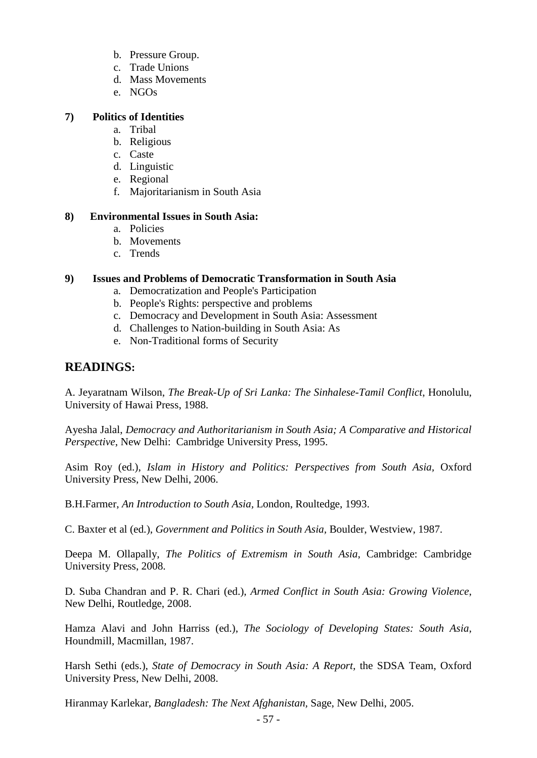b. Pressure Group.
c. Trade Unions
d. Mass Movements
e. NGOs

**7) Politics of Identities**

a. Tribal
b. Religious
c. Caste
d. Linguistic
e. Regional
f. Majoritarianism in South Asia

**8) Environmental Issues in South Asia:**

a. Policies
b. Movements
c. Trends

**9) Issues and Problems of Democratic Transformation in South Asia**

a. Democratization and People's Participation
b. People's Rights: perspective and problems
c. Democracy and Development in South Asia: Assessment
d. Challenges to Nation-building in South Asia: As
e. Non-Traditional forms of Security

## READINGS:

A. Jeyaratnam Wilson, *The Break-Up of Sri Lanka: The Sinhalese-Tamil Conflict*, Honolulu, University of Hawai Press, 1988.

Ayesha Jalal, *Democracy and Authoritarianism in South Asia; A Comparative and Historical Perspective*, New Delhi: Cambridge University Press, 1995.

Asim Roy (ed.), *Islam in History and Politics: Perspectives from South Asia*, Oxford University Press, New Delhi, 2006.

B.H.Farmer, *An Introduction to South Asia*, London, Roultedge, 1993.

C. Baxter et al (ed.), *Government and Politics in South Asia*, Boulder, Westview, 1987.

Deepa M. Ollapally, *The Politics of Extremism in South Asia*, Cambridge: Cambridge University Press, 2008.

D. Suba Chandran and P. R. Chari (ed.), *Armed Conflict in South Asia: Growing Violence*, New Delhi, Routledge, 2008.

Hamza Alavi and John Harriss (ed.), *The Sociology of Developing States: South Asia*, Houndmill, Macmillan, 1987.

Harsh Sethi (eds.), *State of Democracy in South Asia: A Report*, the SDSA Team, Oxford University Press, New Delhi, 2008.

Hiranmay Karlekar, *Bangladesh: The Next Afghanistan*, Sage, New Delhi, 2005.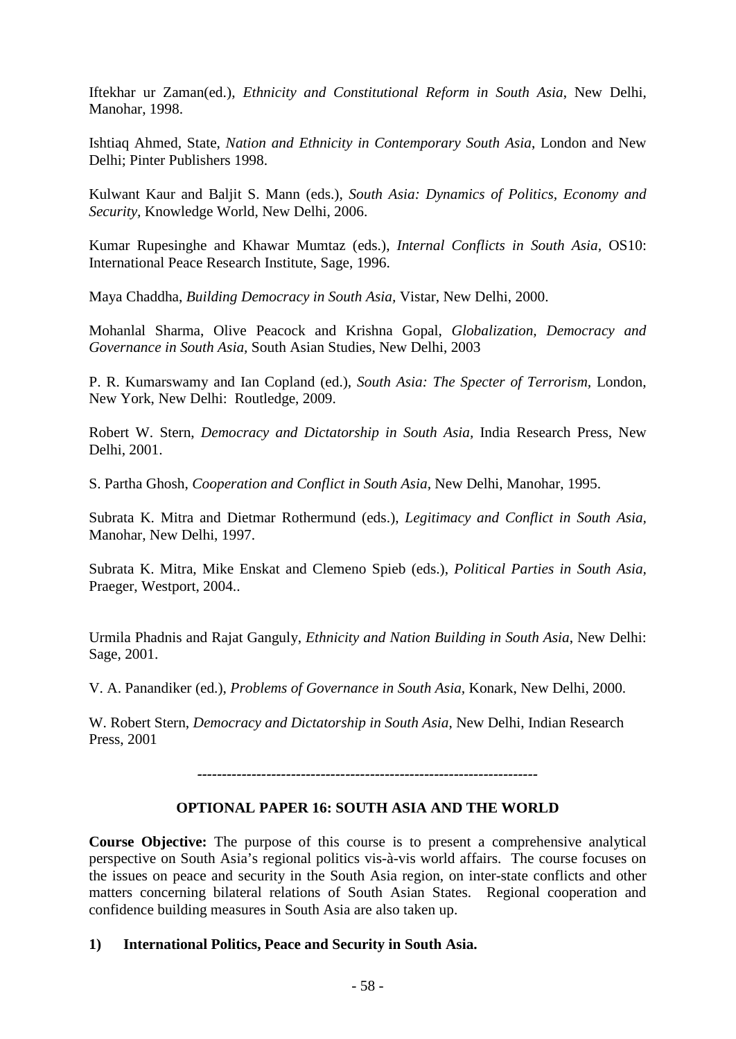Iftekhar ur Zaman(ed.), *Ethnicity and Constitutional Reform in South Asia*, New Delhi, Manohar, 1998.

Ishtiaq Ahmed, State, *Nation and Ethnicity in Contemporary South Asia*, London and New Delhi; Pinter Publishers 1998.

Kulwant Kaur and Baljit S. Mann (eds.), *South Asia: Dynamics of Politics, Economy and Security,* Knowledge World, New Delhi, 2006.

Kumar Rupesinghe and Khawar Mumtaz (eds.), *Internal Conflicts in South Asia,* OS10: International Peace Research Institute, Sage, 1996.

Maya Chaddha, *Building Democracy in South Asia,* Vistar, New Delhi, 2000.

Mohanlal Sharma, Olive Peacock and Krishna Gopal, *Globalization, Democracy and Governance in South Asia,* South Asian Studies, New Delhi, 2003

P. R. Kumarswamy and Ian Copland (ed.), *South Asia: The Specter of Terrorism,* London, New York, New Delhi: Routledge, 2009.

Robert W. Stern, *Democracy and Dictatorship in South Asia,* India Research Press, New Delhi, 2001.

S. Partha Ghosh, *Cooperation and Conflict in South Asia,* New Delhi, Manohar, 1995.

Subrata K. Mitra and Dietmar Rothermund (eds.), *Legitimacy and Conflict in South Asia,* Manohar, New Delhi, 1997.

Subrata K. Mitra, Mike Enskat and Clemeno Spieb (eds.), *Political Parties in South Asia,* Praeger, Westport, 2004..

Urmila Phadnis and Rajat Ganguly, *Ethnicity and Nation Building in South Asia,* New Delhi: Sage, 2001.

V. A. Panandiker (ed.), *Problems of Governance in South Asia,* Konark, New Delhi, 2000.

W. Robert Stern, *Democracy and Dictatorship in South Asia,* New Delhi, Indian Research Press, 2001

---

## OPTIONAL PAPER 16: SOUTH ASIA AND THE WORLD

**Course Objective:** The purpose of this course is to present a comprehensive analytical perspective on South Asia's regional politics vis-à-vis world affairs. The course focuses on the issues on peace and security in the South Asia region, on inter-state conflicts and other matters concerning bilateral relations of South Asian States. Regional cooperation and confidence building measures in South Asia are also taken up.

**1) International Politics, Peace and Security in South Asia.**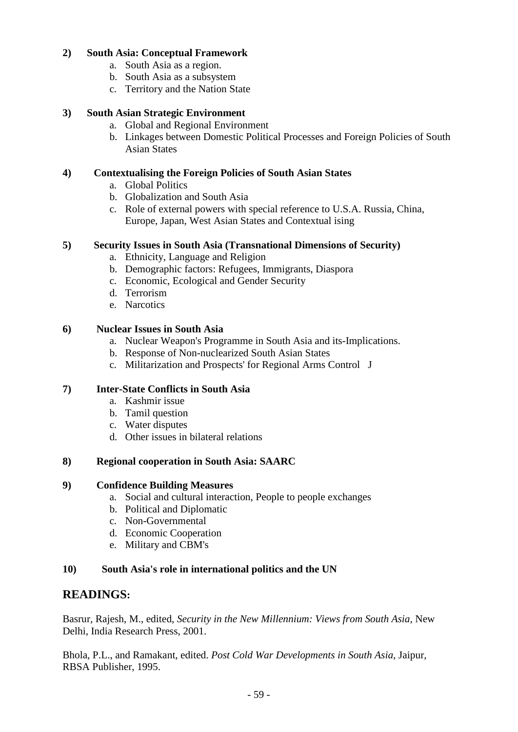**2) South Asia: Conceptual Framework**

a. South Asia as a region.
b. South Asia as a subsystem
c. Territory and the Nation State

**3) South Asian Strategic Environment**

a. Global and Regional Environment
b. Linkages between Domestic Political Processes and Foreign Policies of South Asian States

**4) Contextualising the Foreign Policies of South Asian States**

a. Global Politics
b. Globalization and South Asia
c. Role of external powers with special reference to U.S.A. Russia, China, Europe, Japan, West Asian States and Contextual ising

**5) Security Issues in South Asia (Transnational Dimensions of Security)**

a. Ethnicity, Language and Religion
b. Demographic factors: Refugees, Immigrants, Diaspora
c. Economic, Ecological and Gender Security
d. Terrorism
e. Narcotics

**6) Nuclear Issues in South Asia**

a. Nuclear Weapon's Programme in South Asia and its-Implications.
b. Response of Non-nuclearized South Asian States
c. Militarization and Prospects' for Regional Arms Control J

**7) Inter-State Conflicts in South Asia**

a. Kashmir issue
b. Tamil question
c. Water disputes
d. Other issues in bilateral relations

**8) Regional cooperation in South Asia: SAARC**

**9) Confidence Building Measures**

a. Social and cultural interaction, People to people exchanges
b. Political and Diplomatic
c. Non-Governmental
d. Economic Cooperation
e. Military and CBM's

**10) South Asia's role in international politics and the UN**

## READINGS:

Basrur, Rajesh, M., edited, *Security in the New Millennium: Views from South Asia*, New Delhi, India Research Press, 2001.

Bhola, P.L., and Ramakant, edited. *Post Cold War Developments in South Asia*, Jaipur, RBSA Publisher, 1995.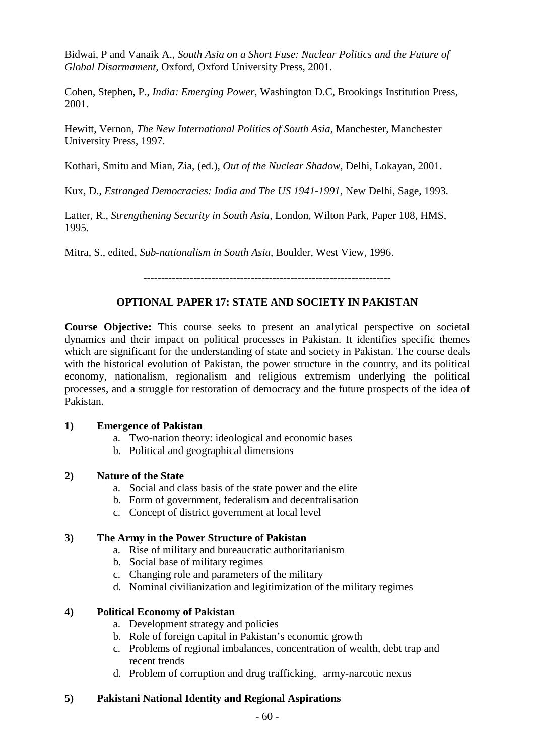Bidwai, P and Vanaik A., *South Asia on a Short Fuse: Nuclear Politics and the Future of Global Disarmament,* Oxford, Oxford University Press, 2001.

Cohen, Stephen, P., *India: Emerging Power,* Washington D.C, Brookings Institution Press, 2001.

Hewitt, Vernon, *The New International Politics of South Asia,* Manchester, Manchester University Press, 1997.

Kothari, Smitu and Mian, Zia, (ed.), *Out of the Nuclear Shadow,* Delhi, Lokayan, 2001.

Kux, D., *Estranged Democracies: India and The US 1941-1991,* New Delhi, Sage, 1993.

Latter, R., *Strengthening Security in South Asia,* London, Wilton Park, Paper 108, HMS, 1995.

Mitra, S., edited, *Sub-nationalism in South Asia,* Boulder, West View, 1996.

---

## OPTIONAL PAPER 17: STATE AND SOCIETY IN PAKISTAN

**Course Objective:** This course seeks to present an analytical perspective on societal dynamics and their impact on political processes in Pakistan. It identifies specific themes which are significant for the understanding of state and society in Pakistan. The course deals with the historical evolution of Pakistan, the power structure in the country, and its political economy, nationalism, regionalism and religious extremism underlying the political processes, and a struggle for restoration of democracy and the future prospects of the idea of Pakistan.

**1) Emergence of Pakistan**

a. Two-nation theory: ideological and economic bases
b. Political and geographical dimensions

**2) Nature of the State**

a. Social and class basis of the state power and the elite
b. Form of government, federalism and decentralisation
c. Concept of district government at local level

**3) The Army in the Power Structure of Pakistan**

a. Rise of military and bureaucratic authoritarianism
b. Social base of military regimes
c. Changing role and parameters of the military
d. Nominal civilianization and legitimization of the military regimes

**4) Political Economy of Pakistan**

a. Development strategy and policies
b. Role of foreign capital in Pakistan's economic growth
c. Problems of regional imbalances, concentration of wealth, debt trap and recent trends
d. Problem of corruption and drug trafficking, army-narcotic nexus

**5) Pakistani National Identity and Regional Aspirations**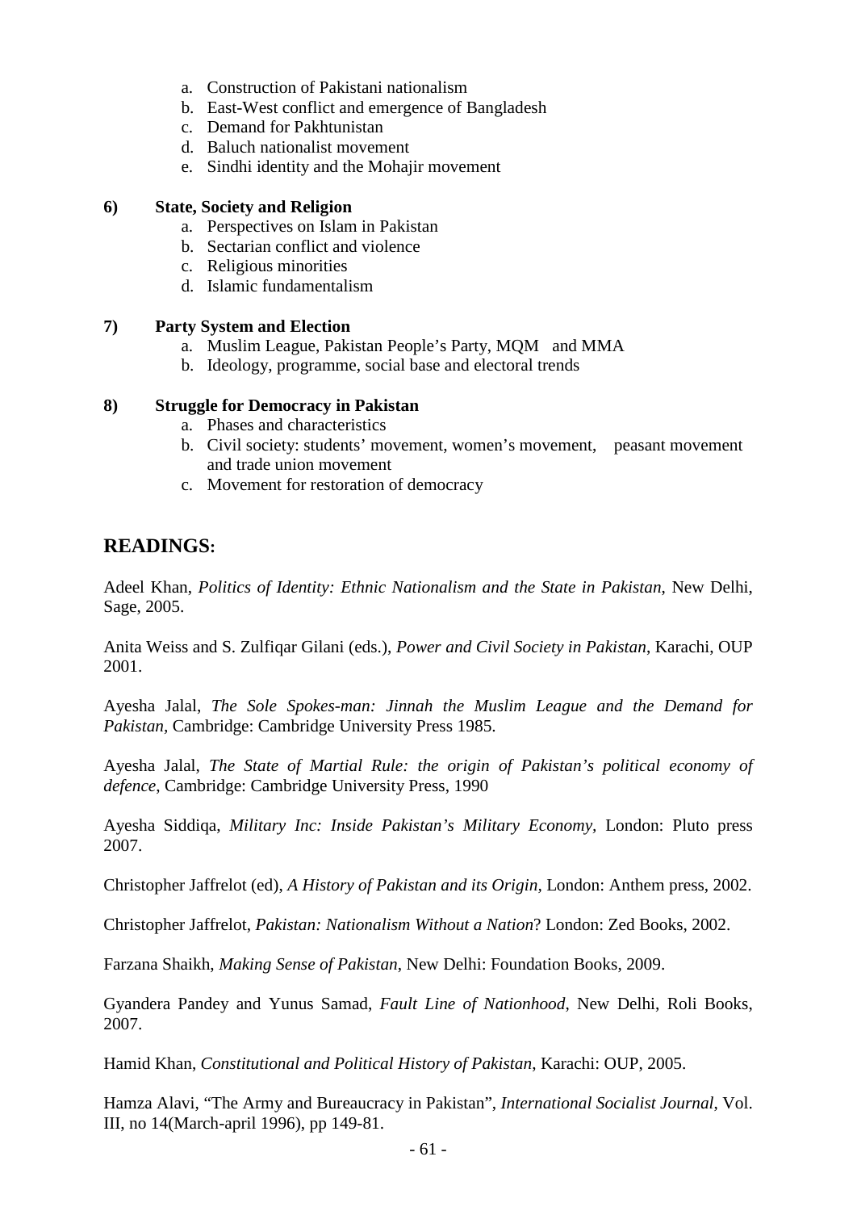a. Construction of Pakistani nationalism
b. East-West conflict and emergence of Bangladesh
c. Demand for Pakhtunistan
d. Baluch nationalist movement
e. Sindhi identity and the Mohajir movement

**6) State, Society and Religion**

a. Perspectives on Islam in Pakistan
b. Sectarian conflict and violence
c. Religious minorities
d. Islamic fundamentalism

**7) Party System and Election**

a. Muslim League, Pakistan People's Party, MQM and MMA
b. Ideology, programme, social base and electoral trends

**8) Struggle for Democracy in Pakistan**

a. Phases and characteristics
b. Civil society: students' movement, women's movement, peasant movement and trade union movement
c. Movement for restoration of democracy

## READINGS:

Adeel Khan, *Politics of Identity: Ethnic Nationalism and the State in Pakistan*, New Delhi, Sage, 2005.

Anita Weiss and S. Zulfiqar Gilani (eds.), *Power and Civil Society in Pakistan*, Karachi, OUP 2001.

Ayesha Jalal, *The Sole Spokes-man: Jinnah the Muslim League and the Demand for Pakistan,* Cambridge: Cambridge University Press 1985.

Ayesha Jalal, *The State of Martial Rule: the origin of Pakistan's political economy of defence*, Cambridge: Cambridge University Press, 1990

Ayesha Siddiqa, *Military Inc: Inside Pakistan's Military Economy,* London: Pluto press 2007.

Christopher Jaffrelot (ed), *A History of Pakistan and its Origin,* London: Anthem press, 2002.

Christopher Jaffrelot, *Pakistan: Nationalism Without a Nation*? London: Zed Books, 2002.

Farzana Shaikh, *Making Sense of Pakistan*, New Delhi: Foundation Books, 2009.

Gyandera Pandey and Yunus Samad, *Fault Line of Nationhood*, New Delhi, Roli Books, 2007.

Hamid Khan, *Constitutional and Political History of Pakistan*, Karachi: OUP, 2005.

Hamza Alavi, "The Army and Bureaucracy in Pakistan", *International Socialist Journal*, Vol. III, no 14(March-april 1996), pp 149-81.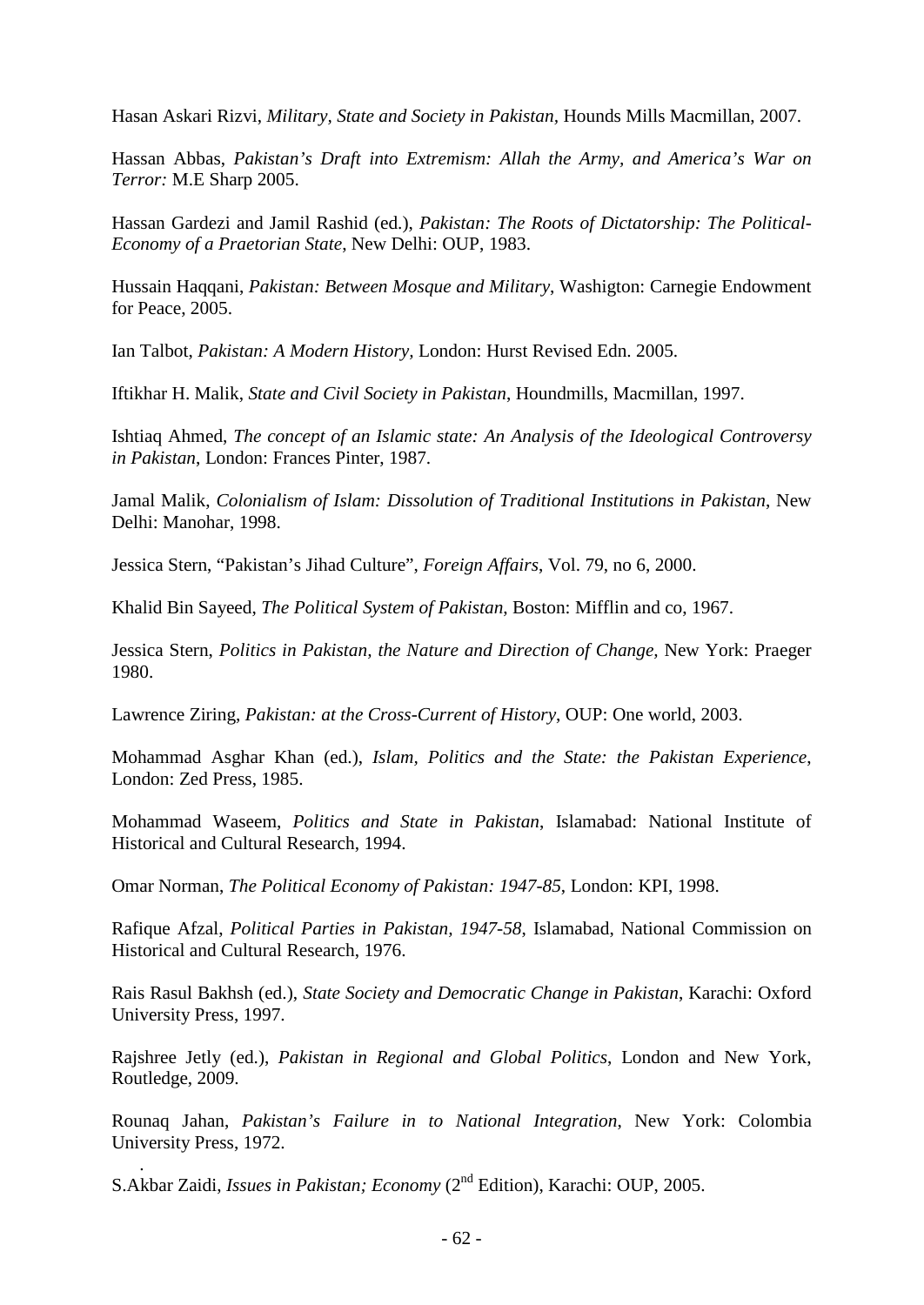Hasan Askari Rizvi, *Military, State and Society in Pakistan,* Hounds Mills Macmillan, 2007.

Hassan Abbas, *Pakistan's Draft into Extremism: Allah the Army, and America's War on Terror:* M.E Sharp 2005.

Hassan Gardezi and Jamil Rashid (ed.), *Pakistan: The Roots of Dictatorship: The Political-Economy of a Praetorian State*, New Delhi: OUP, 1983.

Hussain Haqqani, *Pakistan: Between Mosque and Military*, Washigton: Carnegie Endowment for Peace, 2005.

Ian Talbot, *Pakistan: A Modern History*, London: Hurst Revised Edn. 2005.

Iftikhar H. Malik, *State and Civil Society in Pakistan*, Houndmills, Macmillan, 1997.

Ishtiaq Ahmed, *The concept of an Islamic state: An Analysis of the Ideological Controversy in Pakistan*, London: Frances Pinter, 1987.

Jamal Malik, *Colonialism of Islam: Dissolution of Traditional Institutions in Pakistan*, New Delhi: Manohar, 1998.

Jessica Stern, "Pakistan's Jihad Culture", *Foreign Affairs*, Vol. 79, no 6, 2000.

Khalid Bin Sayeed, *The Political System of Pakistan*, Boston: Mifflin and co, 1967.

Jessica Stern, *Politics in Pakistan, the Nature and Direction of Change*, New York: Praeger 1980.

Lawrence Ziring, *Pakistan: at the Cross-Current of History*, OUP: One world, 2003.

Mohammad Asghar Khan (ed.), *Islam, Politics and the State: the Pakistan Experience*, London: Zed Press, 1985.

Mohammad Waseem, *Politics and State in Pakistan*, Islamabad: National Institute of Historical and Cultural Research, 1994.

Omar Norman, *The Political Economy of Pakistan: 1947-85*, London: KPI, 1998.

Rafique Afzal, *Political Parties in Pakistan, 1947-58*, Islamabad, National Commission on Historical and Cultural Research, 1976.

Rais Rasul Bakhsh (ed.), *State Society and Democratic Change in Pakistan*, Karachi: Oxford University Press, 1997.

Rajshree Jetly (ed.), *Pakistan in Regional and Global Politics*, London and New York, Routledge, 2009.

Rounaq Jahan, *Pakistan's Failure in to National Integration*, New York: Colombia University Press, 1972.

S.Akbar Zaidi, *Issues in Pakistan; Economy* (2nd Edition), Karachi: OUP, 2005.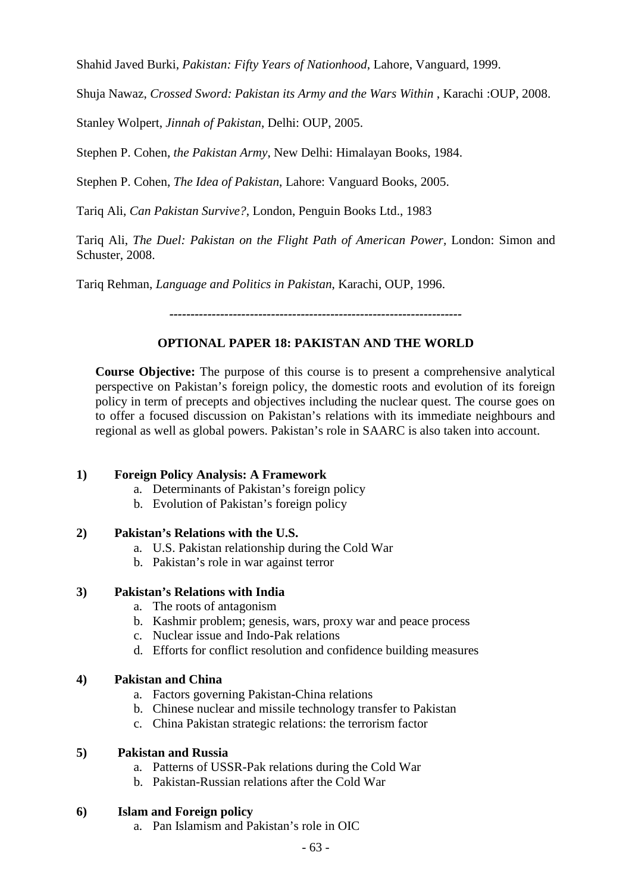Shahid Javed Burki, *Pakistan: Fifty Years of Nationhood*, Lahore, Vanguard, 1999.

Shuja Nawaz, *Crossed Sword: Pakistan its Army and the Wars Within* , Karachi :OUP, 2008.

Stanley Wolpert, *Jinnah of Pakistan*, Delhi: OUP, 2005.

Stephen P. Cohen, *the Pakistan Army*, New Delhi: Himalayan Books, 1984.

Stephen P. Cohen, *The Idea of Pakistan*, Lahore: Vanguard Books, 2005.

Tariq Ali, *Can Pakistan Survive?*, London, Penguin Books Ltd., 1983

Tariq Ali, *The Duel: Pakistan on the Flight Path of American Power*, London: Simon and Schuster, 2008.

Tariq Rehman, *Language and Politics in Pakistan*, Karachi, OUP, 1996.

---

## OPTIONAL PAPER 18: PAKISTAN AND THE WORLD

**Course Objective:** The purpose of this course is to present a comprehensive analytical perspective on Pakistan's foreign policy, the domestic roots and evolution of its foreign policy in term of precepts and objectives including the nuclear quest. The course goes on to offer a focused discussion on Pakistan's relations with its immediate neighbours and regional as well as global powers. Pakistan's role in SAARC is also taken into account.

**1) Foreign Policy Analysis: A Framework**

a. Determinants of Pakistan's foreign policy
b. Evolution of Pakistan's foreign policy

**2) Pakistan's Relations with the U.S.**

a. U.S. Pakistan relationship during the Cold War
b. Pakistan's role in war against terror

**3) Pakistan's Relations with India**

a. The roots of antagonism
b. Kashmir problem; genesis, wars, proxy war and peace process
c. Nuclear issue and Indo-Pak relations
d. Efforts for conflict resolution and confidence building measures

**4) Pakistan and China**

a. Factors governing Pakistan-China relations
b. Chinese nuclear and missile technology transfer to Pakistan
c. China Pakistan strategic relations: the terrorism factor

**5) Pakistan and Russia**

a. Patterns of USSR-Pak relations during the Cold War
b. Pakistan-Russian relations after the Cold War

**6) Islam and Foreign policy**

a. Pan Islamism and Pakistan's role in OIC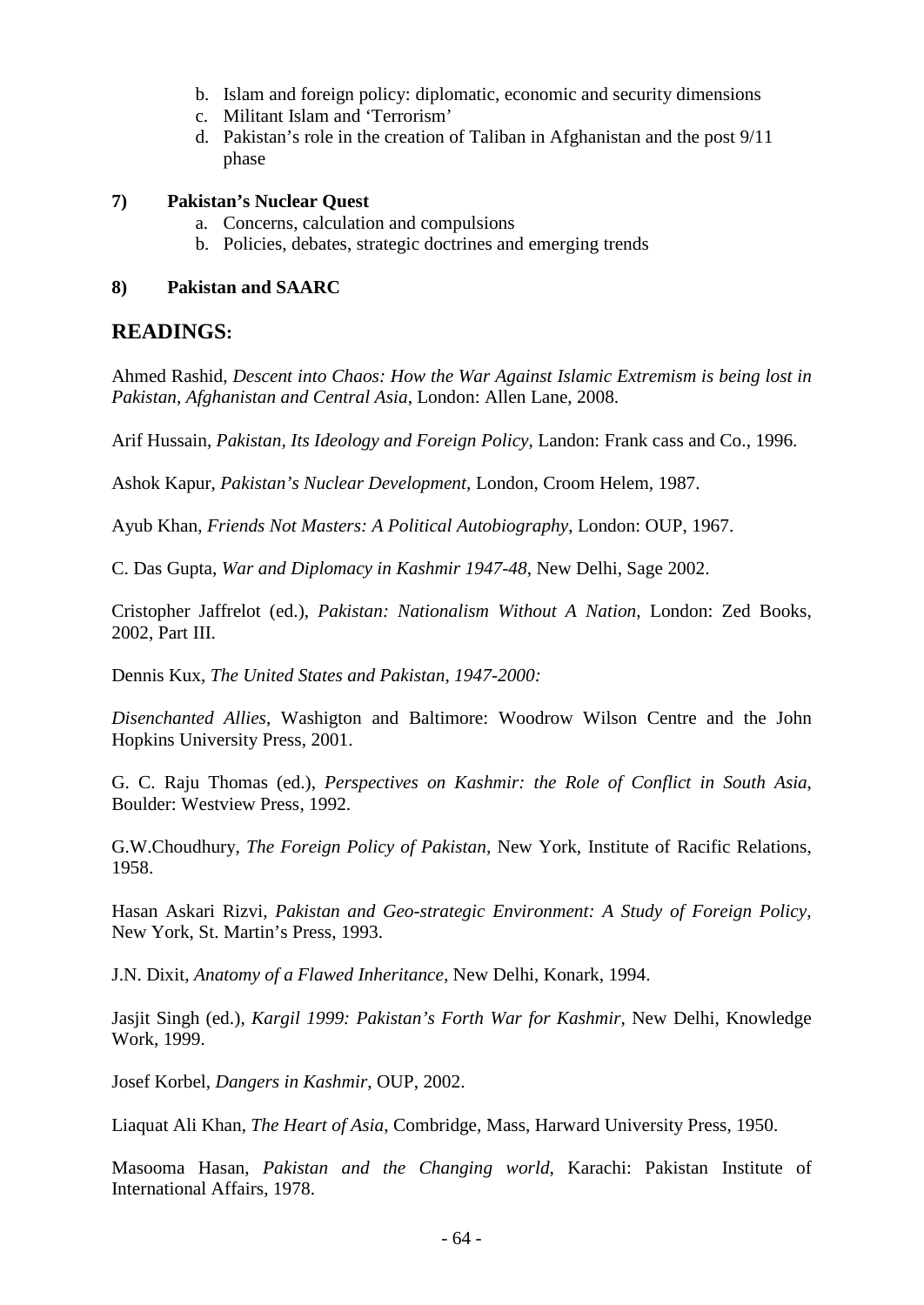b. Islam and foreign policy: diplomatic, economic and security dimensions
c. Militant Islam and 'Terrorism'
d. Pakistan's role in the creation of Taliban in Afghanistan and the post 9/11 phase

**7) Pakistan's Nuclear Quest**

a. Concerns, calculation and compulsions
b. Policies, debates, strategic doctrines and emerging trends

**8) Pakistan and SAARC**

## READINGS:

Ahmed Rashid, *Descent into Chaos: How the War Against Islamic Extremism is being lost in Pakistan, Afghanistan and Central Asia*, London: Allen Lane, 2008.

Arif Hussain, *Pakistan, Its Ideology and Foreign Policy*, Landon: Frank cass and Co., 1996.

Ashok Kapur, *Pakistan's Nuclear Development*, London, Croom Helem, 1987.

Ayub Khan, *Friends Not Masters: A Political Autobiography*, London: OUP, 1967.

C. Das Gupta, *War and Diplomacy in Kashmir 1947-48*, New Delhi, Sage 2002.

Cristopher Jaffrelot (ed.), *Pakistan: Nationalism Without A Nation*, London: Zed Books, 2002, Part III.

Dennis Kux, *The United States and Pakistan, 1947-2000:*

*Disenchanted Allies*, Washigton and Baltimore: Woodrow Wilson Centre and the John Hopkins University Press, 2001.

G. C. Raju Thomas (ed.), *Perspectives on Kashmir: the Role of Conflict in South Asia*, Boulder: Westview Press, 1992.

G.W.Choudhury, *The Foreign Policy of Pakistan*, New York, Institute of Racific Relations, 1958.

Hasan Askari Rizvi, *Pakistan and Geo-strategic Environment: A Study of Foreign Policy*, New York, St. Martin's Press, 1993.

J.N. Dixit, *Anatomy of a Flawed Inheritance*, New Delhi, Konark, 1994.

Jasjit Singh (ed.), *Kargil 1999: Pakistan's Forth War for Kashmir*, New Delhi, Knowledge Work, 1999.

Josef Korbel, *Dangers in Kashmir*, OUP, 2002.

Liaquat Ali Khan, *The Heart of Asia*, Combridge, Mass, Harward University Press, 1950.

Masooma Hasan, *Pakistan and the Changing world*, Karachi: Pakistan Institute of International Affairs, 1978.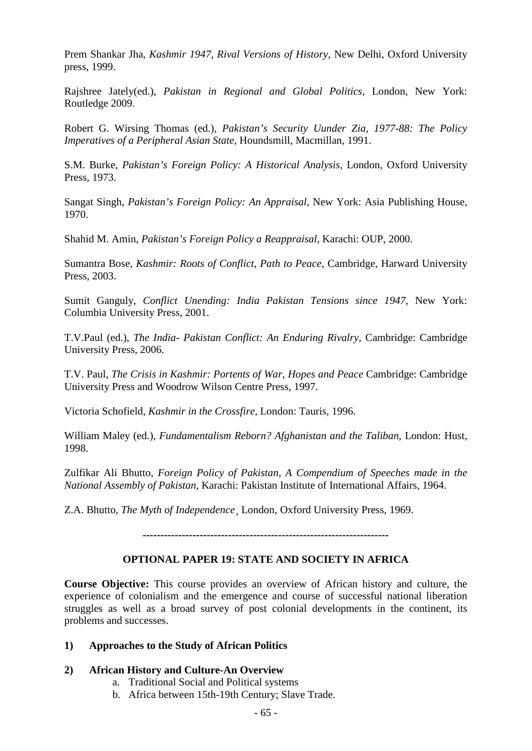Prem Shankar Jha, *Kashmir 1947, Rival Versions of History*, New Delhi, Oxford University press, 1999.

Rajshree Jately(ed.), *Pakistan in Regional and Global Politics*, London, New York: Routledge 2009.

Robert G. Wirsing Thomas (ed.), *Pakistan's Security Uunder Zia, 1977-88: The Policy Imperatives of a Peripheral Asian State*, Houndsmill, Macmillan, 1991.

S.M. Burke, *Pakistan's Foreign Policy: A Historical Analysis*, London, Oxford University Press, 1973.

Sangat Singh, *Pakistan's Foreign Policy: An Appraisal*, New York: Asia Publishing House, 1970.

Shahid M. Amin, *Pakistan's Foreign Policy a Reappraisal*, Karachi: OUP, 2000.

Sumantra Bose, *Kashmir: Roots of Conflict, Path to Peace*, Cambridge, Harward University Press, 2003.

Sumit Ganguly, *Conflict Unending: India Pakistan Tensions since 1947*, New York: Columbia University Press, 2001.

T.V.Paul (ed.), *The India- Pakistan Conflict: An Enduring Rivalry*, Cambridge: Cambridge University Press, 2006.

T.V. Paul, *The Crisis in Kashmir: Portents of War, Hopes and Peace* Cambridge: Cambridge University Press and Woodrow Wilson Centre Press, 1997.

Victoria Schofield, *Kashmir in the Crossfire*, London: Tauris, 1996.

William Maley (ed.), *Fundamentalism Reborn? Afghanistan and the Taliban*, London: Hust, 1998.

Zulfikar Ali Bhutto, *Foreign Policy of Pakistan, A Compendium of Speeches made in the National Assembly of Pakistan*, Karachi: Pakistan Institute of International Affairs, 1964.

Z.A. Bhutto, *The Myth of Independence*¸ London, Oxford University Press, 1969.

--------------------------------------------------------------------

## OPTIONAL PAPER 19: STATE AND SOCIETY IN AFRICA

**Course Objective:** This course provides an overview of African history and culture, the experience of colonialism and the emergence and course of successful national liberation struggles as well as a broad survey of post colonial developments in the continent, its problems and successes.

**1) Approaches to the Study of African Politics**

**2) African History and Culture-An Overview**

a. Traditional Social and Political systems
b. Africa between 15th-19th Century; Slave Trade.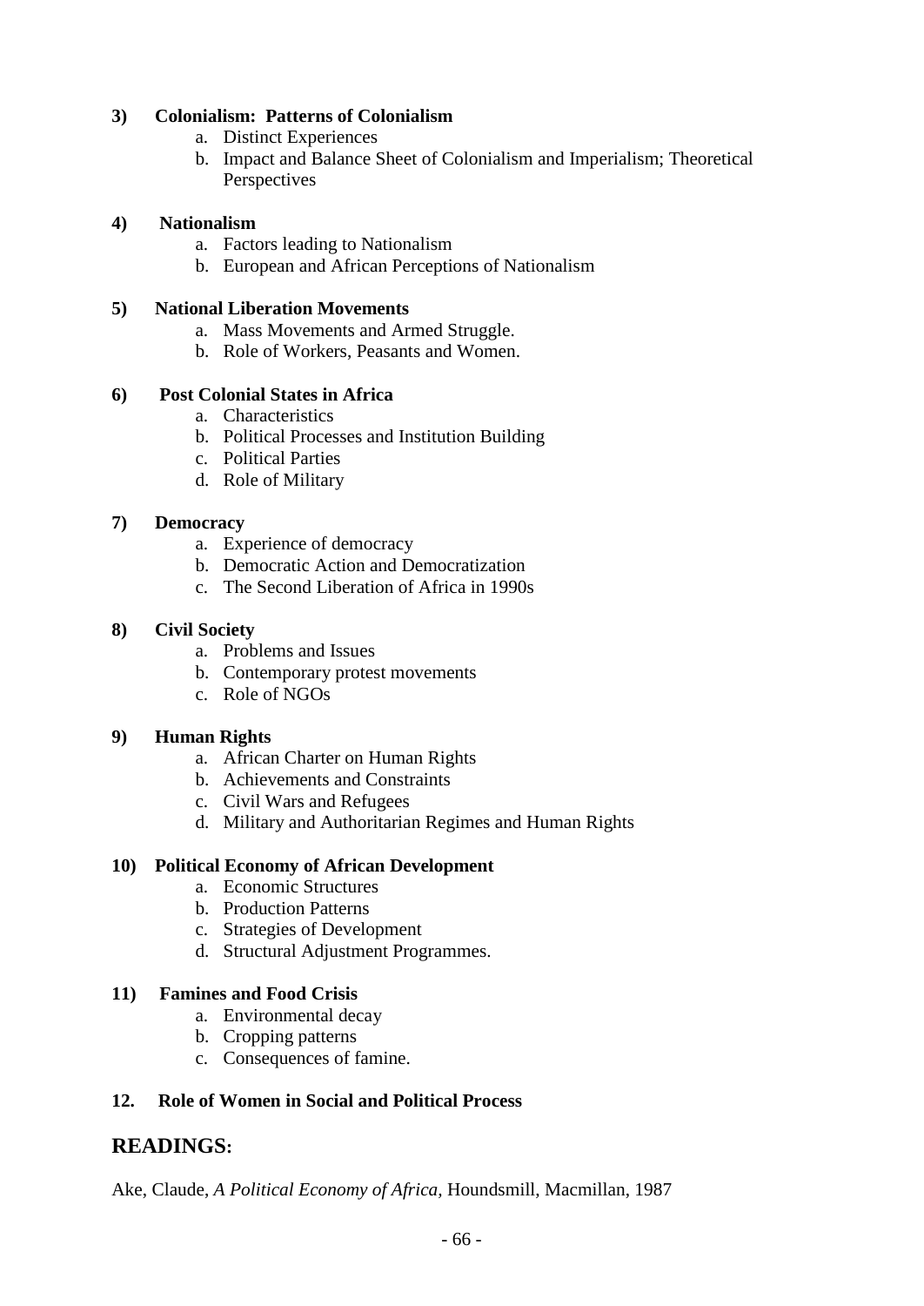**3) Colonialism: Patterns of Colonialism**

a. Distinct Experiences
b. Impact and Balance Sheet of Colonialism and Imperialism; Theoretical Perspectives

**4) Nationalism**

a. Factors leading to Nationalism
b. European and African Perceptions of Nationalism

**5) National Liberation Movements**

a. Mass Movements and Armed Struggle.
b. Role of Workers, Peasants and Women.

**6) Post Colonial States in Africa**

a. Characteristics
b. Political Processes and Institution Building
c. Political Parties
d. Role of Military

**7) Democracy**

a. Experience of democracy
b. Democratic Action and Democratization
c. The Second Liberation of Africa in 1990s

**8) Civil Society**

a. Problems and Issues
b. Contemporary protest movements
c. Role of NGOs

**9) Human Rights**

a. African Charter on Human Rights
b. Achievements and Constraints
c. Civil Wars and Refugees
d. Military and Authoritarian Regimes and Human Rights

**10) Political Economy of African Development**

a. Economic Structures
b. Production Patterns
c. Strategies of Development
d. Structural Adjustment Programmes.

**11) Famines and Food Crisis**

a. Environmental decay
b. Cropping patterns
c. Consequences of famine.

**12. Role of Women in Social and Political Process**

## READINGS:

Ake, Claude, *A Political Economy of Africa,* Houndsmill, Macmillan, 1987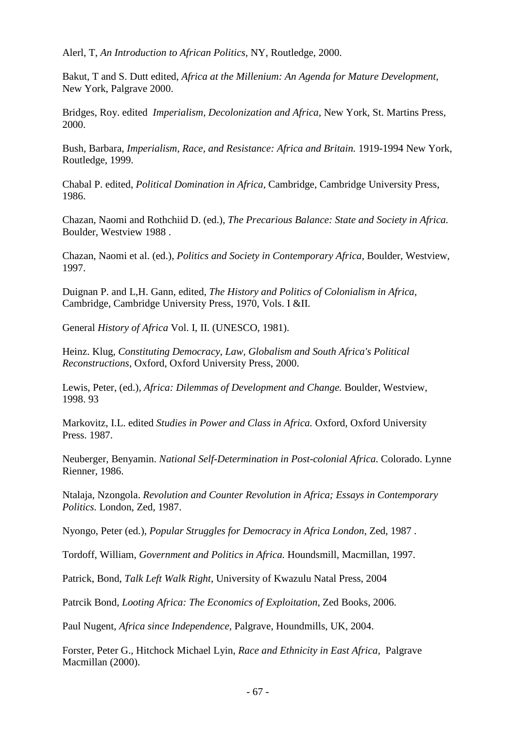Alerl, T, *An Introduction to African Politics,* NY, Routledge, 2000.

Bakut, T and S. Dutt edited, *Africa at the Millenium: An Agenda for Mature Development,* New York, Palgrave 2000.

Bridges, Roy. edited *Imperialism, Decolonization and Africa,* New York, St. Martins Press, 2000.

Bush, Barbara, *Imperialism, Race, and Resistance: Africa and Britain.* 1919-1994 New York, Routledge, 1999.

Chabal P. edited, *Political Domination in Africa,* Cambridge, Cambridge University Press, 1986.

Chazan, Naomi and Rothchiid D. (ed.), *The Precarious Balance: State and Society in Africa.* Boulder, Westview 1988 .

Chazan, Naomi et al. (ed.), *Politics and Society in Contemporary Africa,* Boulder, Westview, 1997.

Duignan P. and L,H. Gann, edited, *The History and Politics of Colonialism in Africa,* Cambridge, Cambridge University Press, 1970, Vols. I &II.

General *History of Africa* Vol. I, II. (UNESCO, 1981).

Heinz. Klug, *Constituting Democracy, Law, Globalism and South Africa's Political Reconstructions,* Oxford, Oxford University Press, 2000.

Lewis, Peter, (ed.), *Africa: Dilemmas of Development and Change.* Boulder, Westview, 1998. 93

Markovitz, I.L. edited *Studies in Power and Class in Africa.* Oxford, Oxford University Press. 1987.

Neuberger, Benyamin. *National Self-Determination in Post-colonial Africa.* Colorado. Lynne Rienner, 1986.

Ntalaja, Nzongola. *Revolution and Counter Revolution in Africa; Essays in Contemporary Politics.* London, Zed, 1987.

Nyongo, Peter (ed.), *Popular Struggles for Democracy in Africa London,* Zed, 1987 .

Tordoff, William, *Government and Politics in Africa.* Houndsmill, Macmillan, 1997.

Patrick, Bond, *Talk Left Walk Right,* University of Kwazulu Natal Press, 2004

Patrcik Bond, *Looting Africa: The Economics of Exploitation,* Zed Books, 2006.

Paul Nugent, *Africa since Independence,* Palgrave, Houndmills, UK, 2004.

Forster, Peter G., Hitchock Michael Lyin, *Race and Ethnicity in East Africa,* Palgrave Macmillan (2000).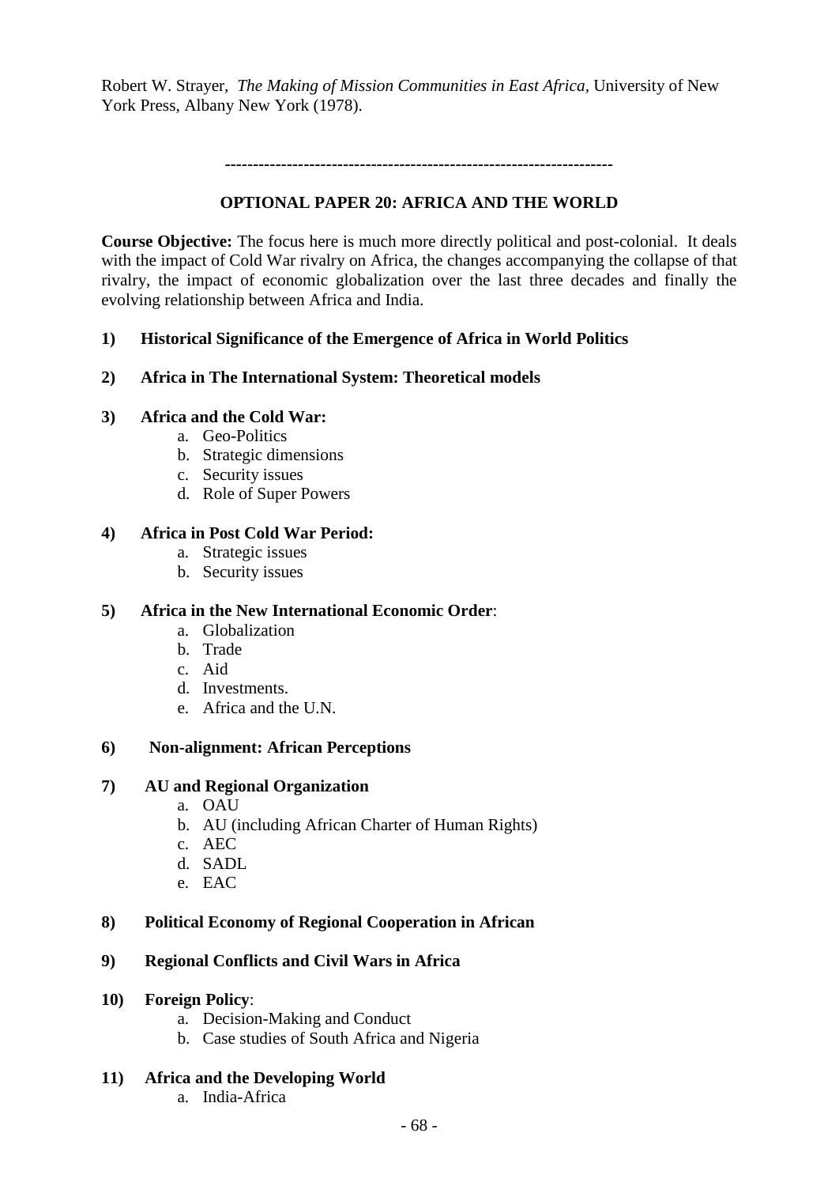Robert W. Strayer, *The Making of Mission Communities in East Africa*, University of New York Press, Albany New York (1978).

---

## OPTIONAL PAPER 20: AFRICA AND THE WORLD

**Course Objective:** The focus here is much more directly political and post-colonial. It deals with the impact of Cold War rivalry on Africa, the changes accompanying the collapse of that rivalry, the impact of economic globalization over the last three decades and finally the evolving relationship between Africa and India.

**1) Historical Significance of the Emergence of Africa in World Politics**

**2) Africa in The International System: Theoretical models**

**3) Africa and the Cold War:**

a. Geo-Politics
b. Strategic dimensions
c. Security issues
d. Role of Super Powers

**4) Africa in Post Cold War Period:**

a. Strategic issues
b. Security issues

**5) Africa in the New International Economic Order**:

a. Globalization
b. Trade
c. Aid
d. Investments.
e. Africa and the U.N.

**6) Non-alignment: African Perceptions**

**7) AU and Regional Organization**

a. OAU
b. AU (including African Charter of Human Rights)
c. AEC
d. SADL
e. EAC

**8) Political Economy of Regional Cooperation in African**

**9) Regional Conflicts and Civil Wars in Africa**

**10) Foreign Policy**:

a. Decision-Making and Conduct
b. Case studies of South Africa and Nigeria

**11) Africa and the Developing World**

a. India-Africa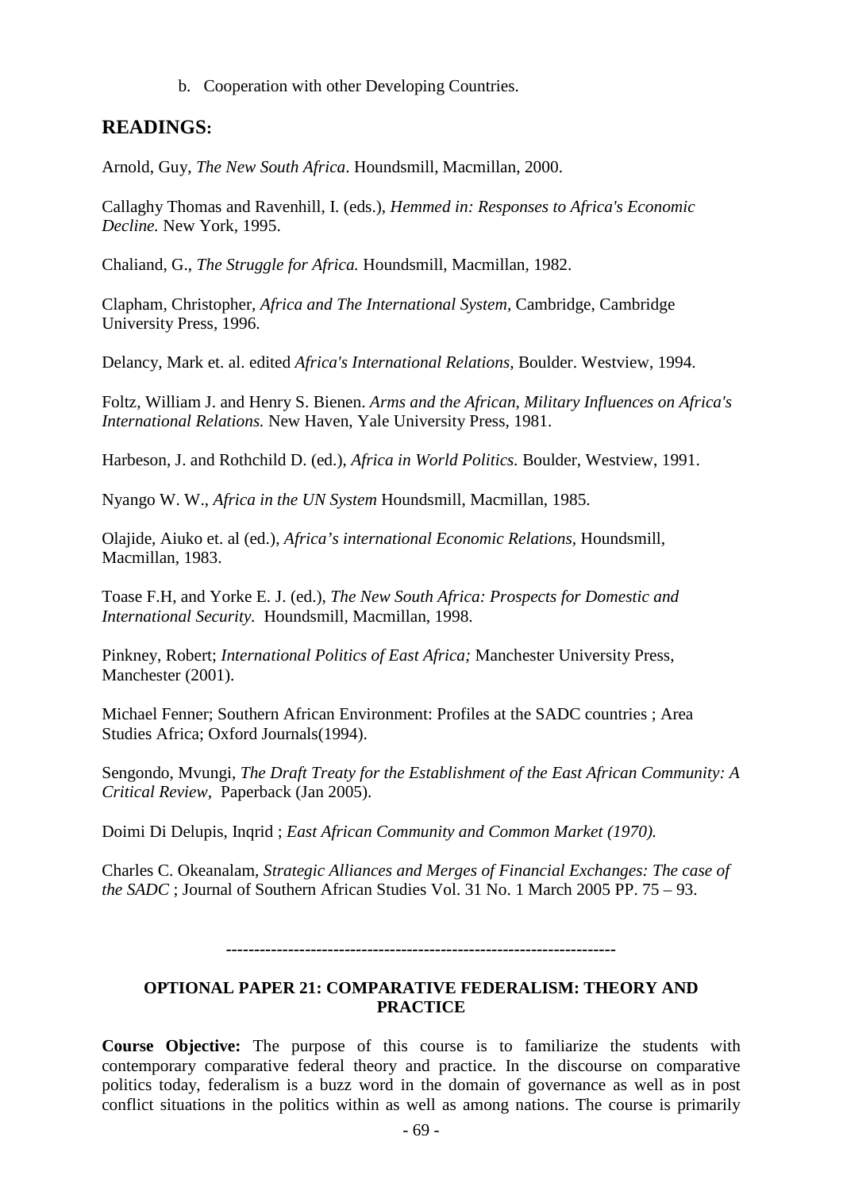b. Cooperation with other Developing Countries.

## READINGS:

Arnold, Guy, *The New South Africa*. Houndsmill, Macmillan, 2000.

Callaghy Thomas and Ravenhill, I. (eds.), *Hemmed in: Responses to Africa's Economic Decline.* New York, 1995.

Chaliand, G., *The Struggle for Africa.* Houndsmill, Macmillan, 1982.

Clapham, Christopher, *Africa and The International System,* Cambridge, Cambridge University Press, 1996.

Delancy, Mark et. al. edited *Africa's International Relations,* Boulder. Westview, 1994.

Foltz, William J. and Henry S. Bienen. *Arms and the African, Military Influences on Africa's International Relations.* New Haven, Yale University Press, 1981.

Harbeson, J. and Rothchild D. (ed.), *Africa in World Politics.* Boulder, Westview, 1991.

Nyango W. W., *Africa in the UN System* Houndsmill, Macmillan, 1985.

Olajide, Aiuko et. al (ed.), *Africa's international Economic Relations,* Houndsmill, Macmillan, 1983.

Toase F.H, and Yorke E. J. (ed.), *The New South Africa: Prospects for Domestic and International Security*. Houndsmill, Macmillan, 1998.

Pinkney, Robert; *International Politics of East Africa;* Manchester University Press, Manchester (2001).

Michael Fenner; Southern African Environment: Profiles at the SADC countries ; Area Studies Africa; Oxford Journals(1994).

Sengondo, Mvungi, *The Draft Treaty for the Establishment of the East African Community: A Critical Review,* Paperback (Jan 2005).

Doimi Di Delupis, Inqrid ; *East African Community and Common Market (1970).*

Charles C. Okeanalam, *Strategic Alliances and Merges of Financial Exchanges: The case of the SADC* ; Journal of Southern African Studies Vol. 31 No. 1 March 2005 PP. 75 – 93.

---

### OPTIONAL PAPER 21: COMPARATIVE FEDERALISM: THEORY AND PRACTICE

**Course Objective:** The purpose of this course is to familiarize the students with contemporary comparative federal theory and practice. In the discourse on comparative politics today, federalism is a buzz word in the domain of governance as well as in post conflict situations in the politics within as well as among nations. The course is primarily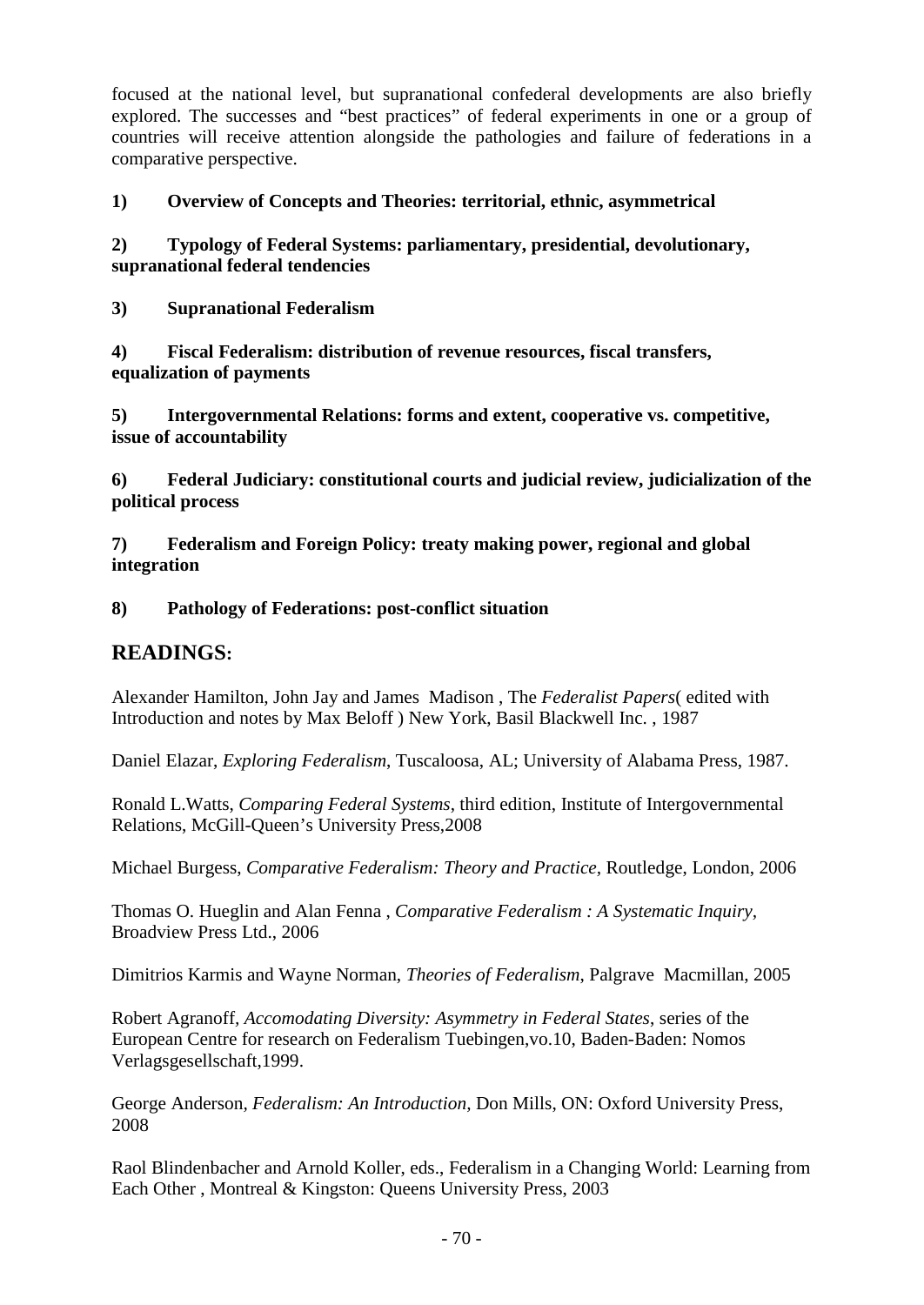focused at the national level, but supranational confederal developments are also briefly explored. The successes and "best practices" of federal experiments in one or a group of countries will receive attention alongside the pathologies and failure of federations in a comparative perspective.

**1) Overview of Concepts and Theories: territorial, ethnic, asymmetrical**

**2) Typology of Federal Systems: parliamentary, presidential, devolutionary, supranational federal tendencies**

**3) Supranational Federalism**

**4) Fiscal Federalism: distribution of revenue resources, fiscal transfers, equalization of payments**

**5) Intergovernmental Relations: forms and extent, cooperative vs. competitive, issue of accountability**

**6) Federal Judiciary: constitutional courts and judicial review, judicialization of the political process**

**7) Federalism and Foreign Policy: treaty making power, regional and global integration**

**8) Pathology of Federations: post-conflict situation**

## READINGS:

Alexander Hamilton, John Jay and James Madison , The *Federalist Papers*( edited with Introduction and notes by Max Beloff ) New York, Basil Blackwell Inc. , 1987

Daniel Elazar, *Exploring Federalism*, Tuscaloosa, AL; University of Alabama Press, 1987.

Ronald L.Watts, *Comparing Federal Systems*, third edition, Institute of Intergovernmental Relations, McGill-Queen's University Press,2008

Michael Burgess, *Comparative Federalism: Theory and Practice*, Routledge, London, 2006

Thomas O. Hueglin and Alan Fenna , *Comparative Federalism : A Systematic Inquiry*, Broadview Press Ltd., 2006

Dimitrios Karmis and Wayne Norman, *Theories of Federalism*, Palgrave Macmillan, 2005

Robert Agranoff, *Accomodating Diversity: Asymmetry in Federal States*, series of the European Centre for research on Federalism Tuebingen,vo.10, Baden-Baden: Nomos Verlagsgesellschaft,1999.

George Anderson, *Federalism: An Introduction*, Don Mills, ON: Oxford University Press, 2008

Raol Blindenbacher and Arnold Koller, eds., Federalism in a Changing World: Learning from Each Other , Montreal & Kingston: Queens University Press, 2003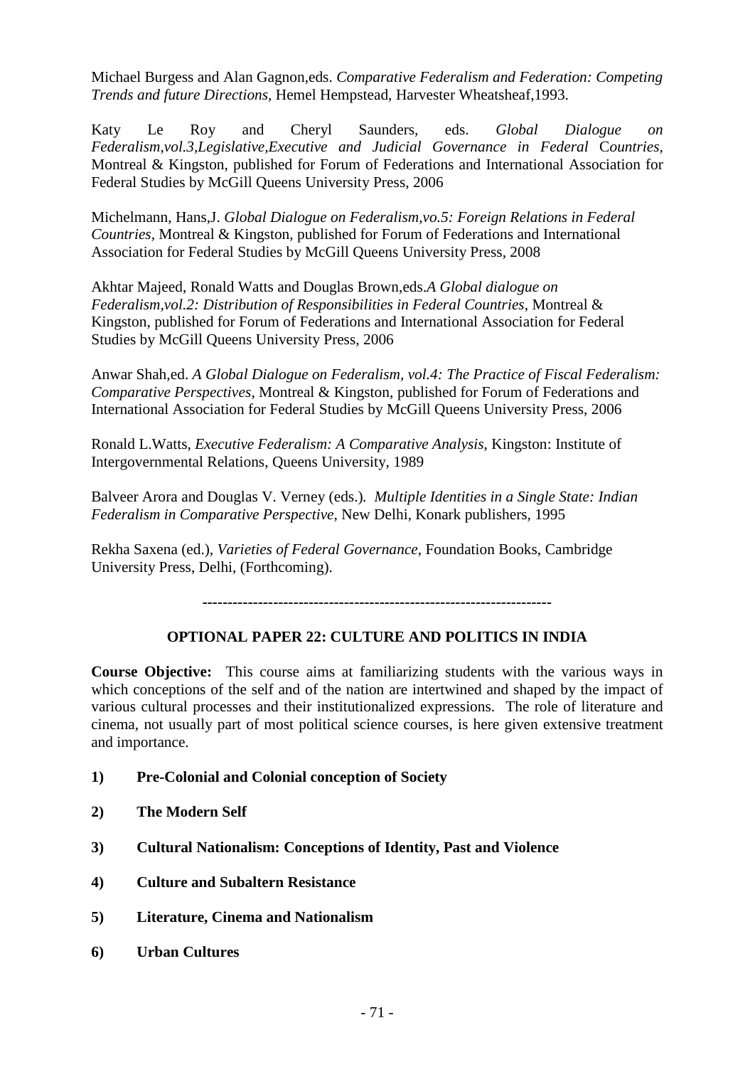Michael Burgess and Alan Gagnon,eds. *Comparative Federalism and Federation: Competing Trends and future Directions,* Hemel Hempstead, Harvester Wheatsheaf,1993.

Katy Le Roy and Cheryl Saunders, eds. *Global Dialogue on Federalism,vol.3,Legislative,Executive and Judicial Governance in Federal Countries,* Montreal & Kingston, published for Forum of Federations and International Association for Federal Studies by McGill Queens University Press, 2006

Michelmann, Hans,J. *Global Dialogue on Federalism,vo.5: Foreign Relations in Federal Countries*, Montreal & Kingston, published for Forum of Federations and International Association for Federal Studies by McGill Queens University Press, 2008

Akhtar Majeed, Ronald Watts and Douglas Brown,eds.*A Global dialogue on Federalism,vol.2: Distribution of Responsibilities in Federal Countries*, Montreal & Kingston, published for Forum of Federations and International Association for Federal Studies by McGill Queens University Press, 2006

Anwar Shah,ed. *A Global Dialogue on Federalism, vol.4: The Practice of Fiscal Federalism: Comparative Perspectives*, Montreal & Kingston, published for Forum of Federations and International Association for Federal Studies by McGill Queens University Press, 2006

Ronald L.Watts, *Executive Federalism: A Comparative Analysis,* Kingston: Institute of Intergovernmental Relations, Queens University, 1989

Balveer Arora and Douglas V. Verney (eds.). *Multiple Identities in a Single State: Indian Federalism in Comparative Perspective*, New Delhi, Konark publishers, 1995

Rekha Saxena (ed.), *Varieties of Federal Governance*, Foundation Books, Cambridge University Press, Delhi, (Forthcoming).

---

## OPTIONAL PAPER 22: CULTURE AND POLITICS IN INDIA

**Course Objective:** This course aims at familiarizing students with the various ways in which conceptions of the self and of the nation are intertwined and shaped by the impact of various cultural processes and their institutionalized expressions. The role of literature and cinema, not usually part of most political science courses, is here given extensive treatment and importance.

1) **Pre-Colonial and Colonial conception of Society**

2) **The Modern Self**

3) **Cultural Nationalism: Conceptions of Identity, Past and Violence**

4) **Culture and Subaltern Resistance**

5) **Literature, Cinema and Nationalism**

6) **Urban Cultures**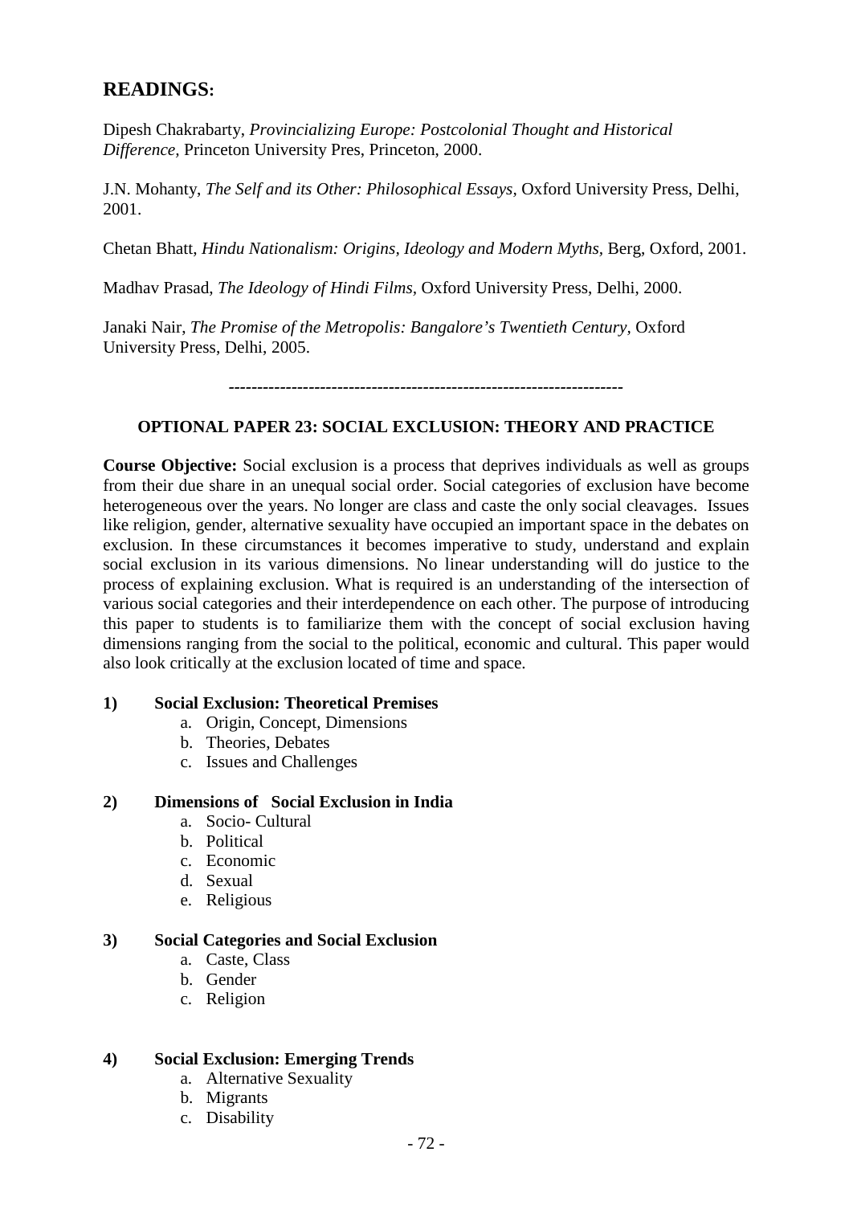## READINGS:

Dipesh Chakrabarty, *Provincializing Europe: Postcolonial Thought and Historical Difference,* Princeton University Pres, Princeton, 2000.

J.N. Mohanty, *The Self and its Other: Philosophical Essays,* Oxford University Press, Delhi, 2001.

Chetan Bhatt, *Hindu Nationalism: Origins, Ideology and Modern Myths,* Berg, Oxford, 2001.

Madhav Prasad, *The Ideology of Hindi Films,* Oxford University Press, Delhi, 2000.

Janaki Nair, *The Promise of the Metropolis: Bangalore's Twentieth Century,* Oxford University Press, Delhi, 2005.

---

### OPTIONAL PAPER 23: SOCIAL EXCLUSION: THEORY AND PRACTICE

**Course Objective:** Social exclusion is a process that deprives individuals as well as groups from their due share in an unequal social order. Social categories of exclusion have become heterogeneous over the years. No longer are class and caste the only social cleavages. Issues like religion, gender, alternative sexuality have occupied an important space in the debates on exclusion. In these circumstances it becomes imperative to study, understand and explain social exclusion in its various dimensions. No linear understanding will do justice to the process of explaining exclusion. What is required is an understanding of the intersection of various social categories and their interdependence on each other. The purpose of introducing this paper to students is to familiarize them with the concept of social exclusion having dimensions ranging from the social to the political, economic and cultural. This paper would also look critically at the exclusion located of time and space.

**1) Social Exclusion: Theoretical Premises**

a. Origin, Concept, Dimensions
b. Theories, Debates
c. Issues and Challenges

**2) Dimensions of Social Exclusion in India**

a. Socio- Cultural
b. Political
c. Economic
d. Sexual
e. Religious

**3) Social Categories and Social Exclusion**

a. Caste, Class
b. Gender
c. Religion

**4) Social Exclusion: Emerging Trends**

a. Alternative Sexuality
b. Migrants
c. Disability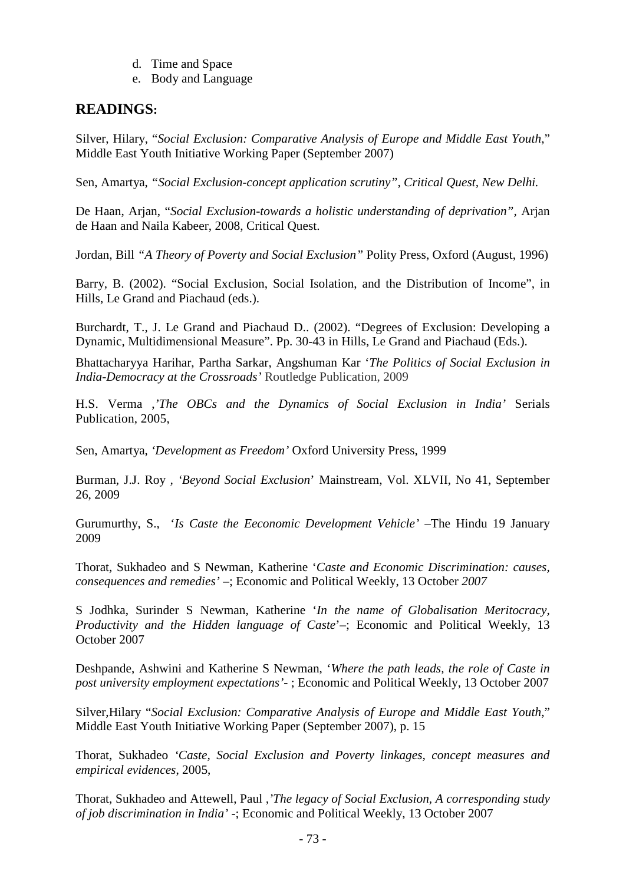d. Time and Space
e. Body and Language

## READINGS:

Silver, Hilary, "*Social Exclusion: Comparative Analysis of Europe and Middle East Youth*," Middle East Youth Initiative Working Paper (September 2007)

Sen, Amartya, *"Social Exclusion-concept application scrutiny", Critical Quest, New Delhi.*

De Haan, Arjan, "*Social Exclusion-towards a holistic understanding of deprivation",* Arjan de Haan and Naila Kabeer, 2008, Critical Quest.

Jordan, Bill *"A Theory of Poverty and Social Exclusion"* Polity Press, Oxford (August, 1996)

Barry, B. (2002). "Social Exclusion, Social Isolation, and the Distribution of Income", in Hills, Le Grand and Piachaud (eds.).

Burchardt, T., J. Le Grand and Piachaud D.. (2002). "Degrees of Exclusion: Developing a Dynamic, Multidimensional Measure". Pp. 30-43 in Hills, Le Grand and Piachaud (Eds.).

Bhattacharyya Harihar, Partha Sarkar, Angshuman Kar '*The Politics of Social Exclusion in India-Democracy at the Crossroads'* Routledge Publication, 2009

H.S. Verma ,*'The OBCs and the Dynamics of Social Exclusion in India'* Serials Publication, 2005,

Sen, Amartya, *'Development as Freedom'* Oxford University Press, 1999

Burman, J.J. Roy , *'Beyond Social Exclusion*' Mainstream, Vol. XLVII, No 41, September 26, 2009

Gurumurthy, S., '*Is Caste the Eeconomic Development Vehicle'* –The Hindu 19 January 2009

Thorat, Sukhadeo and S Newman, Katherine '*Caste and Economic Discrimination: causes, consequences and remedies'* –; Economic and Political Weekly, 13 October *2007*

S Jodhka, Surinder S Newman, Katherine '*In the name of Globalisation Meritocracy, Productivity and the Hidden language of Caste*'–; Economic and Political Weekly, 13 October 2007

Deshpande, Ashwini and Katherine S Newman, '*Where the path leads, the role of Caste in post university employment expectations'*- ; Economic and Political Weekly, 13 October 2007

Silver,Hilary "*Social Exclusion: Comparative Analysis of Europe and Middle East Youth*," Middle East Youth Initiative Working Paper (September 2007), p. 15

Thorat, Sukhadeo *'Caste, Social Exclusion and Poverty linkages, concept measures and empirical evidences*, 2005,

Thorat, Sukhadeo and Attewell, Paul *,'The legacy of Social Exclusion, A corresponding study of job discrimination in India'* -; Economic and Political Weekly, 13 October 2007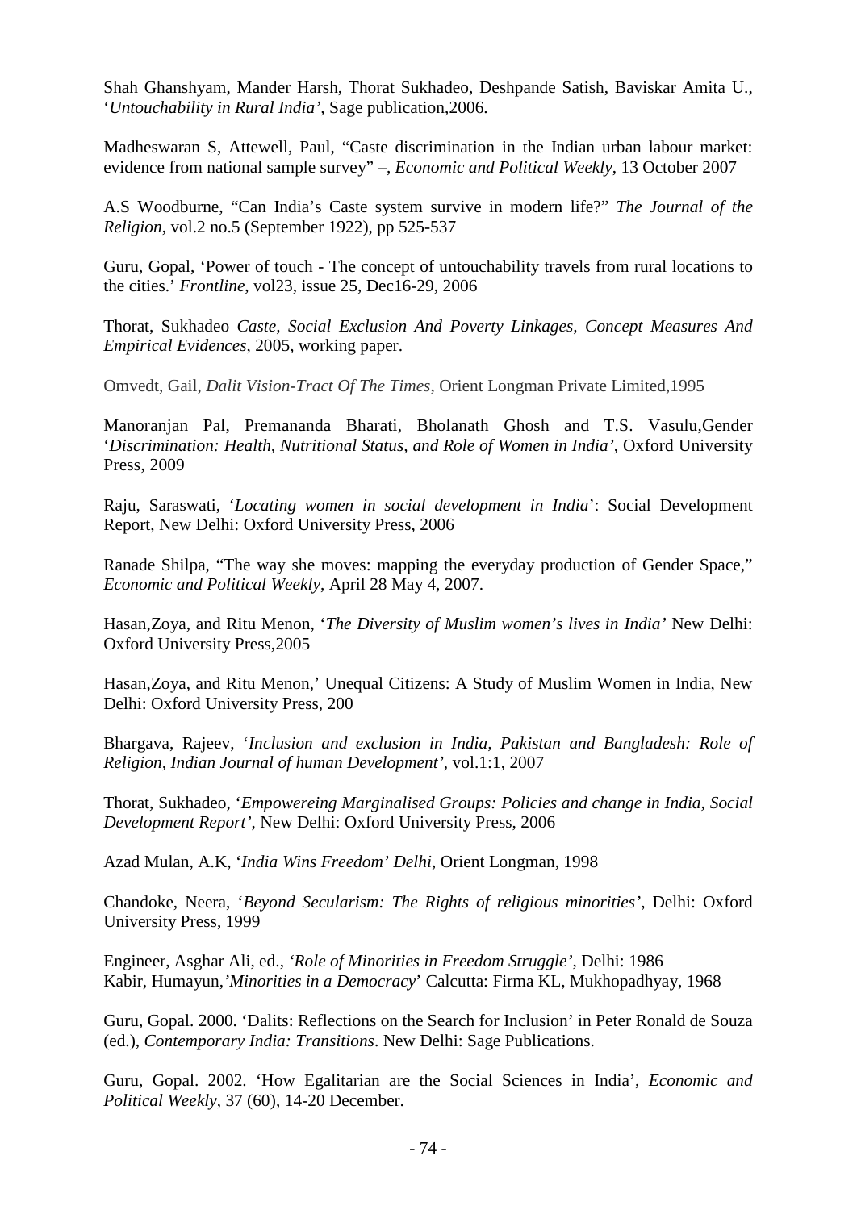Shah Ghanshyam, Mander Harsh, Thorat Sukhadeo, Deshpande Satish, Baviskar Amita U., '*Untouchability in Rural India'*, Sage publication,2006.

Madheswaran S, Attewell, Paul, "Caste discrimination in the Indian urban labour market: evidence from national sample survey" –, *Economic and Political Weekly*, 13 October 2007

A.S Woodburne, "Can India's Caste system survive in modern life?" *The Journal of the Religion*, vol.2 no.5 (September 1922), pp 525-537

Guru, Gopal, 'Power of touch - The concept of untouchability travels from rural locations to the cities.' *Frontline*, vol23, issue 25, Dec16-29, 2006

Thorat, Sukhadeo *Caste, Social Exclusion And Poverty Linkages, Concept Measures And Empirical Evidences*, 2005, working paper.

Omvedt, Gail, *Dalit Vision-Tract Of The Times*, Orient Longman Private Limited,1995

Manoranjan Pal, Premananda Bharati, Bholanath Ghosh and T.S. Vasulu,Gender '*Discrimination: Health, Nutritional Status, and Role of Women in India'*, Oxford University Press, 2009

Raju, Saraswati, '*Locating women in social development in India*': Social Development Report, New Delhi: Oxford University Press, 2006

Ranade Shilpa, "The way she moves: mapping the everyday production of Gender Space," *Economic and Political Weekly*, April 28 May 4, 2007.

Hasan,Zoya, and Ritu Menon, '*The Diversity of Muslim women's lives in India'* New Delhi: Oxford University Press,2005

Hasan,Zoya, and Ritu Menon,' Unequal Citizens: A Study of Muslim Women in India, New Delhi: Oxford University Press, 200

Bhargava, Rajeev, '*Inclusion and exclusion in India, Pakistan and Bangladesh: Role of Religion, Indian Journal of human Development'*, vol.1:1, 2007

Thorat, Sukhadeo, '*Empowereing Marginalised Groups: Policies and change in India, Social Development Report'*, New Delhi: Oxford University Press, 2006

Azad Mulan, A.K, '*India Wins Freedom' Delhi*, Orient Longman, 1998

Chandoke, Neera, '*Beyond Secularism: The Rights of religious minorities'*, Delhi: Oxford University Press, 1999

Engineer, Asghar Ali, ed., *'Role of Minorities in Freedom Struggle'*, Delhi: 1986
Kabir, Humayun,*'Minorities in a Democracy*' Calcutta: Firma KL, Mukhopadhyay, 1968

Guru, Gopal. 2000. 'Dalits: Reflections on the Search for Inclusion' in Peter Ronald de Souza (ed.), *Contemporary India: Transitions*. New Delhi: Sage Publications.

Guru, Gopal. 2002. 'How Egalitarian are the Social Sciences in India', *Economic and Political Weekly*, 37 (60), 14-20 December.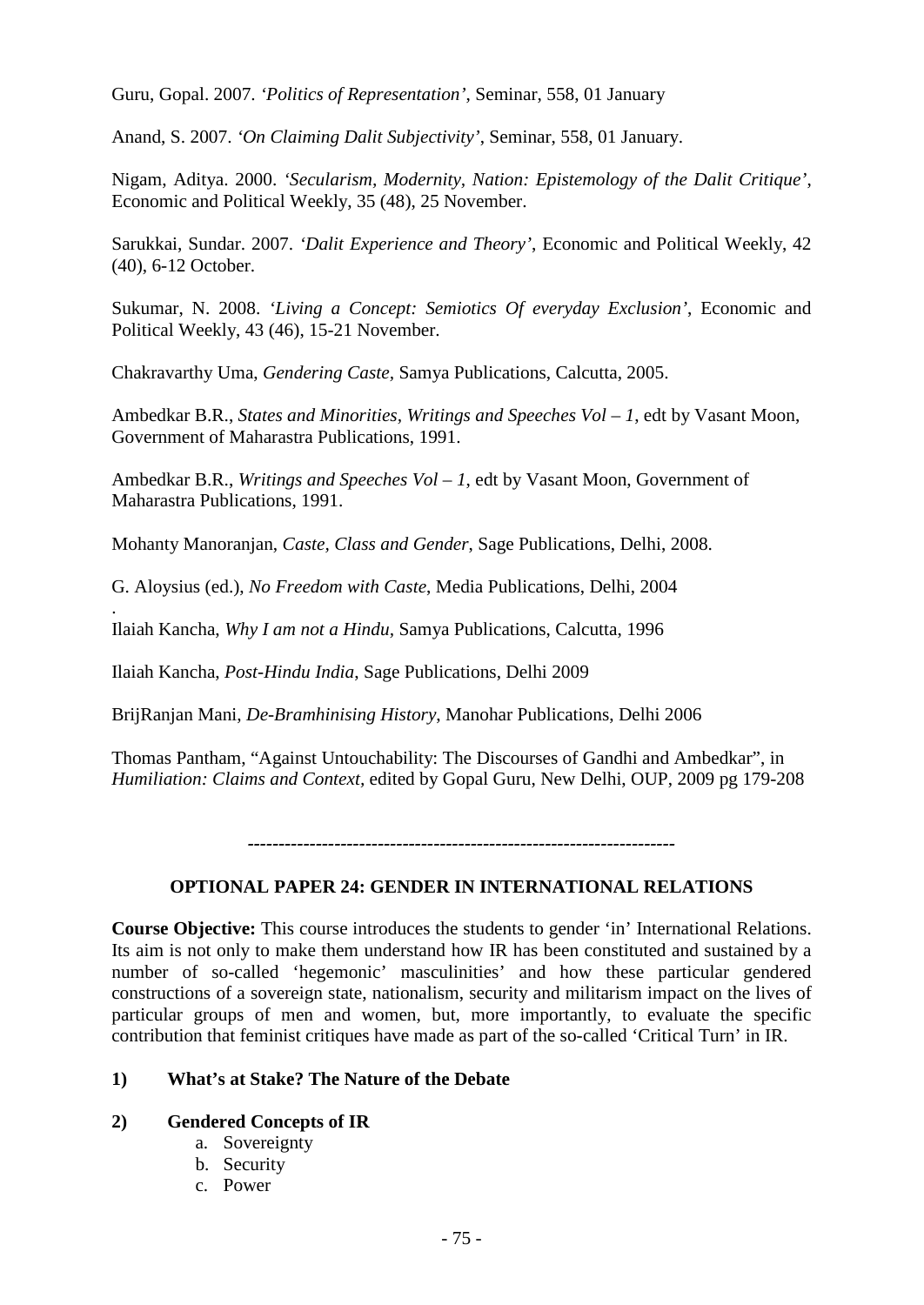Guru, Gopal. 2007. *'Politics of Representation'*, Seminar, 558, 01 January

Anand, S. 2007. *'On Claiming Dalit Subjectivity'*, Seminar, 558, 01 January.

Nigam, Aditya. 2000. *'Secularism, Modernity, Nation: Epistemology of the Dalit Critique'*, Economic and Political Weekly, 35 (48), 25 November.

Sarukkai, Sundar. 2007. *'Dalit Experience and Theory'*, Economic and Political Weekly, 42 (40), 6-12 October.

Sukumar, N. 2008. *'Living a Concept: Semiotics Of everyday Exclusion'*, Economic and Political Weekly, 43 (46), 15-21 November.

Chakravarthy Uma, *Gendering Caste*, Samya Publications, Calcutta, 2005.

Ambedkar B.R., *States and Minorities*, *Writings and Speeches Vol – 1*, edt by Vasant Moon, Government of Maharastra Publications, 1991.

Ambedkar B.R., *Writings and Speeches Vol – 1*, edt by Vasant Moon, Government of Maharastra Publications, 1991.

Mohanty Manoranjan, *Caste, Class and Gender*, Sage Publications, Delhi, 2008.

G. Aloysius (ed.), *No Freedom with Caste*, Media Publications, Delhi, 2004
.
Ilaiah Kancha, *Why I am not a Hindu*, Samya Publications, Calcutta, 1996

Ilaiah Kancha, *Post-Hindu India*, Sage Publications, Delhi 2009

BrijRanjan Mani, *De-Bramhinising History*, Manohar Publications, Delhi 2006

Thomas Pantham, "Against Untouchability: The Discourses of Gandhi and Ambedkar", in *Humiliation: Claims and Context*, edited by Gopal Guru, New Delhi, OUP, 2009 pg 179-208

-------------------------------------------------------------------

## OPTIONAL PAPER 24: GENDER IN INTERNATIONAL RELATIONS

**Course Objective:** This course introduces the students to gender 'in' International Relations. Its aim is not only to make them understand how IR has been constituted and sustained by a number of so-called 'hegemonic' masculinities' and how these particular gendered constructions of a sovereign state, nationalism, security and militarism impact on the lives of particular groups of men and women, but, more importantly, to evaluate the specific contribution that feminist critiques have made as part of the so-called 'Critical Turn' in IR.

**1) What's at Stake? The Nature of the Debate**

**2) Gendered Concepts of IR**

a. Sovereignty
b. Security
c. Power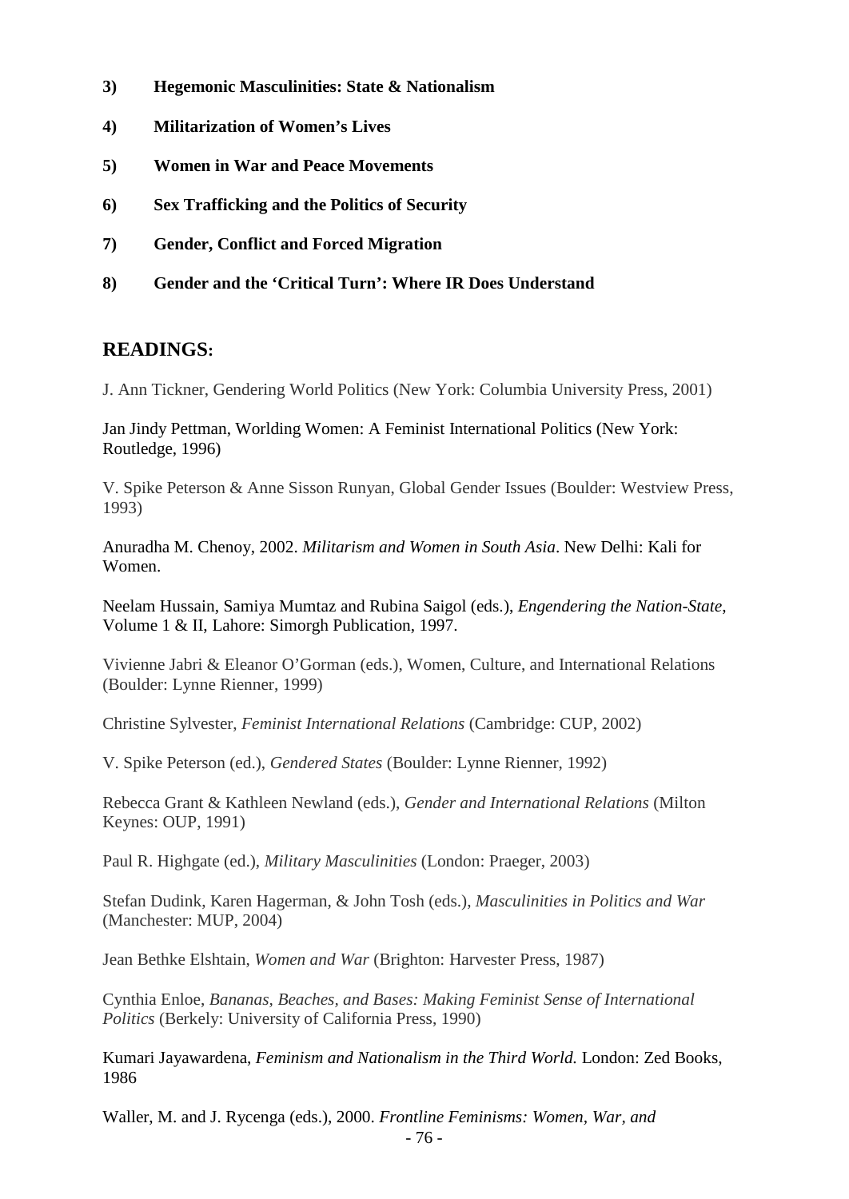**3) Hegemonic Masculinities: State & Nationalism**

**4) Militarization of Women's Lives**

**5) Women in War and Peace Movements**

**6) Sex Trafficking and the Politics of Security**

**7) Gender, Conflict and Forced Migration**

**8) Gender and the 'Critical Turn': Where IR Does Understand**

## READINGS:

J. Ann Tickner, Gendering World Politics (New York: Columbia University Press, 2001)

Jan Jindy Pettman, Worlding Women: A Feminist International Politics (New York: Routledge, 1996)

V. Spike Peterson & Anne Sisson Runyan, Global Gender Issues (Boulder: Westview Press, 1993)

Anuradha M. Chenoy, 2002. *Militarism and Women in South Asia*. New Delhi: Kali for Women.

Neelam Hussain, Samiya Mumtaz and Rubina Saigol (eds.), *Engendering the Nation-State*, Volume 1 & II, Lahore: Simorgh Publication, 1997.

Vivienne Jabri & Eleanor O'Gorman (eds.), Women, Culture, and International Relations (Boulder: Lynne Rienner, 1999)

Christine Sylvester, *Feminist International Relations* (Cambridge: CUP, 2002)

V. Spike Peterson (ed.), *Gendered States* (Boulder: Lynne Rienner, 1992)

Rebecca Grant & Kathleen Newland (eds.), *Gender and International Relations* (Milton Keynes: OUP, 1991)

Paul R. Highgate (ed.), *Military Masculinities* (London: Praeger, 2003)

Stefan Dudink, Karen Hagerman, & John Tosh (eds.), *Masculinities in Politics and War* (Manchester: MUP, 2004)

Jean Bethke Elshtain, *Women and War* (Brighton: Harvester Press, 1987)

Cynthia Enloe, *Bananas, Beaches, and Bases: Making Feminist Sense of International Politics* (Berkely: University of California Press, 1990)

Kumari Jayawardena, *Feminism and Nationalism in the Third World.* London: Zed Books, 1986

Waller, M. and J. Rycenga (eds.), 2000. *Frontline Feminisms: Women, War, and*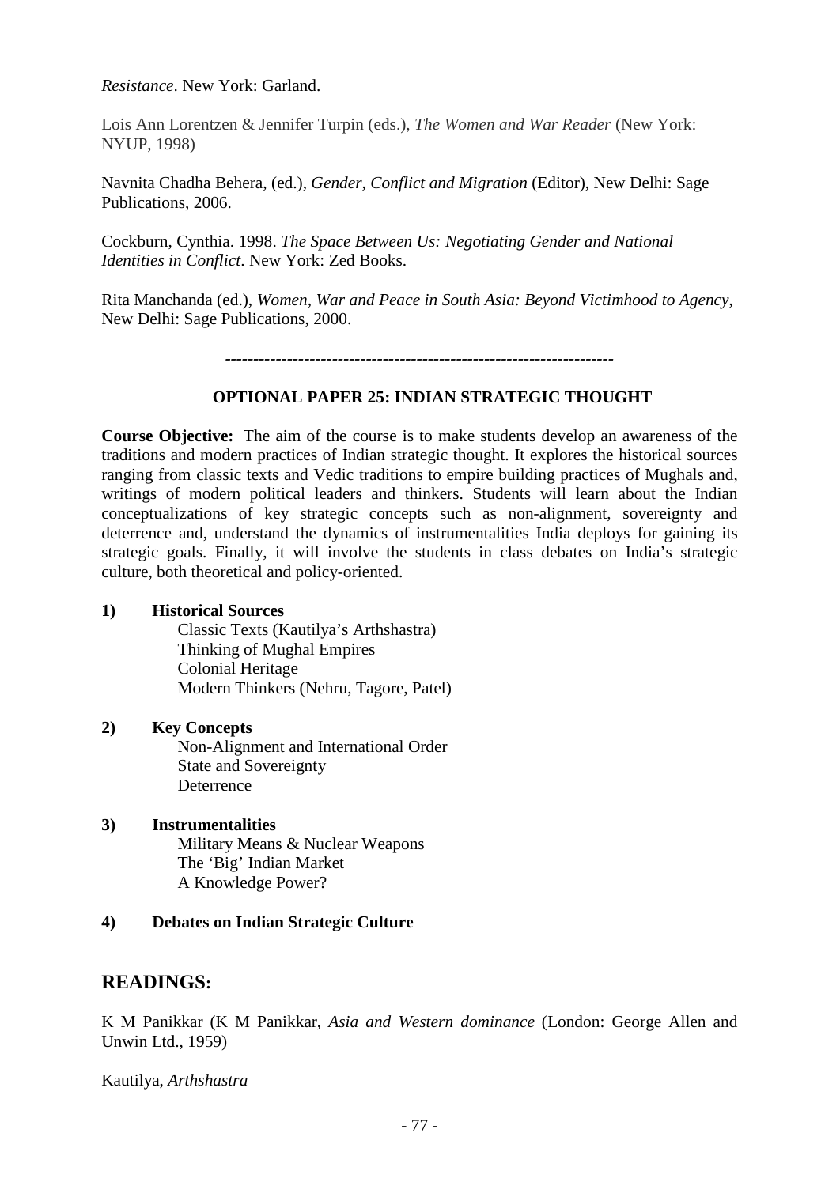*Resistance*. New York: Garland.

Lois Ann Lorentzen & Jennifer Turpin (eds.), *The Women and War Reader* (New York: NYUP, 1998)

Navnita Chadha Behera, (ed.), *Gender, Conflict and Migration* (Editor), New Delhi: Sage Publications, 2006.

Cockburn, Cynthia. 1998. *The Space Between Us: Negotiating Gender and National Identities in Conflict*. New York: Zed Books.

Rita Manchanda (ed.), *Women, War and Peace in South Asia: Beyond Victimhood to Agency*, New Delhi: Sage Publications, 2000.

---

### OPTIONAL PAPER 25: INDIAN STRATEGIC THOUGHT

**Course Objective:** The aim of the course is to make students develop an awareness of the traditions and modern practices of Indian strategic thought. It explores the historical sources ranging from classic texts and Vedic traditions to empire building practices of Mughals and, writings of modern political leaders and thinkers. Students will learn about the Indian conceptualizations of key strategic concepts such as non-alignment, sovereignty and deterrence and, understand the dynamics of instrumentalities India deploys for gaining its strategic goals. Finally, it will involve the students in class debates on India's strategic culture, both theoretical and policy-oriented.

**1) Historical Sources**

Classic Texts (Kautilya's Arthshastra)
Thinking of Mughal Empires
Colonial Heritage
Modern Thinkers (Nehru, Tagore, Patel)

**2) Key Concepts**

Non-Alignment and International Order
State and Sovereignty
Deterrence

**3) Instrumentalities**

Military Means & Nuclear Weapons
The 'Big' Indian Market
A Knowledge Power?

**4) Debates on Indian Strategic Culture**

## READINGS:

K M Panikkar (K M Panikkar, *Asia and Western dominance* (London: George Allen and Unwin Ltd., 1959)

Kautilya, *Arthshastra*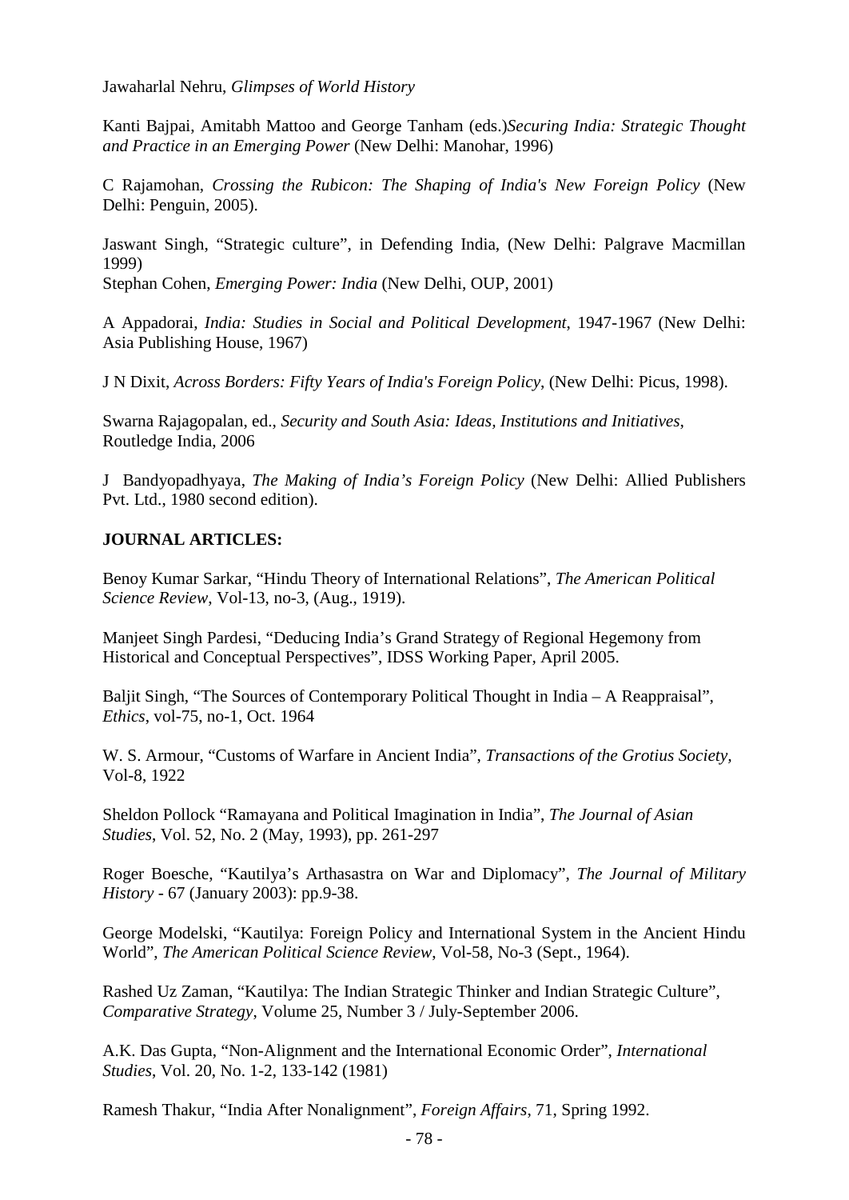Jawaharlal Nehru, *Glimpses of World History*

Kanti Bajpai, Amitabh Mattoo and George Tanham (eds.)*Securing India: Strategic Thought and Practice in an Emerging Power* (New Delhi: Manohar, 1996)

C Rajamohan, *Crossing the Rubicon: The Shaping of India's New Foreign Policy* (New Delhi: Penguin, 2005).

Jaswant Singh, "Strategic culture", in Defending India, (New Delhi: Palgrave Macmillan 1999)
Stephan Cohen, *Emerging Power: India* (New Delhi, OUP, 2001)

A Appadorai, *India: Studies in Social and Political Development*, 1947-1967 (New Delhi: Asia Publishing House, 1967)

J N Dixit, *Across Borders: Fifty Years of India's Foreign Policy*, (New Delhi: Picus, 1998).

Swarna Rajagopalan, ed., *Security and South Asia: Ideas, Institutions and Initiatives*, Routledge India, 2006

J Bandyopadhyaya, *The Making of India's Foreign Policy* (New Delhi: Allied Publishers Pvt. Ltd., 1980 second edition).

**JOURNAL ARTICLES:**

Benoy Kumar Sarkar, "Hindu Theory of International Relations", *The American Political Science Review*, Vol-13, no-3, (Aug., 1919).

Manjeet Singh Pardesi, "Deducing India's Grand Strategy of Regional Hegemony from Historical and Conceptual Perspectives", IDSS Working Paper, April 2005.

Baljit Singh, "The Sources of Contemporary Political Thought in India – A Reappraisal", *Ethics*, vol-75, no-1, Oct. 1964

W. S. Armour, "Customs of Warfare in Ancient India", *Transactions of the Grotius Society*, Vol-8, 1922

Sheldon Pollock "Ramayana and Political Imagination in India", *The Journal of Asian Studies*, Vol. 52, No. 2 (May, 1993), pp. 261-297

Roger Boesche, "Kautilya's Arthasastra on War and Diplomacy", *The Journal of Military History* - 67 (January 2003): pp.9-38.

George Modelski, "Kautilya: Foreign Policy and International System in the Ancient Hindu World", *The American Political Science Review*, Vol-58, No-3 (Sept., 1964).

Rashed Uz Zaman, "Kautilya: The Indian Strategic Thinker and Indian Strategic Culture", *Comparative Strategy*, Volume 25, Number 3 / July-September 2006.

A.K. Das Gupta, "Non-Alignment and the International Economic Order", *International Studies*, Vol. 20, No. 1-2, 133-142 (1981)

Ramesh Thakur, "India After Nonalignment", *Foreign Affairs*, 71, Spring 1992.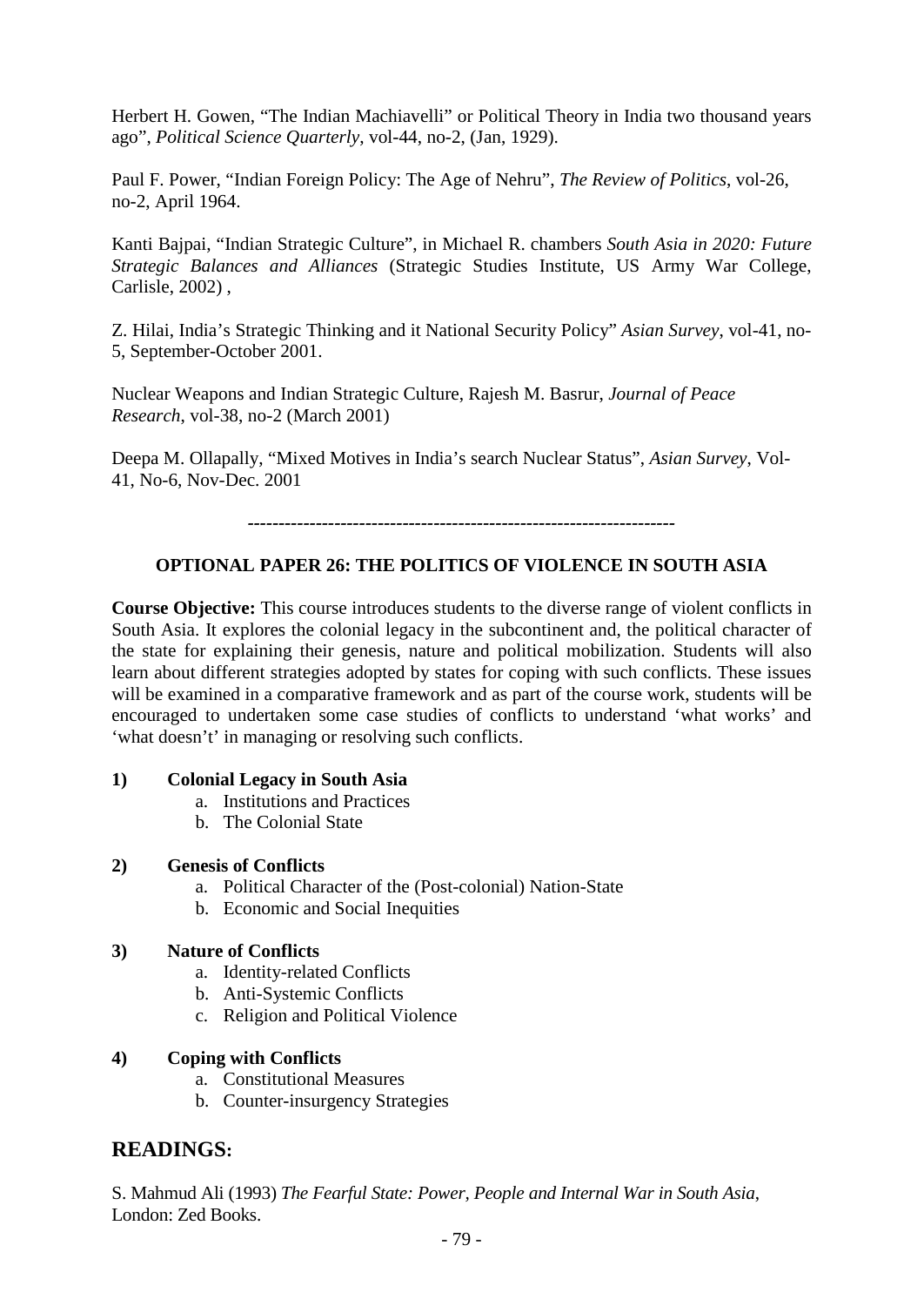Herbert H. Gowen, "The Indian Machiavelli" or Political Theory in India two thousand years ago", *Political Science Quarterly*, vol-44, no-2, (Jan, 1929).

Paul F. Power, "Indian Foreign Policy: The Age of Nehru", *The Review of Politics*, vol-26, no-2, April 1964.

Kanti Bajpai, "Indian Strategic Culture", in Michael R. chambers *South Asia in 2020: Future Strategic Balances and Alliances* (Strategic Studies Institute, US Army War College, Carlisle, 2002) ,

Z. Hilai, India's Strategic Thinking and it National Security Policy" *Asian Survey*, vol-41, no-5, September-October 2001.

Nuclear Weapons and Indian Strategic Culture, Rajesh M. Basrur, *Journal of Peace Research*, vol-38, no-2 (March 2001)

Deepa M. Ollapally, "Mixed Motives in India's search Nuclear Status", *Asian Survey*, Vol-41, No-6, Nov-Dec. 2001

---------------------------------------------------------------------

## OPTIONAL PAPER 26: THE POLITICS OF VIOLENCE IN SOUTH ASIA

**Course Objective:** This course introduces students to the diverse range of violent conflicts in South Asia. It explores the colonial legacy in the subcontinent and, the political character of the state for explaining their genesis, nature and political mobilization. Students will also learn about different strategies adopted by states for coping with such conflicts. These issues will be examined in a comparative framework and as part of the course work, students will be encouraged to undertaken some case studies of conflicts to understand 'what works' and 'what doesn't' in managing or resolving such conflicts.

**1) Colonial Legacy in South Asia**
   a. Institutions and Practices
   b. The Colonial State

**2) Genesis of Conflicts**
   a. Political Character of the (Post-colonial) Nation-State
   b. Economic and Social Inequities

**3) Nature of Conflicts**
   a. Identity-related Conflicts
   b. Anti-Systemic Conflicts
   c. Religion and Political Violence

**4) Coping with Conflicts**
   a. Constitutional Measures
   b. Counter-insurgency Strategies

## READINGS:

S. Mahmud Ali (1993) *The Fearful State: Power, People and Internal War in South Asia*, London: Zed Books.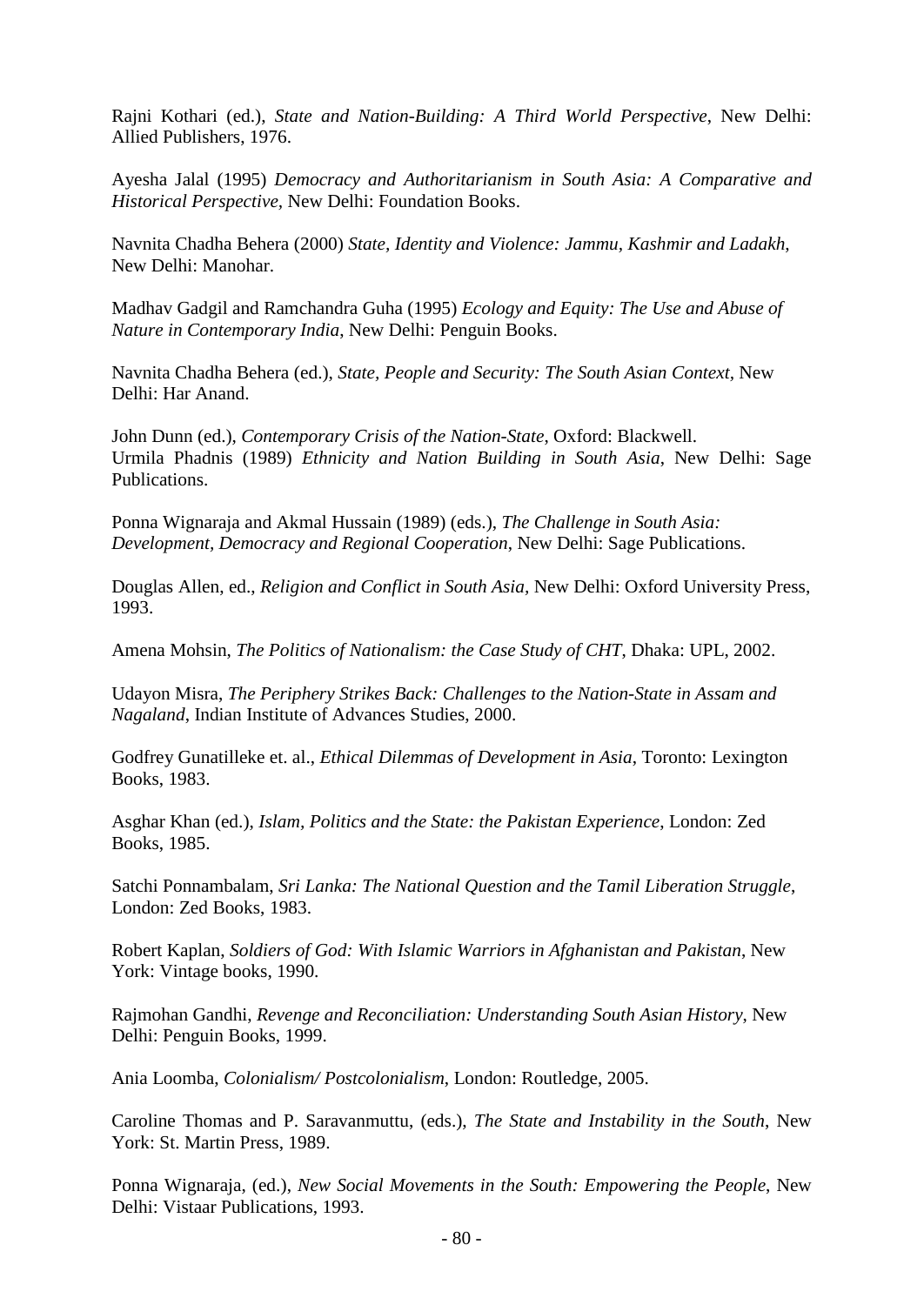Rajni Kothari (ed.), *State and Nation-Building: A Third World Perspective*, New Delhi: Allied Publishers, 1976.

Ayesha Jalal (1995) *Democracy and Authoritarianism in South Asia: A Comparative and Historical Perspective*, New Delhi: Foundation Books.

Navnita Chadha Behera (2000) *State, Identity and Violence: Jammu, Kashmir and Ladakh*, New Delhi: Manohar.

Madhav Gadgil and Ramchandra Guha (1995) *Ecology and Equity: The Use and Abuse of Nature in Contemporary India*, New Delhi: Penguin Books.

Navnita Chadha Behera (ed.), *State, People and Security: The South Asian Context*, New Delhi: Har Anand.

John Dunn (ed.), *Contemporary Crisis of the Nation-State*, Oxford: Blackwell.
Urmila Phadnis (1989) *Ethnicity and Nation Building in South Asia*, New Delhi: Sage Publications.

Ponna Wignaraja and Akmal Hussain (1989) (eds.), *The Challenge in South Asia: Development, Democracy and Regional Cooperation*, New Delhi: Sage Publications.

Douglas Allen, ed., *Religion and Conflict in South Asia*, New Delhi: Oxford University Press, 1993.

Amena Mohsin, *The Politics of Nationalism: the Case Study of CHT*, Dhaka: UPL, 2002.

Udayon Misra, *The Periphery Strikes Back: Challenges to the Nation-State in Assam and Nagaland*, Indian Institute of Advances Studies, 2000.

Godfrey Gunatilleke et. al., *Ethical Dilemmas of Development in Asia*, Toronto: Lexington Books, 1983.

Asghar Khan (ed.), *Islam, Politics and the State: the Pakistan Experience*, London: Zed Books, 1985.

Satchi Ponnambalam, *Sri Lanka: The National Question and the Tamil Liberation Struggle*, London: Zed Books, 1983.

Robert Kaplan, *Soldiers of God: With Islamic Warriors in Afghanistan and Pakistan*, New York: Vintage books, 1990.

Rajmohan Gandhi, *Revenge and Reconciliation: Understanding South Asian History*, New Delhi: Penguin Books, 1999.

Ania Loomba, *Colonialism/ Postcolonialism*, London: Routledge, 2005.

Caroline Thomas and P. Saravanmuttu, (eds.), *The State and Instability in the South*, New York: St. Martin Press, 1989.

Ponna Wignaraja, (ed.), *New Social Movements in the South: Empowering the People*, New Delhi: Vistaar Publications, 1993.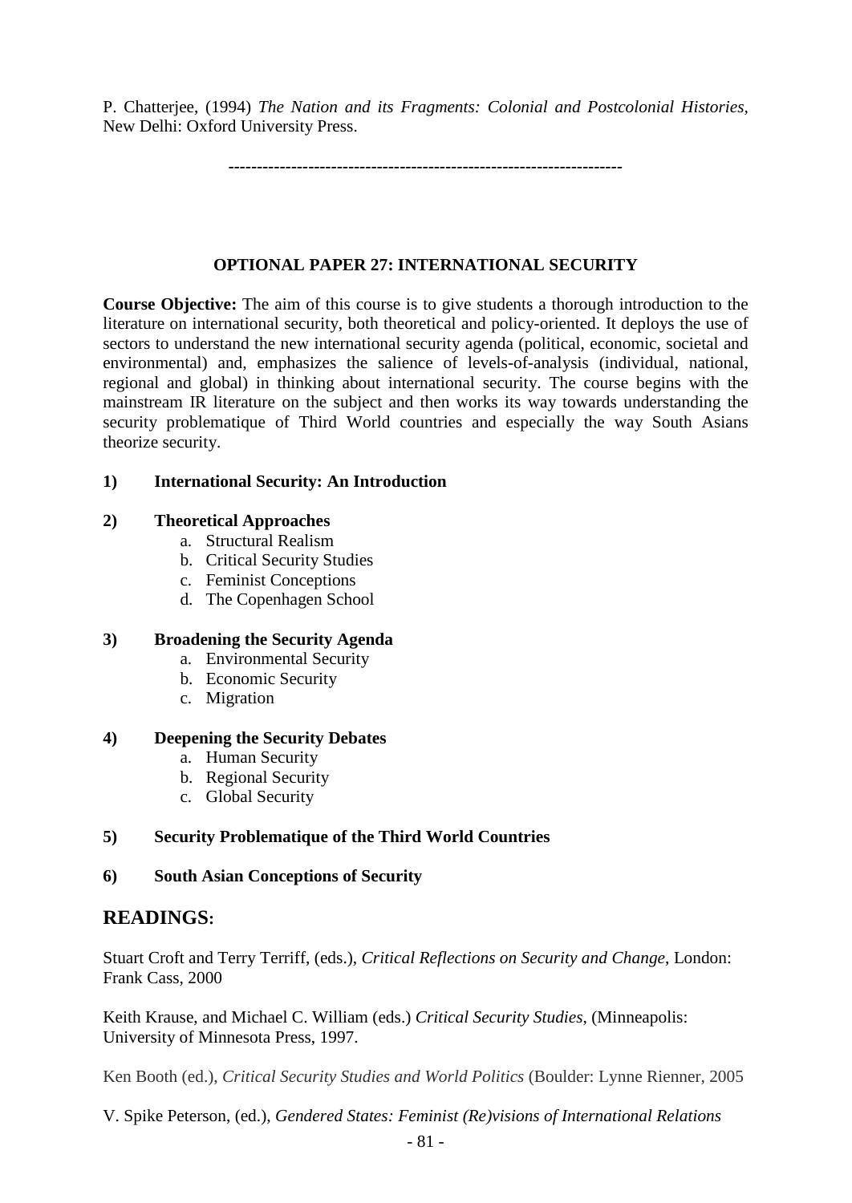P. Chatterjee, (1994) *The Nation and its Fragments: Colonial and Postcolonial Histories*, New Delhi: Oxford University Press.

-------------------------------------------------------------------

## OPTIONAL PAPER 27: INTERNATIONAL SECURITY

**Course Objective:** The aim of this course is to give students a thorough introduction to the literature on international security, both theoretical and policy-oriented. It deploys the use of sectors to understand the new international security agenda (political, economic, societal and environmental) and, emphasizes the salience of levels-of-analysis (individual, national, regional and global) in thinking about international security. The course begins with the mainstream IR literature on the subject and then works its way towards understanding the security problematique of Third World countries and especially the way South Asians theorize security.

**1) International Security: An Introduction**

**2) Theoretical Approaches**

a. Structural Realism
b. Critical Security Studies
c. Feminist Conceptions
d. The Copenhagen School

**3) Broadening the Security Agenda**

a. Environmental Security
b. Economic Security
c. Migration

**4) Deepening the Security Debates**

a. Human Security
b. Regional Security
c. Global Security

**5) Security Problematique of the Third World Countries**

**6) South Asian Conceptions of Security**

## READINGS:

Stuart Croft and Terry Terriff, (eds.), *Critical Reflections on Security and Change*, London: Frank Cass, 2000

Keith Krause, and Michael C. William (eds.) *Critical Security Studies*, (Minneapolis: University of Minnesota Press, 1997.

Ken Booth (ed.), *Critical Security Studies and World Politics* (Boulder: Lynne Rienner, 2005

V. Spike Peterson, (ed.), *Gendered States: Feminist (Re)visions of International Relations*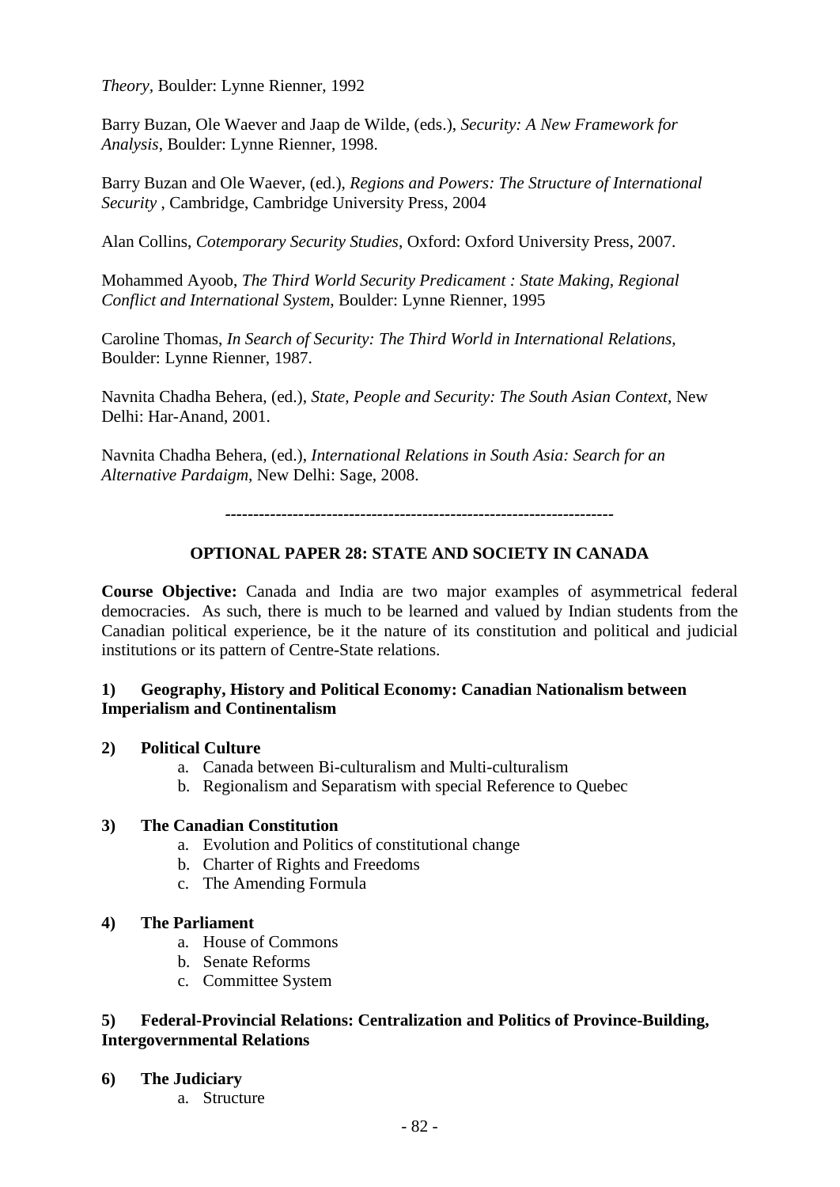*Theory*, Boulder: Lynne Rienner, 1992

Barry Buzan, Ole Waever and Jaap de Wilde, (eds.), *Security: A New Framework for Analysis*, Boulder: Lynne Rienner, 1998.

Barry Buzan and Ole Waever, (ed.), *Regions and Powers: The Structure of International Security* , Cambridge, Cambridge University Press, 2004

Alan Collins, *Cotemporary Security Studies*, Oxford: Oxford University Press, 2007.

Mohammed Ayoob, *The Third World Security Predicament : State Making, Regional Conflict and International System*, Boulder: Lynne Rienner, 1995

Caroline Thomas, *In Search of Security: The Third World in International Relations,* Boulder: Lynne Rienner, 1987.

Navnita Chadha Behera, (ed.), *State, People and Security: The South Asian Context,* New Delhi: Har-Anand, 2001.

Navnita Chadha Behera, (ed.), *International Relations in South Asia: Search for an Alternative Pardaigm*, New Delhi: Sage, 2008.

--------------------------------------------------------------------

## OPTIONAL PAPER 28: STATE AND SOCIETY IN CANADA

**Course Objective:** Canada and India are two major examples of asymmetrical federal democracies. As such, there is much to be learned and valued by Indian students from the Canadian political experience, be it the nature of its constitution and political and judicial institutions or its pattern of Centre-State relations.

**1) Geography, History and Political Economy: Canadian Nationalism between Imperialism and Continentalism**

**2) Political Culture**

a. Canada between Bi-culturalism and Multi-culturalism
b. Regionalism and Separatism with special Reference to Quebec

**3) The Canadian Constitution**

a. Evolution and Politics of constitutional change
b. Charter of Rights and Freedoms
c. The Amending Formula

**4) The Parliament**

a. House of Commons
b. Senate Reforms
c. Committee System

**5) Federal-Provincial Relations: Centralization and Politics of Province-Building, Intergovernmental Relations**

**6) The Judiciary**

a. Structure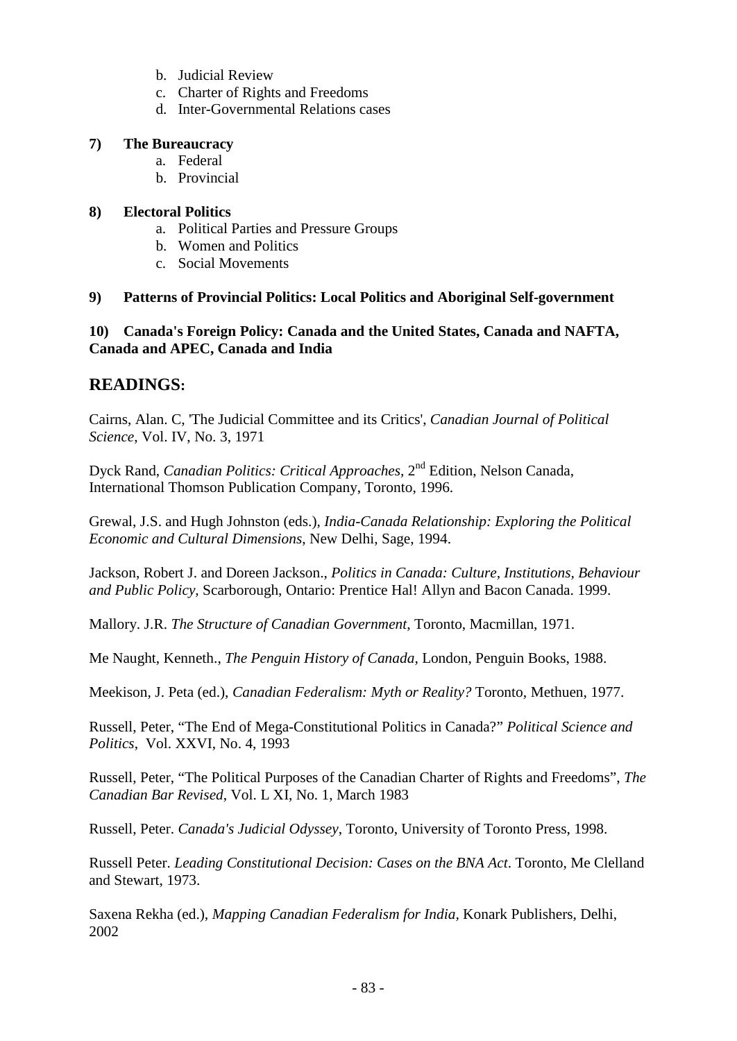b. Judicial Review
    c. Charter of Rights and Freedoms
    d. Inter-Governmental Relations cases

**7) The Bureaucracy**

    a. Federal
    b. Provincial

**8) Electoral Politics**

    a. Political Parties and Pressure Groups
    b. Women and Politics
    c. Social Movements

**9) Patterns of Provincial Politics: Local Politics and Aboriginal Self-government**

**10) Canada's Foreign Policy: Canada and the United States, Canada and NAFTA, Canada and APEC, Canada and India**

## READINGS:

Cairns, Alan. C, 'The Judicial Committee and its Critics', *Canadian Journal of Political Science*, Vol. IV, No. 3, 1971

Dyck Rand, *Canadian Politics: Critical Approaches*, 2nd Edition, Nelson Canada, International Thomson Publication Company, Toronto, 1996.

Grewal, J.S. and Hugh Johnston (eds.), *India-Canada Relationship: Exploring the Political Economic and Cultural Dimensions*, New Delhi, Sage, 1994.

Jackson, Robert J. and Doreen Jackson., *Politics in Canada: Culture, Institutions, Behaviour and Public Policy*, Scarborough, Ontario: Prentice Hal! Allyn and Bacon Canada. 1999.

Mallory. J.R. *The Structure of Canadian Government*, Toronto, Macmillan, 1971.

Me Naught, Kenneth., *The Penguin History of Canada*, London, Penguin Books, 1988.

Meekison, J. Peta (ed.), *Canadian Federalism: Myth or Reality?* Toronto, Methuen, 1977.

Russell, Peter, "The End of Mega-Constitutional Politics in Canada?" *Political Science and Politics*, Vol. XXVI, No. 4, 1993

Russell, Peter, "The Political Purposes of the Canadian Charter of Rights and Freedoms", *The Canadian Bar Revised*, Vol. L XI, No. 1, March 1983

Russell, Peter. *Canada's Judicial Odyssey*, Toronto, University of Toronto Press, 1998.

Russell Peter. *Leading Constitutional Decision: Cases on the BNA Act*. Toronto, Me Clelland and Stewart, 1973.

Saxena Rekha (ed.), *Mapping Canadian Federalism for India*, Konark Publishers, Delhi, 2002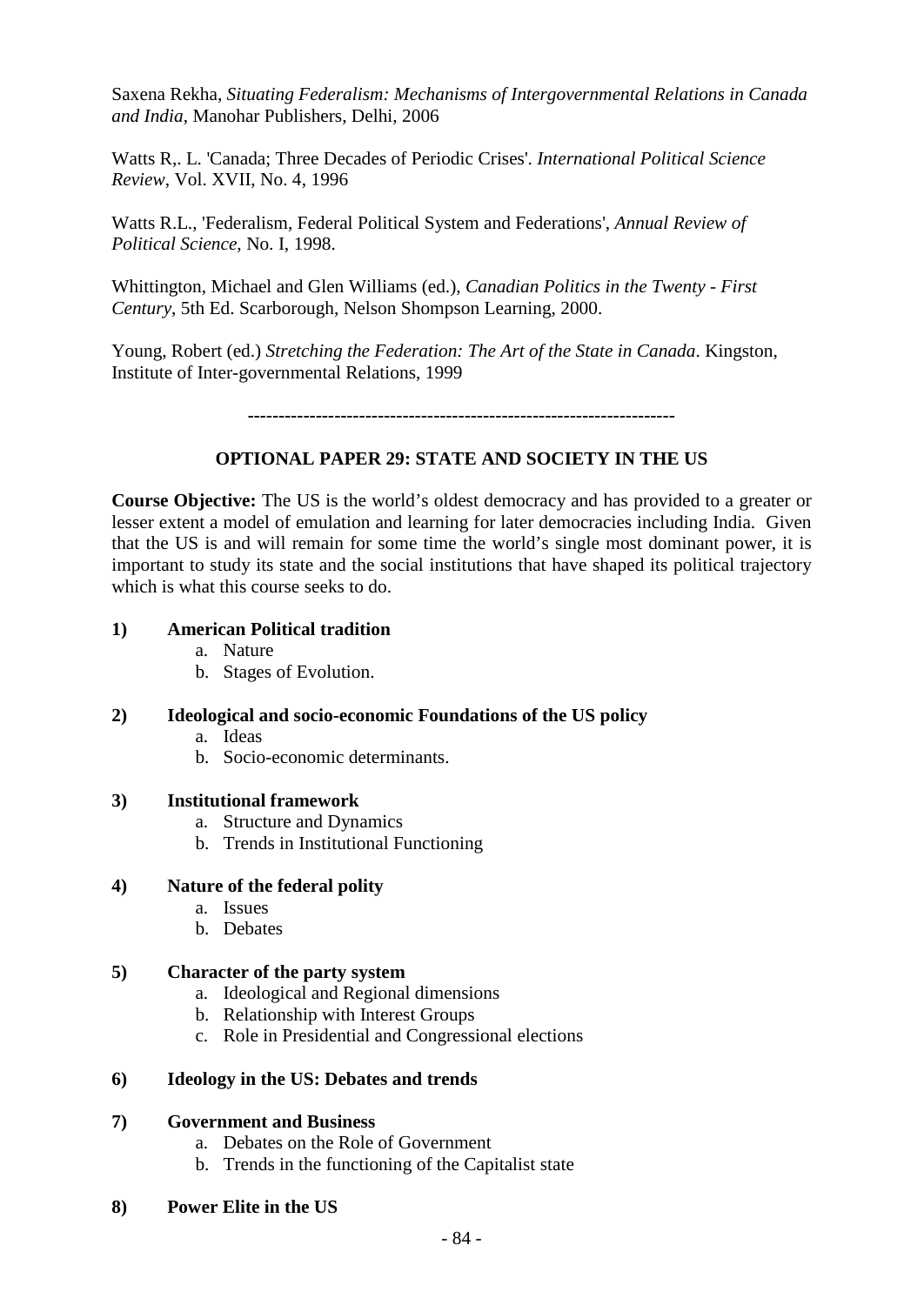Saxena Rekha, *Situating Federalism: Mechanisms of Intergovernmental Relations in Canada and India*, Manohar Publishers, Delhi, 2006

Watts R,. L. 'Canada; Three Decades of Periodic Crises'. *International Political Science Review*, Vol. XVII, No. 4, 1996

Watts R.L., 'Federalism, Federal Political System and Federations', *Annual Review of Political Science*, No. I, 1998.

Whittington, Michael and Glen Williams (ed.), *Canadian Politics in the Twenty - First Century*, 5th Ed. Scarborough, Nelson Shompson Learning, 2000.

Young, Robert (ed.) *Stretching the Federation: The Art of the State in Canada*. Kingston, Institute of Inter-governmental Relations, 1999

---

## OPTIONAL PAPER 29: STATE AND SOCIETY IN THE US

**Course Objective:** The US is the world's oldest democracy and has provided to a greater or lesser extent a model of emulation and learning for later democracies including India. Given that the US is and will remain for some time the world's single most dominant power, it is important to study its state and the social institutions that have shaped its political trajectory which is what this course seeks to do.

**1) American Political tradition**

   a. Nature
   b. Stages of Evolution.

**2) Ideological and socio-economic Foundations of the US policy**

   a. Ideas
   b. Socio-economic determinants.

**3) Institutional framework**

   a. Structure and Dynamics
   b. Trends in Institutional Functioning

**4) Nature of the federal polity**

   a. Issues
   b. Debates

**5) Character of the party system**

   a. Ideological and Regional dimensions
   b. Relationship with Interest Groups
   c. Role in Presidential and Congressional elections

**6) Ideology in the US: Debates and trends**

**7) Government and Business**

   a. Debates on the Role of Government
   b. Trends in the functioning of the Capitalist state

**8) Power Elite in the US**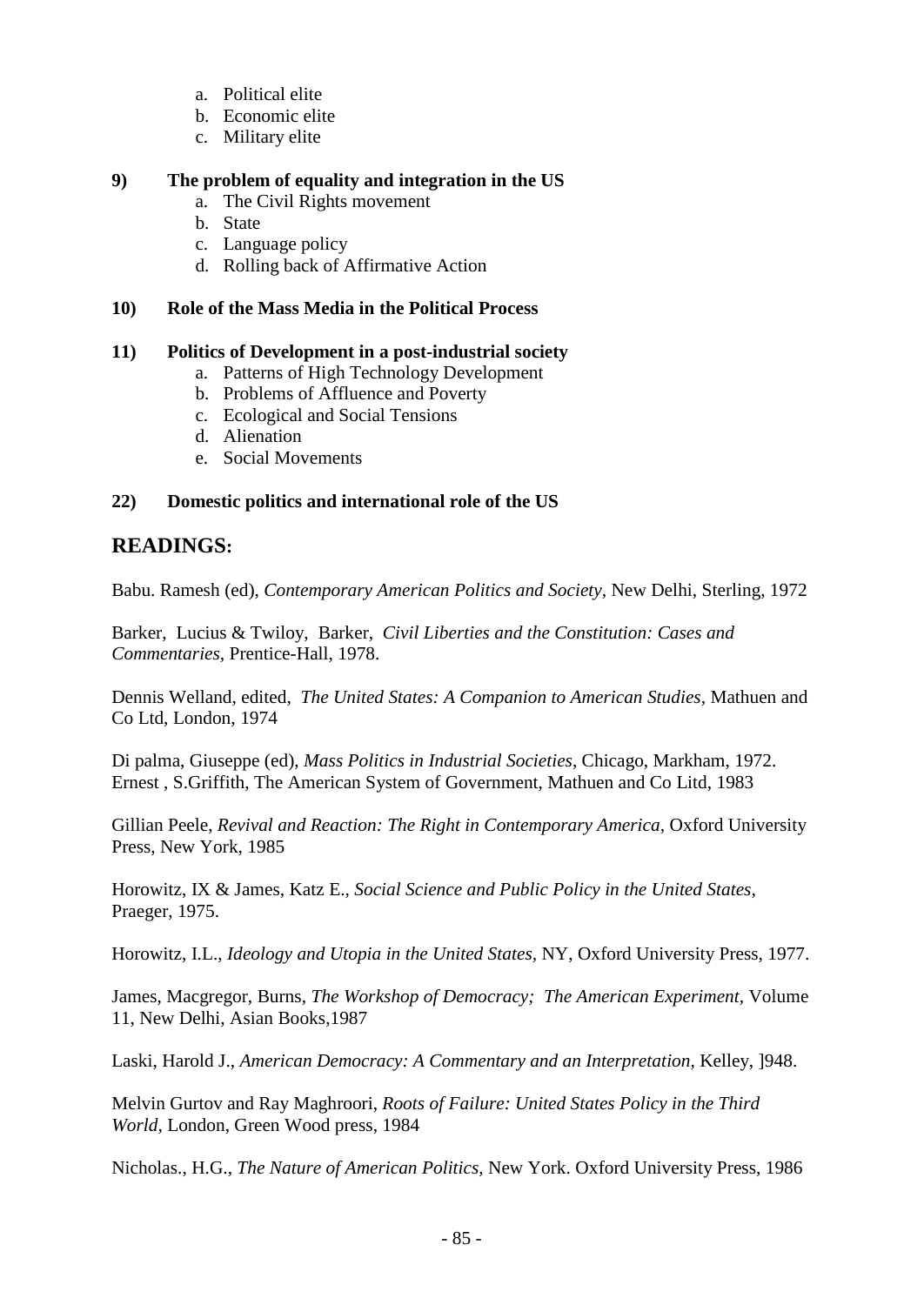a. Political elite
b. Economic elite
c. Military elite

**9) The problem of equality and integration in the US**

a. The Civil Rights movement
b. State
c. Language policy
d. Rolling back of Affirmative Action

**10) Role of the Mass Media in the Political Process**

**11) Politics of Development in a post-industrial society**

a. Patterns of High Technology Development
b. Problems of Affluence and Poverty
c. Ecological and Social Tensions
d. Alienation
e. Social Movements

**22) Domestic politics and international role of the US**

## READINGS:

Babu. Ramesh (ed), *Contemporary American Politics and Society,* New Delhi, Sterling, 1972

Barker, Lucius & Twiloy, Barker, *Civil Liberties and the Constitution: Cases and Commentaries,* Prentice-Hall, 1978.

Dennis Welland, edited, *The United States: A Companion to American Studies,* Mathuen and Co Ltd, London, 1974

Di palma, Giuseppe (ed), *Mass Politics in Industrial Societies,* Chicago, Markham, 1972.
Ernest , S.Griffith, The American System of Government, Mathuen and Co Litd, 1983

Gillian Peele, *Revival and Reaction: The Right in Contemporary America,* Oxford University Press, New York, 1985

Horowitz, IX & James, Katz E., *Social Science and Public Policy in the United States,* Praeger, 1975.

Horowitz, I.L., *Ideology and Utopia in the United States,* NY, Oxford University Press, 1977.

James, Macgregor, Burns, *The Workshop of Democracy; The American Experiment,* Volume 11, New Delhi, Asian Books,1987

Laski, Harold J., *American Democracy: A Commentary and an Interpretation*, Kelley, ]948.

Melvin Gurtov and Ray Maghroori, *Roots of Failure: United States Policy in the Third World,* London, Green Wood press, 1984

Nicholas., H.G., *The Nature of American Politics,* New York. Oxford University Press, 1986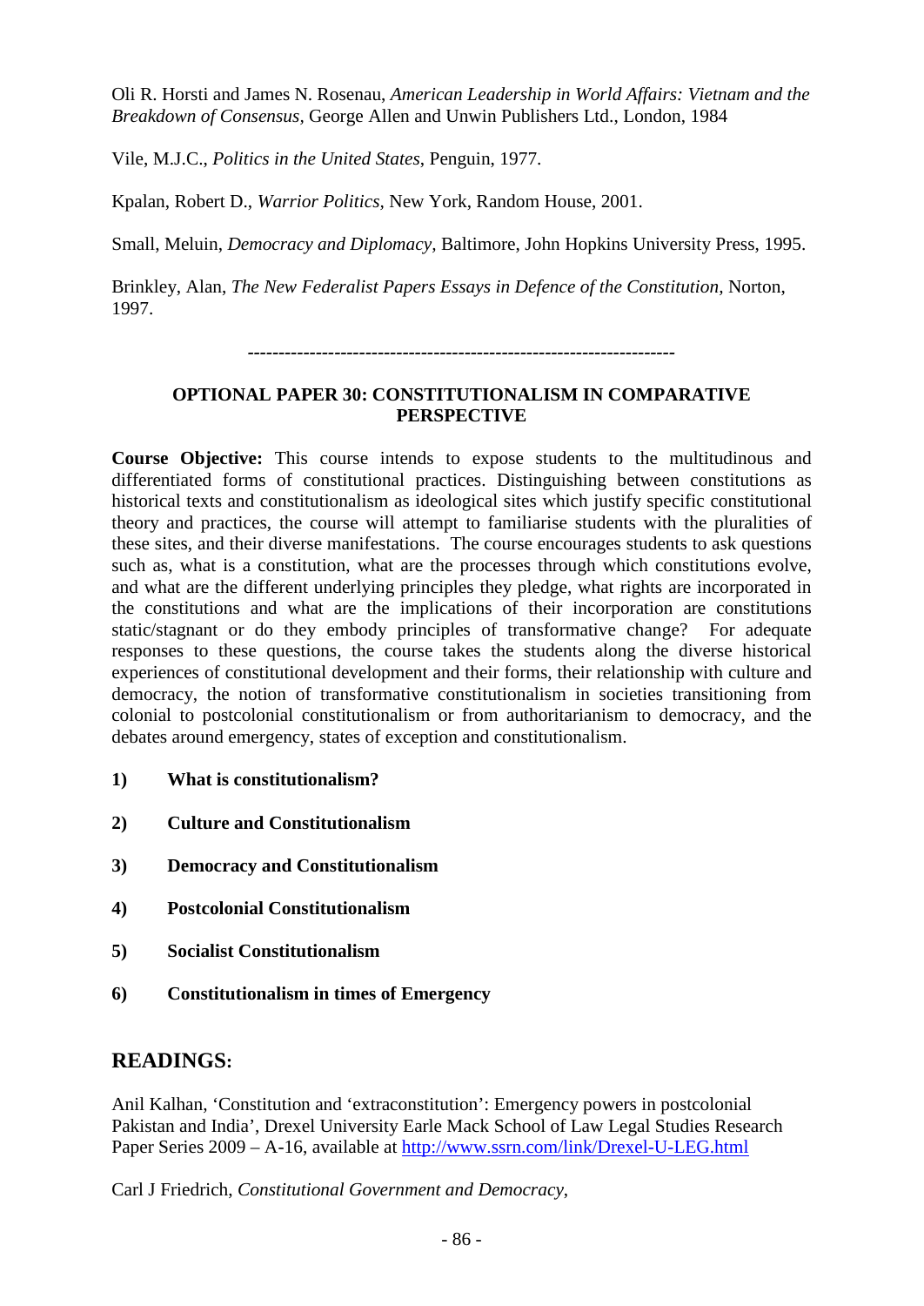Oli R. Horsti and James N. Rosenau, *American Leadership in World Affairs: Vietnam and the Breakdown of Consensus*, George Allen and Unwin Publishers Ltd., London, 1984

Vile, M.J.C., *Politics in the United States*, Penguin, 1977.

Kpalan, Robert D., *Warrior Politics*, New York, Random House, 2001.

Small, Meluin, *Democracy and Diplomacy*, Baltimore, John Hopkins University Press, 1995.

Brinkley, Alan, *The New Federalist Papers Essays in Defence of the Constitution*, Norton, 1997.

---

### OPTIONAL PAPER 30: CONSTITUTIONALISM IN COMPARATIVE PERSPECTIVE

**Course Objective:** This course intends to expose students to the multitudinous and differentiated forms of constitutional practices. Distinguishing between constitutions as historical texts and constitutionalism as ideological sites which justify specific constitutional theory and practices, the course will attempt to familiarise students with the pluralities of these sites, and their diverse manifestations. The course encourages students to ask questions such as, what is a constitution, what are the processes through which constitutions evolve, and what are the different underlying principles they pledge, what rights are incorporated in the constitutions and what are the implications of their incorporation are constitutions static/stagnant or do they embody principles of transformative change? For adequate responses to these questions, the course takes the students along the diverse historical experiences of constitutional development and their forms, their relationship with culture and democracy, the notion of transformative constitutionalism in societies transitioning from colonial to postcolonial constitutionalism or from authoritarianism to democracy, and the debates around emergency, states of exception and constitutionalism.

1) **What is constitutionalism?**

2) **Culture and Constitutionalism**

3) **Democracy and Constitutionalism**

4) **Postcolonial Constitutionalism**

5) **Socialist Constitutionalism**

6) **Constitutionalism in times of Emergency**

## READINGS:

Anil Kalhan, 'Constitution and 'extraconstitution': Emergency powers in postcolonial Pakistan and India', Drexel University Earle Mack School of Law Legal Studies Research Paper Series 2009 – A-16, available at http://www.ssrn.com/link/Drexel-U-LEG.html

Carl J Friedrich, *Constitutional Government and Democracy*,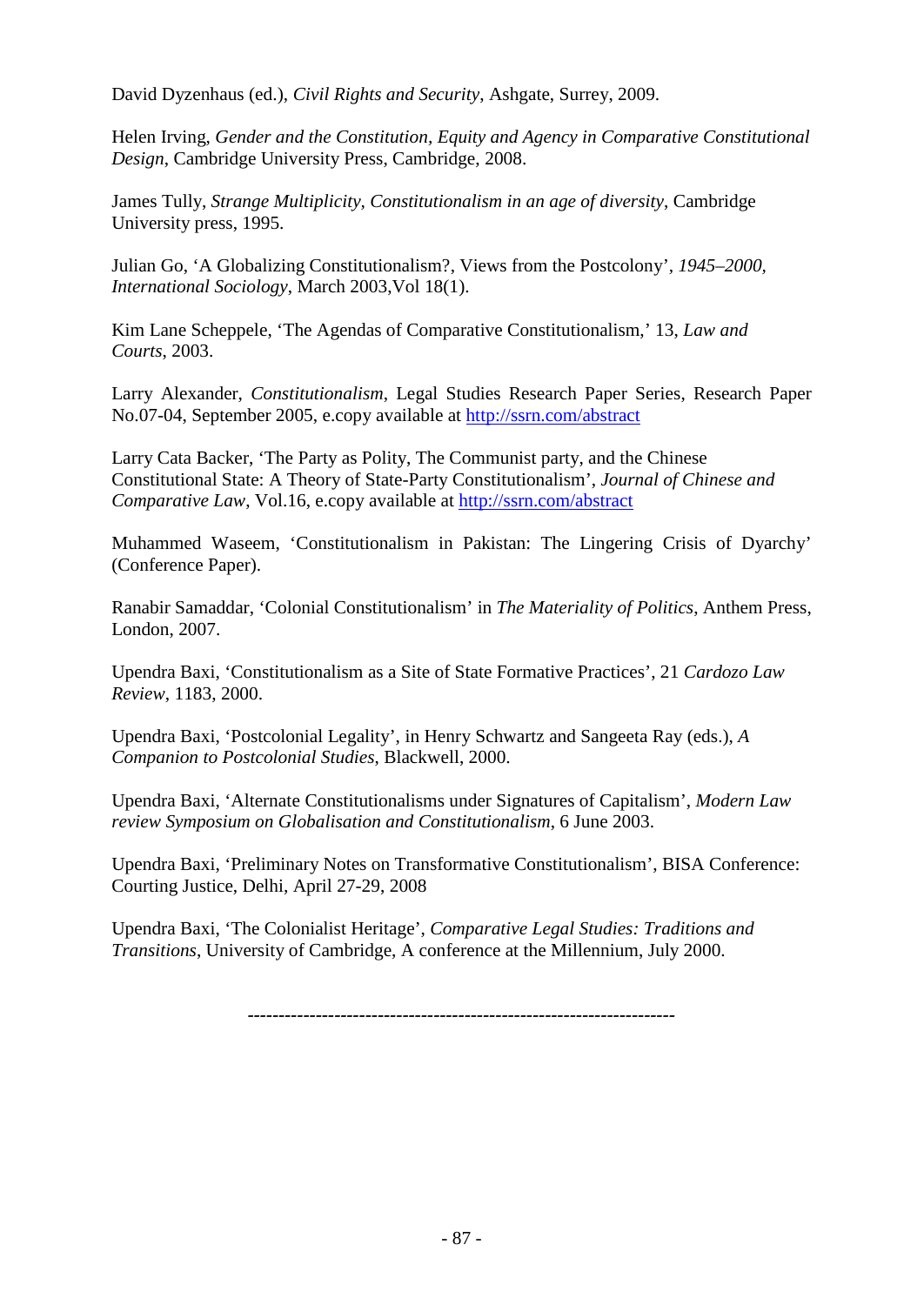David Dyzenhaus (ed.), *Civil Rights and Security*, Ashgate, Surrey, 2009.

Helen Irving, *Gender and the Constitution, Equity and Agency in Comparative Constitutional Design*, Cambridge University Press, Cambridge, 2008.

James Tully, *Strange Multiplicity, Constitutionalism in an age of diversity*, Cambridge University press, 1995.

Julian Go, 'A Globalizing Constitutionalism?, Views from the Postcolony', *1945–2000, International Sociology*, March 2003,Vol 18(1).

Kim Lane Scheppele, 'The Agendas of Comparative Constitutionalism,' 13, *Law and Courts*, 2003.

Larry Alexander, *Constitutionalism*, Legal Studies Research Paper Series, Research Paper No.07-04, September 2005, e.copy available at http://ssrn.com/abstract

Larry Cata Backer, 'The Party as Polity, The Communist party, and the Chinese Constitutional State: A Theory of State-Party Constitutionalism', *Journal of Chinese and Comparative Law*, Vol.16, e.copy available at http://ssrn.com/abstract

Muhammed Waseem, 'Constitutionalism in Pakistan: The Lingering Crisis of Dyarchy' (Conference Paper).

Ranabir Samaddar, 'Colonial Constitutionalism' in *The Materiality of Politics*, Anthem Press, London, 2007.

Upendra Baxi, 'Constitutionalism as a Site of State Formative Practices', 21 *Cardozo Law Review*, 1183, 2000.

Upendra Baxi, 'Postcolonial Legality', in Henry Schwartz and Sangeeta Ray (eds.), *A Companion to Postcolonial Studies*, Blackwell, 2000.

Upendra Baxi, 'Alternate Constitutionalisms under Signatures of Capitalism', *Modern Law review Symposium on Globalisation and Constitutionalism*, 6 June 2003.

Upendra Baxi, 'Preliminary Notes on Transformative Constitutionalism', BISA Conference: Courting Justice, Delhi, April 27-29, 2008

Upendra Baxi, 'The Colonialist Heritage', *Comparative Legal Studies: Traditions and Transitions*, University of Cambridge, A conference at the Millennium, July 2000.

---